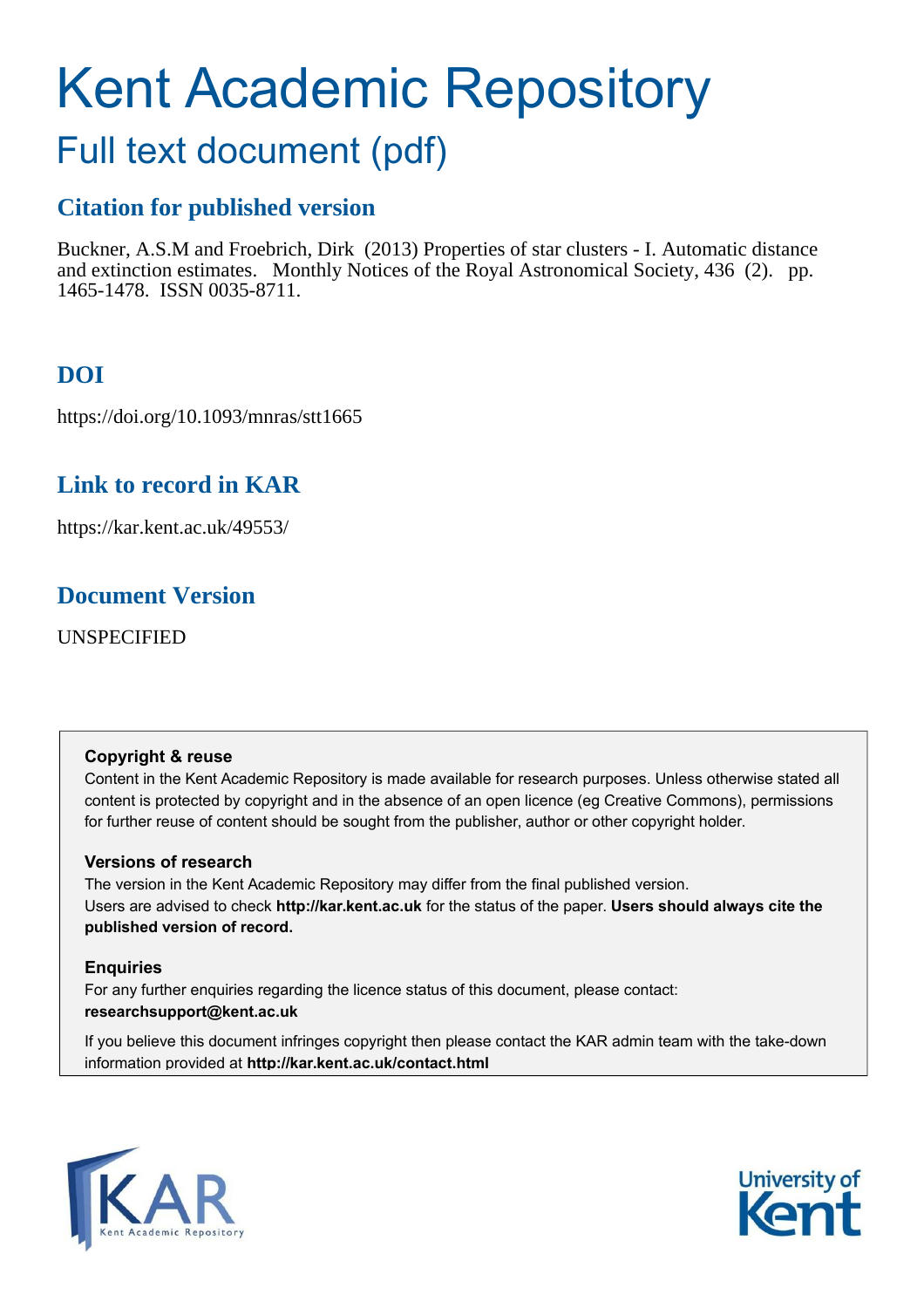# Kent Academic Repository

## Full text document (pdf)

### Citation for published version

Buckner, A.S.M and Froebrich, Dirk (2013) Properties of star clusters - I. Automatic distance and extinction estimates. Monthly Notices of the Royal Astronomical Society, 436 (2). pp. 1465-1478. ISSN 0035-8711.

### DOI

https://doi.org/10.1093/mnras/stt1665

### Link to record in KAR

https://kar.kent.ac.uk/49553/

### Document Version

UNSPECIFIED

**Copyright & reuse**

Content in the Kent Academic Repository is made available for research purposes. Unless otherwise stated all content is protected by copyright and in the absence of an open licence (eg Creative Commons), permissions for further reuse of content should be sought from the publisher, author or other copyright holder.

**Versions of research**

The version in the Kent Academic Repository may differ from the final published version.
Users are advised to check **http://kar.kent.ac.uk** for the status of the paper. **Users should always cite the published version of record.**

**Enquiries**

For any further enquiries regarding the licence status of this document, please contact:
**researchsupport@kent.ac.uk**

If you believe this document infringes copyright then please contact the KAR admin team with the take-down information provided at **http://kar.kent.ac.uk/contact.html**

KAR Kent Academic Repository

University of Kent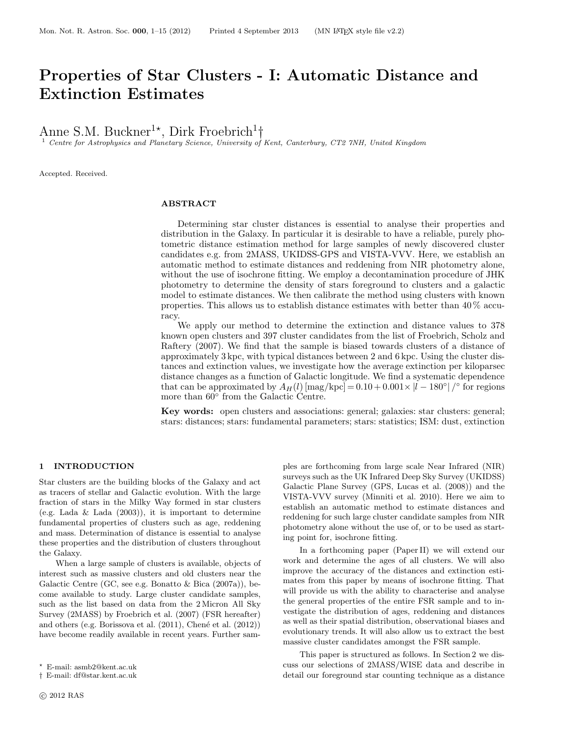# Properties of Star Clusters - I: Automatic Distance and Extinction Estimates

Anne S.M. Buckner[1⋆], Dirk Froebrich[1†]

[1] *Centre for Astrophysics and Planetary Science, University of Kent, Canterbury, CT2 7NH, United Kingdom*

Accepted. Received.

## ABSTRACT

Determining star cluster distances is essential to analyse their properties and distribution in the Galaxy. In particular it is desirable to have a reliable, purely photometric distance estimation method for large samples of newly discovered cluster candidates e.g. from 2MASS, UKIDSS-GPS and VISTA-VVV. Here, we establish an automatic method to estimate distances and reddening from NIR photometry alone, without the use of isochrone fitting. We employ a decontamination procedure of JHK photometry to determine the density of stars foreground to clusters and a galactic model to estimate distances. We then calibrate the method using clusters with known properties. This allows us to establish distance estimates with better than 40 % accuracy.

We apply our method to determine the extinction and distance values to 378 known open clusters and 397 cluster candidates from the list of Froebrich, Scholz and Raftery (2007). We find that the sample is biased towards clusters of a distance of approximately 3 kpc, with typical distances between 2 and 6 kpc. Using the cluster distances and extinction values, we investigate how the average extinction per kiloparsec distance changes as a function of Galactic longitude. We find a systematic dependence that can be approximated by $A_H(l)$ [mag/kpc] $= 0.10 + 0.001 \times |l - 180°|/°$ for regions more than 60° from the Galactic Centre.

**Key words:** open clusters and associations: general; galaxies: star clusters: general; stars: distances; stars: fundamental parameters; stars: statistics; ISM: dust, extinction

## 1 INTRODUCTION

Star clusters are the building blocks of the Galaxy and act as tracers of stellar and Galactic evolution. With the large fraction of stars in the Milky Way formed in star clusters (e.g. Lada & Lada (2003)), it is important to determine fundamental properties of clusters such as age, reddening and mass. Determination of distance is essential to analyse these properties and the distribution of clusters throughout the Galaxy.

When a large sample of clusters is available, objects of interest such as massive clusters and old clusters near the Galactic Centre (GC, see e.g. Bonatto & Bica (2007a)), become available to study. Large cluster candidate samples, such as the list based on data from the 2 Micron All Sky Survey (2MASS) by Froebrich et al. (2007) (FSR hereafter) and others (e.g. Borissova et al. (2011), Chené et al. (2012)) have become readily available in recent years. Further samples are forthcoming from large scale Near Infrared (NIR) surveys such as the UK Infrared Deep Sky Survey (UKIDSS) Galactic Plane Survey (GPS, Lucas et al. (2008)) and the VISTA-VVV survey (Minniti et al. 2010). Here we aim to establish an automatic method to estimate distances and reddening for such large cluster candidate samples from NIR photometry alone without the use of, or to be used as starting point for, isochrone fitting.

In a forthcoming paper (Paper II) we will extend our work and determine the ages of all clusters. We will also improve the accuracy of the distances and extinction estimates from this paper by means of isochrone fitting. That will provide us with the ability to characterise and analyse the general properties of the entire FSR sample and to investigate the distribution of ages, reddening and distances as well as their spatial distribution, observational biases and evolutionary trends. It will also allow us to extract the best massive cluster candidates amongst the FSR sample.

This paper is structured as follows. In Section 2 we discuss our selections of 2MASS/WISE data and describe in detail our foreground star counting technique as a distance

⋆ E-mail: asmb2@kent.ac.uk
† E-mail: df@star.kent.ac.uk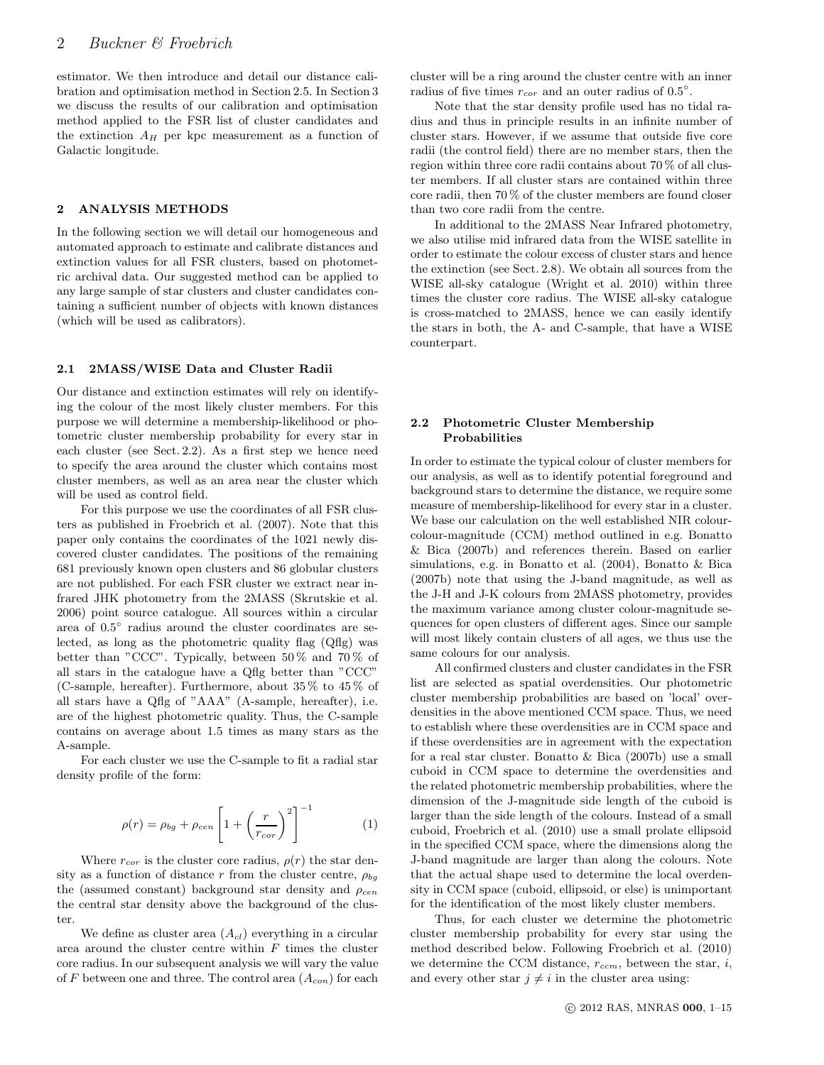estimator. We then introduce and detail our distance calibration and optimisation method in Section 2.5. In Section 3 we discuss the results of our calibration and optimisation method applied to the FSR list of cluster candidates and the extinction $A_H$ per kpc measurement as a function of Galactic longitude.

## 2 ANALYSIS METHODS

In the following section we will detail our homogeneous and automated approach to estimate and calibrate distances and extinction values for all FSR clusters, based on photometric archival data. Our suggested method can be applied to any large sample of star clusters and cluster candidates containing a sufficient number of objects with known distances (which will be used as calibrators).

### 2.1 2MASS/WISE Data and Cluster Radii

Our distance and extinction estimates will rely on identifying the colour of the most likely cluster members. For this purpose we will determine a membership-likelihood or photometric cluster membership probability for every star in each cluster (see Sect. 2.2). As a first step we hence need to specify the area around the cluster which contains most cluster members, as well as an area near the cluster which will be used as control field.

For this purpose we use the coordinates of all FSR clusters as published in Froebrich et al. (2007). Note that this paper only contains the coordinates of the 1021 newly discovered cluster candidates. The positions of the remaining 681 previously known open clusters and 86 globular clusters are not published. For each FSR cluster we extract near infrared JHK photometry from the 2MASS (Skrutskie et al. 2006) point source catalogue. All sources within a circular area of 0.5° radius around the cluster coordinates are selected, as long as the photometric quality flag (Qflg) was better than "CCC". Typically, between 50 % and 70 % of all stars in the catalogue have a Qflg better than "CCC" (C-sample, hereafter). Furthermore, about 35 % to 45 % of all stars have a Qflg of "AAA" (A-sample, hereafter), i.e. are of the highest photometric quality. Thus, the C-sample contains on average about 1.5 times as many stars as the A-sample.

For each cluster we use the C-sample to fit a radial star density profile of the form:

$$\rho(r) = \rho_{bg} + \rho_{cen} \left[ 1 + \left( \frac{r}{r_{cor}} \right)^2 \right]^{-1} \tag{1}$$

Where $r_{cor}$ is the cluster core radius, $\rho(r)$ the star density as a function of distance $r$ from the cluster centre, $\rho_{bg}$ the (assumed constant) background star density and $\rho_{cen}$ the central star density above the background of the cluster.

We define as cluster area ($A_{cl}$) everything in a circular area around the cluster centre within $F$ times the cluster core radius. In our subsequent analysis we will vary the value of $F$ between one and three. The control area ($A_{con}$) for each cluster will be a ring around the cluster centre with an inner radius of five times $r_{cor}$ and an outer radius of 0.5°.

Note that the star density profile used has no tidal radius and thus in principle results in an infinite number of cluster stars. However, if we assume that outside five core radii (the control field) there are no member stars, then the region within three core radii contains about 70 % of all cluster members. If all cluster stars are contained within three core radii, then 70 % of the cluster members are found closer than two core radii from the centre.

In additional to the 2MASS Near Infrared photometry, we also utilise mid infrared data from the WISE satellite in order to estimate the colour excess of cluster stars and hence the extinction (see Sect. 2.8). We obtain all sources from the WISE all-sky catalogue (Wright et al. 2010) within three times the cluster core radius. The WISE all-sky catalogue is cross-matched to 2MASS, hence we can easily identify the stars in both, the A- and C-sample, that have a WISE counterpart.

### 2.2 Photometric Cluster Membership Probabilities

In order to estimate the typical colour of cluster members for our analysis, as well as to identify potential foreground and background stars to determine the distance, we require some measure of membership-likelihood for every star in a cluster. We base our calculation on the well established NIR colour-colour-magnitude (CCM) method outlined in e.g. Bonatto & Bica (2007b) and references therein. Based on earlier simulations, e.g. in Bonatto et al. (2004), Bonatto & Bica (2007b) note that using the J-band magnitude, as well as the J-H and J-K colours from 2MASS photometry, provides the maximum variance among cluster colour-magnitude sequences for open clusters of different ages. Since our sample will most likely contain clusters of all ages, we thus use the same colours for our analysis.

All confirmed clusters and cluster candidates in the FSR list are selected as spatial overdensities. Our photometric cluster membership probabilities are based on 'local' overdensities in the above mentioned CCM space. Thus, we need to establish where these overdensities are in CCM space and if these overdensities are in agreement with the expectation for a real star cluster. Bonatto & Bica (2007b) use a small cuboid in CCM space to determine the overdensities and the related photometric membership probabilities, where the dimension of the J-magnitude side length of the cuboid is larger than the side length of the colours. Instead of a small cuboid, Froebrich et al. (2010) use a small prolate ellipsoid in the specified CCM space, where the dimensions along the J-band magnitude are larger than along the colours. Note that the actual shape used to determine the local overdensity in CCM space (cuboid, ellipsoid, or else) is unimportant for the identification of the most likely cluster members.

Thus, for each cluster we determine the photometric cluster membership probability for every star using the method described below. Following Froebrich et al. (2010) we determine the CCM distance, $r_{ccm}$, between the star, $i$, and every other star $j \neq i$ in the cluster area using: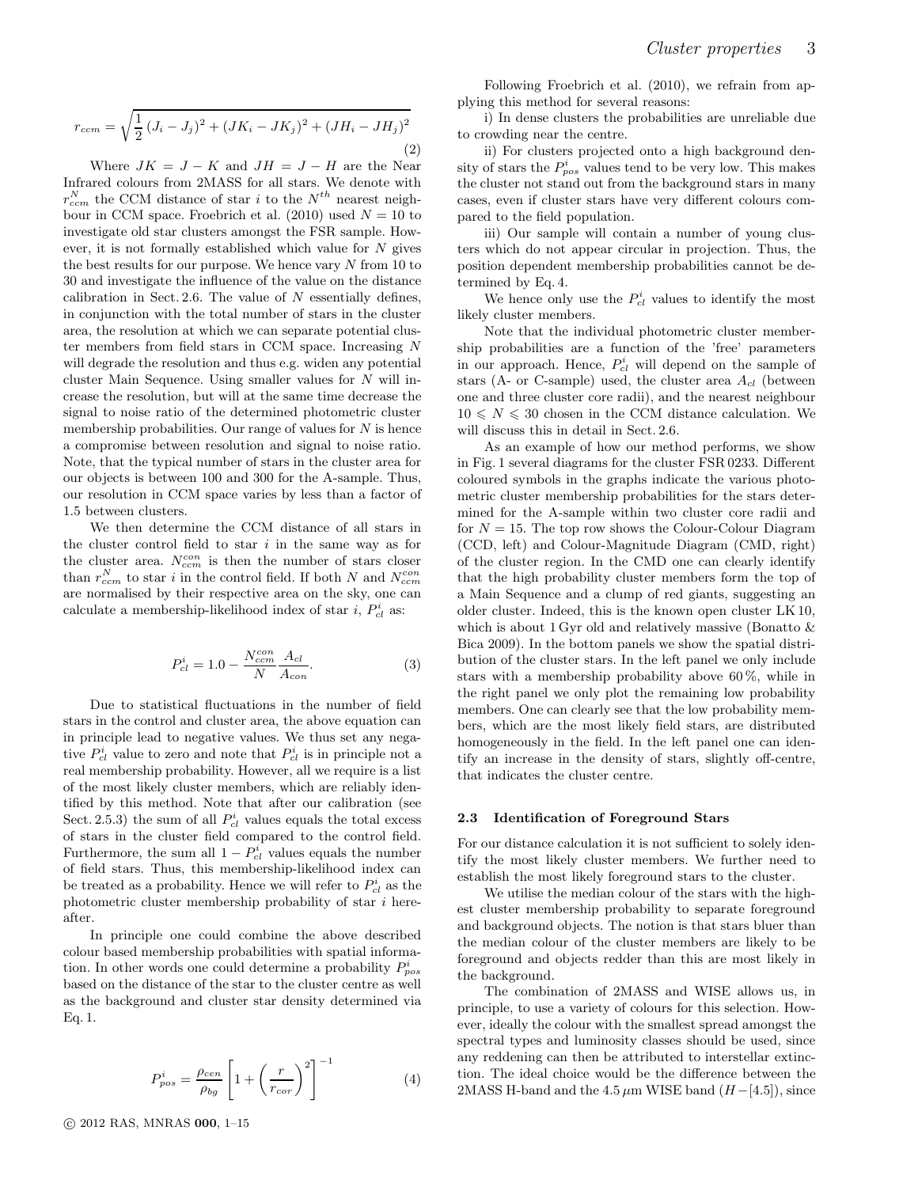$$r_{ccm} = \sqrt{\frac{1}{2}\left(J_i - J_j\right)^2 + \left(JK_i - JK_j\right)^2 + \left(JH_i - JH_j\right)^2} \tag{2}$$

Where $JK = J - K$ and $JH = J - H$ are the Near Infrared colours from 2MASS for all stars. We denote with $r^N_{ccm}$ the CCM distance of star $i$ to the $N^{th}$ nearest neighbour in CCM space. Froebrich et al. (2010) used $N = 10$ to investigate old star clusters amongst the FSR sample. However, it is not formally established which value for $N$ gives the best results for our purpose. We hence vary $N$ from 10 to 30 and investigate the influence of the value on the distance calibration in Sect. 2.6. The value of $N$ essentially defines, in conjunction with the total number of stars in the cluster area, the resolution at which we can separate potential cluster members from field stars in CCM space. Increasing $N$ will degrade the resolution and thus e.g. widen any potential cluster Main Sequence. Using smaller values for $N$ will increase the resolution, but will at the same time decrease the signal to noise ratio of the determined photometric cluster membership probabilities. Our range of values for $N$ is hence a compromise between resolution and signal to noise ratio. Note, that the typical number of stars in the cluster area for our objects is between 100 and 300 for the A-sample. Thus, our resolution in CCM space varies by less than a factor of 1.5 between clusters.

We then determine the CCM distance of all stars in the cluster control field to star $i$ in the same way as for the cluster area. $N^{con}_{ccm}$ is then the number of stars closer than $r^N_{ccm}$ to star $i$ in the control field. If both $N$ and $N^{con}_{ccm}$ are normalised by their respective area on the sky, one can calculate a membership-likelihood index of star $i$, $P^i_{cl}$ as:

$$P^i_{cl} = 1.0 - \frac{N^{con}_{ccm}}{N}\frac{A_{cl}}{A_{con}}. \tag{3}$$

Due to statistical fluctuations in the number of field stars in the control and cluster area, the above equation can in principle lead to negative values. We thus set any negative $P^i_{cl}$ value to zero and note that $P^i_{cl}$ is in principle not a real membership probability. However, all we require is a list of the most likely cluster members, which are reliably identified by this method. Note that after our calibration (see Sect. 2.5.3) the sum of all $P^i_{cl}$ values equals the total excess of stars in the cluster field compared to the control field. Furthermore, the sum all $1 - P^i_{cl}$ values equals the number of field stars. Thus, this membership-likelihood index can be treated as a probability. Hence we will refer to $P^i_{cl}$ as the photometric cluster membership probability of star $i$ hereafter.

In principle one could combine the above described colour based membership probabilities with spatial information. In other words one could determine a probability $P^i_{pos}$ based on the distance of the star to the cluster centre as well as the background and cluster star density determined via Eq. 1.

$$P^i_{pos} = \frac{\rho_{cen}}{\rho_{bg}}\left[1 + \left(\frac{r}{r_{cor}}\right)^2\right]^{-1} \tag{4}$$

Following Froebrich et al. (2010), we refrain from applying this method for several reasons:

i) In dense clusters the probabilities are unreliable due to crowding near the centre.

ii) For clusters projected onto a high background density of stars the $P^i_{pos}$ values tend to be very low. This makes the cluster not stand out from the background stars in many cases, even if cluster stars have very different colours compared to the field population.

iii) Our sample will contain a number of young clusters which do not appear circular in projection. Thus, the position dependent membership probabilities cannot be determined by Eq. 4.

We hence only use the $P^i_{cl}$ values to identify the most likely cluster members.

Note that the individual photometric cluster membership probabilities are a function of the 'free' parameters in our approach. Hence, $P^i_{cl}$ will depend on the sample of stars (A- or C-sample) used, the cluster area $A_{cl}$ (between one and three cluster core radii), and the nearest neighbour $10 \leqslant N \leqslant 30$ chosen in the CCM distance calculation. We will discuss this in detail in Sect. 2.6.

As an example of how our method performs, we show in Fig. 1 several diagrams for the cluster FSR 0233. Different coloured symbols in the graphs indicate the various photometric cluster membership probabilities for the stars determined for the A-sample within two cluster core radii and for $N = 15$. The top row shows the Colour-Colour Diagram (CCD, left) and Colour-Magnitude Diagram (CMD, right) of the cluster region. In the CMD one can clearly identify that the high probability cluster members form the top of a Main Sequence and a clump of red giants, suggesting an older cluster. Indeed, this is the known open cluster LK 10, which is about 1 Gyr old and relatively massive (Bonatto & Bica 2009). In the bottom panels we show the spatial distribution of the cluster stars. In the left panel we only include stars with a membership probability above 60 %, while in the right panel we only plot the remaining low probability members. One can clearly see that the low probability members, which are the most likely field stars, are distributed homogeneously in the field. In the left panel one can identify an increase in the density of stars, slightly off-centre, that indicates the cluster centre.

### 2.3 Identification of Foreground Stars

For our distance calculation it is not sufficient to solely identify the most likely cluster members. We further need to establish the most likely foreground stars to the cluster.

We utilise the median colour of the stars with the highest cluster membership probability to separate foreground and background objects. The notion is that stars bluer than the median colour of the cluster members are likely to be foreground and objects redder than this are most likely in the background.

The combination of 2MASS and WISE allows us, in principle, to use a variety of colours for this selection. However, ideally the colour with the smallest spread amongst the spectral types and luminosity classes should be used, since any reddening can then be attributed to interstellar extinction. The ideal choice would be the difference between the 2MASS H-band and the 4.5 $\mu$m WISE band ($H-[4.5]$), since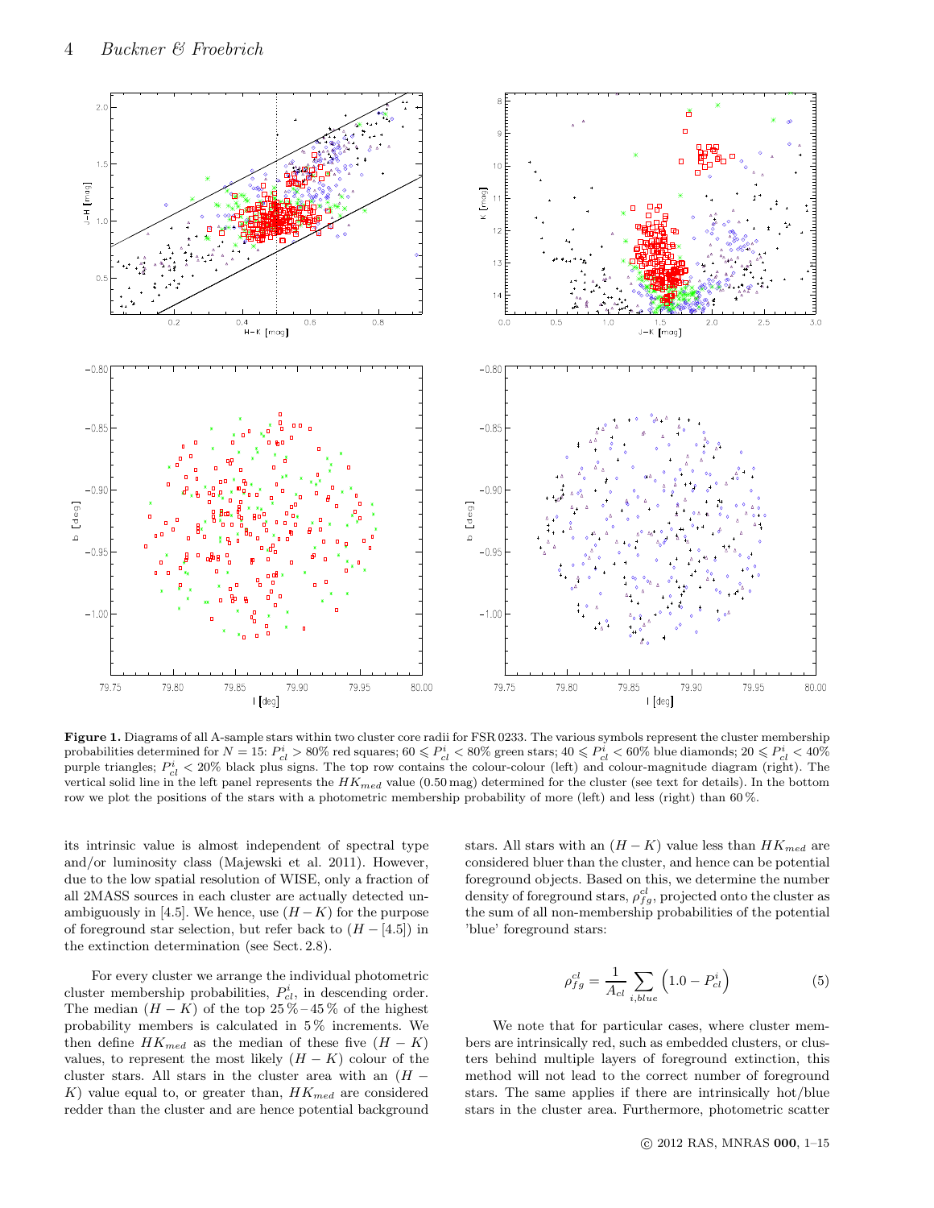**Figure 1.** Diagrams of all A-sample stars within two cluster core radii for FSR 0233. The various symbols represent the cluster membership probabilities determined for $N = 15$: $P^i_{cl} > 80\%$ red squares; $60 \leqslant P^i_{cl} < 80\%$ green stars; $40 \leqslant P^i_{cl} < 60\%$ blue diamonds; $20 \leqslant P^i_{cl} < 40\%$ purple triangles; $P^i_{cl} < 20\%$ black plus signs. The top row contains the colour-colour (left) and colour-magnitude diagram (right). The vertical solid line in the left panel represents the $HK_{med}$ value (0.50 mag) determined for the cluster (see text for details). In the bottom row we plot the positions of the stars with a photometric membership probability of more (left) and less (right) than 60 %.

its intrinsic value is almost independent of spectral type and/or luminosity class (Majewski et al. 2011). However, due to the low spatial resolution of WISE, only a fraction of all 2MASS sources in each cluster are actually detected unambiguously in [4.5]. We hence, use $(H - K)$ for the purpose of foreground star selection, but refer back to $(H - [4.5])$ in the extinction determination (see Sect. 2.8).

For every cluster we arrange the individual photometric cluster membership probabilities, $P^i_{cl}$, in descending order. The median $(H - K)$ of the top 25 % – 45 % of the highest probability members is calculated in 5 % increments. We then define $HK_{med}$ as the median of these five $(H - K)$ values, to represent the most likely $(H - K)$ colour of the cluster stars. All stars in the cluster area with an $(H - K)$ value equal to, or greater than, $HK_{med}$ are considered redder than the cluster and are hence potential background stars. All stars with an $(H - K)$ value less than $HK_{med}$ are considered bluer than the cluster, and hence can be potential foreground objects. Based on this, we determine the number density of foreground stars, $\rho^{cl}_{fg}$, projected onto the cluster as the sum of all non-membership probabilities of the potential 'blue' foreground stars:

$$\rho^{cl}_{fg} = \frac{1}{A_{cl}} \sum_{i,blue} \left(1.0 - P^i_{cl}\right) \qquad (5)$$

We note that for particular cases, where cluster members are intrinsically red, such as embedded clusters, or clusters behind multiple layers of foreground extinction, this method will not lead to the correct number of foreground stars. The same applies if there are intrinsically hot/blue stars in the cluster area. Furthermore, photometric scatter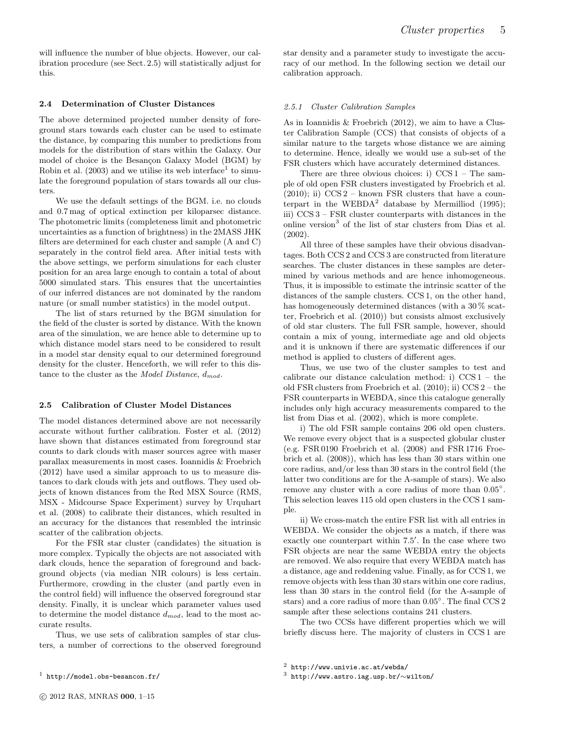will influence the number of blue objects. However, our calibration procedure (see Sect. 2.5) will statistically adjust for this.

### 2.4 Determination of Cluster Distances

The above determined projected number density of foreground stars towards each cluster can be used to estimate the distance, by comparing this number to predictions from models for the distribution of stars within the Galaxy. Our model of choice is the Besançon Galaxy Model (BGM) by Robin et al. (2003) and we utilise its web interface[1] to simulate the foreground population of stars towards all our clusters.

We use the default settings of the BGM. i.e. no clouds and 0.7 mag of optical extinction per kiloparsec distance. The photometric limits (completeness limit and photometric uncertainties as a function of brightness) in the 2MASS JHK filters are determined for each cluster and sample (A and C) separately in the control field area. After initial tests with the above settings, we perform simulations for each cluster position for an area large enough to contain a total of about 5000 simulated stars. This ensures that the uncertainties of our inferred distances are not dominated by the random nature (or small number statistics) in the model output.

The list of stars returned by the BGM simulation for the field of the cluster is sorted by distance. With the known area of the simulation, we are hence able to determine up to which distance model stars need to be considered to result in a model star density equal to our determined foreground density for the cluster. Henceforth, we will refer to this distance to the cluster as the *Model Distance*, $d_{mod}$.

### 2.5 Calibration of Cluster Model Distances

The model distances determined above are not necessarily accurate without further calibration. Foster et al. (2012) have shown that distances estimated from foreground star counts to dark clouds with maser sources agree with maser parallax measurements in most cases. Ioannidis & Froebrich (2012) have used a similar approach to us to measure distances to dark clouds with jets and outflows. They used objects of known distances from the Red MSX Source (RMS, MSX - Midcourse Space Experiment) survey by Urquhart et al. (2008) to calibrate their distances, which resulted in an accuracy for the distances that resembled the intrinsic scatter of the calibration objects.

For the FSR star cluster (candidates) the situation is more complex. Typically the objects are not associated with dark clouds, hence the separation of foreground and background objects (via median NIR colours) is less certain. Furthermore, crowding in the cluster (and partly even in the control field) will influence the observed foreground star density. Finally, it is unclear which parameter values used to determine the model distance $d_{mod}$, lead to the most accurate results.

Thus, we use sets of calibration samples of star clusters, a number of corrections to the observed foreground star density and a parameter study to investigate the accuracy of our method. In the following section we detail our calibration approach.

#### 2.5.1 Cluster Calibration Samples

As in Ioannidis & Froebrich (2012), we aim to have a Cluster Calibration Sample (CCS) that consists of objects of a similar nature to the targets whose distance we are aiming to determine. Hence, ideally we would use a sub-set of the FSR clusters which have accurately determined distances.

There are three obvious choices: i) CCS 1 – The sample of old open FSR clusters investigated by Froebrich et al. (2010); ii) CCS 2 – known FSR clusters that have a counterpart in the WEBDA[2] database by Mermilliod (1995); iii) CCS 3 – FSR cluster counterparts with distances in the online version[3] of the list of star clusters from Dias et al. (2002).

All three of these samples have their obvious disadvantages. Both CCS 2 and CCS 3 are constructed from literature searches. The cluster distances in these samples are determined by various methods and are hence inhomogeneous. Thus, it is impossible to estimate the intrinsic scatter of the distances of the sample clusters. CCS 1, on the other hand, has homogeneously determined distances (with a 30 % scatter, Froebrich et al. (2010)) but consists almost exclusively of old star clusters. The full FSR sample, however, should contain a mix of young, intermediate age and old objects and it is unknown if there are systematic differences if our method is applied to clusters of different ages.

Thus, we use two of the cluster samples to test and calibrate our distance calculation method: i) CCS 1 – the old FSR clusters from Froebrich et al. (2010); ii) CCS 2 – the FSR counterparts in WEBDA, since this catalogue generally includes only high accuracy measurements compared to the list from Dias et al. (2002), which is more complete.

i) The old FSR sample contains 206 old open clusters. We remove every object that is a suspected globular cluster (e.g. FSR 0190 Froebrich et al. (2008) and FSR 1716 Froebrich et al. (2008)), which has less than 30 stars within one core radius, and/or less than 30 stars in the control field (the latter two conditions are for the A-sample of stars). We also remove any cluster with a core radius of more than 0.05°. This selection leaves 115 old open clusters in the CCS 1 sample.

ii) We cross-match the entire FSR list with all entries in WEBDA. We consider the objects as a match, if there was exactly one counterpart within 7.5′. In the case where two FSR objects are near the same WEBDA entry the objects are removed. We also require that every WEBDA match has a distance, age and reddening value. Finally, as for CCS 1, we remove objects with less than 30 stars within one core radius, less than 30 stars in the control field (for the A-sample of stars) and a core radius of more than 0.05°. The final CCS 2 sample after these selections contains 241 clusters.

The two CCSs have different properties which we will briefly discuss here. The majority of clusters in CCS 1 are

[1] http://model.obs-besancon.fr/

[2] http://www.univie.ac.at/webda/

[3] http://www.astro.iag.usp.br/∼wilton/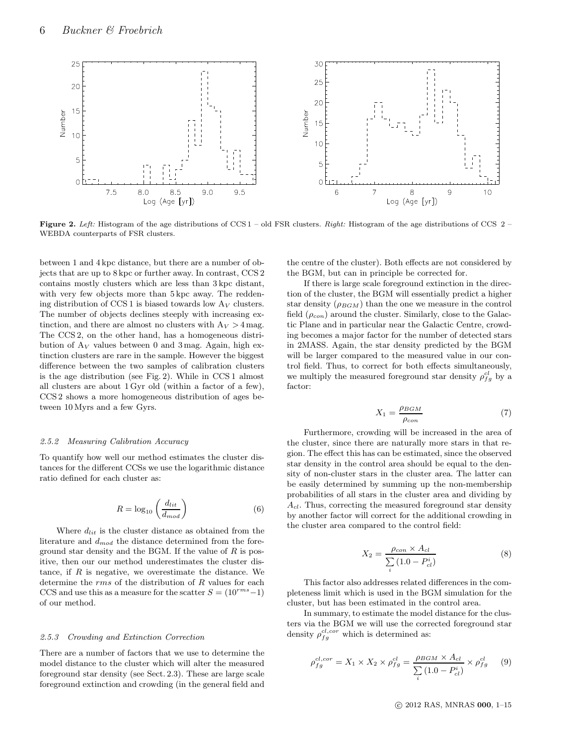**Figure 2.** *Left:* Histogram of the age distributions of CCS 1 – old FSR clusters. *Right:* Histogram of the age distributions of CCS 2 – WEBDA counterparts of FSR clusters.

between 1 and 4 kpc distance, but there are a number of objects that are up to 8 kpc or further away. In contrast, CCS 2 contains mostly clusters which are less than 3 kpc distant, with very few objects more than 5 kpc away. The reddening distribution of CCS 1 is biased towards low $A_V$ clusters. The number of objects declines steeply with increasing extinction, and there are almost no clusters with $A_V > 4$ mag. The CCS 2, on the other hand, has a homogeneous distribution of $A_V$ values between 0 and 3 mag. Again, high extinction clusters are rare in the sample. However the biggest difference between the two samples of calibration clusters is the age distribution (see Fig. 2). While in CCS 1 almost all clusters are about 1 Gyr old (within a factor of a few), CCS 2 shows a more homogeneous distribution of ages between 10 Myrs and a few Gyrs.

#### 2.5.2 Measuring Calibration Accuracy

To quantify how well our method estimates the cluster distances for the different CCSs we use the logarithmic distance ratio defined for each cluster as:

$$R = \log_{10}\left(\frac{d_{lit}}{d_{mod}}\right) \tag{6}$$

Where $d_{lit}$ is the cluster distance as obtained from the literature and $d_{mod}$ the distance determined from the foreground star density and the BGM. If the value of $R$ is positive, then our our method underestimates the cluster distance, if $R$ is negative, we overestimate the distance. We determine the $rms$ of the distribution of $R$ values for each CCS and use this as a measure for the scatter $S = (10^{rms}-1)$ of our method.

#### 2.5.3 Crowding and Extinction Correction

There are a number of factors that we use to determine the model distance to the cluster which will alter the measured foreground star density (see Sect. 2.3). These are large scale foreground extinction and crowding (in the general field and the centre of the cluster). Both effects are not considered by the BGM, but can in principle be corrected for.

If there is large scale foreground extinction in the direction of the cluster, the BGM will essentially predict a higher star density ($\rho_{BGM}$) than the one we measure in the control field ($\rho_{con}$) around the cluster. Similarly, close to the Galactic Plane and in particular near the Galactic Centre, crowding becomes a major factor for the number of detected stars in 2MASS. Again, the star density predicted by the BGM will be larger compared to the measured value in our control field. Thus, to correct for both effects simultaneously, we multiply the measured foreground star density $\rho^{cl}_{fg}$ by a factor:

$$X_1 = \frac{\rho_{BGM}}{\rho_{con}} \tag{7}$$

Furthermore, crowding will be increased in the area of the cluster, since there are naturally more stars in that region. The effect this has can be estimated, since the observed star density in the control area should be equal to the density of non-cluster stars in the cluster area. The latter can be easily determined by summing up the non-membership probabilities of all stars in the cluster area and dividing by $A_{cl}$. Thus, correcting the measured foreground star density by another factor will correct for the additional crowding in the cluster area compared to the control field:

$$X_2 = \frac{\rho_{con} \times A_{cl}}{\sum\limits_i (1.0 - P^i_{cl})} \tag{8}$$

This factor also addresses related differences in the completeness limit which is used in the BGM simulation for the cluster, but has been estimated in the control area.

In summary, to estimate the model distance for the clusters via the BGM we will use the corrected foreground star density $\rho^{cl,cor}_{fg}$ which is determined as:

$$\rho^{cl,cor}_{fg} = X_1 \times X_2 \times \rho^{cl}_{fg} = \frac{\rho_{BGM} \times A_{cl}}{\sum\limits_i (1.0 - P^i_{cl})} \times \rho^{cl}_{fg} \tag{9}$$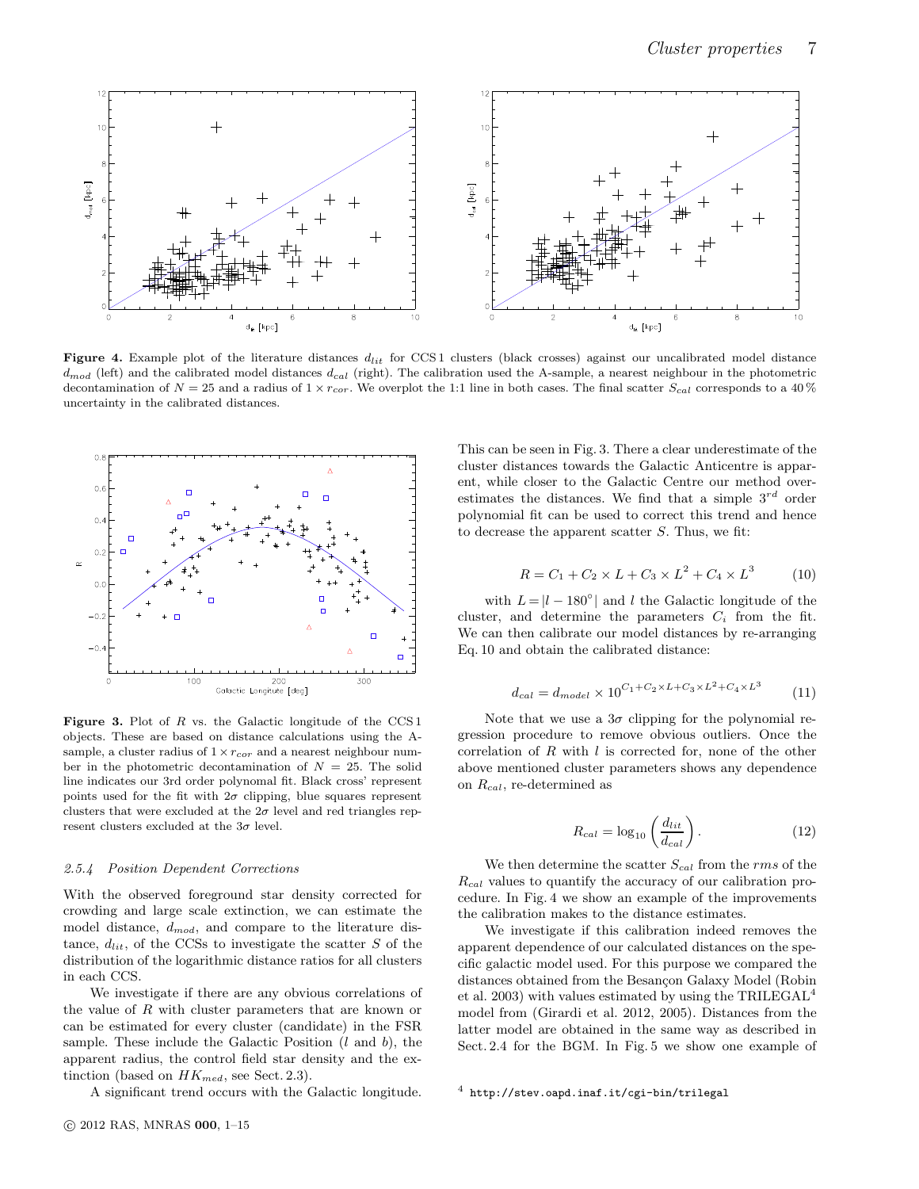**Figure 4.** Example plot of the literature distances $d_{lit}$ for CCS 1 clusters (black crosses) against our uncalibrated model distance $d_{mod}$ (left) and the calibrated model distances $d_{cal}$ (right). The calibration used the A-sample, a nearest neighbour in the photometric decontamination of $N = 25$ and a radius of $1 \times r_{cor}$. We overplot the 1:1 line in both cases. The final scatter $S_{cal}$ corresponds to a 40 % uncertainty in the calibrated distances.

**Figure 3.** Plot of $R$ vs. the Galactic longitude of the CCS 1 objects. These are based on distance calculations using the A-sample, a cluster radius of $1 \times r_{cor}$ and a nearest neighbour number in the photometric decontamination of $N = 25$. The solid line indicates our 3rd order polynomal fit. Black cross' represent points used for the fit with $2\sigma$ clipping, blue squares represent clusters that were excluded at the $2\sigma$ level and red triangles represent clusters excluded at the $3\sigma$ level.

### 2.5.4 Position Dependent Corrections

With the observed foreground star density corrected for crowding and large scale extinction, we can estimate the model distance, $d_{mod}$, and compare to the literature distance, $d_{lit}$, of the CCSs to investigate the scatter $S$ of the distribution of the logarithmic distance ratios for all clusters in each CCS.

We investigate if there are any obvious correlations of the value of $R$ with cluster parameters that are known or can be estimated for every cluster (candidate) in the FSR sample. These include the Galactic Position ($l$ and $b$), the apparent radius, the control field star density and the extinction (based on $HK_{med}$, see Sect. 2.3).

A significant trend occurs with the Galactic longitude. This can be seen in Fig. 3. There a clear underestimate of the cluster distances towards the Galactic Anticentre is apparent, while closer to the Galactic Centre our method overestimates the distances. We find that a simple $3^{rd}$ order polynomial fit can be used to correct this trend and hence to decrease the apparent scatter $S$. Thus, we fit:

$$R = C_1 + C_2 \times L + C_3 \times L^2 + C_4 \times L^3 \qquad (10)$$

with $L = |l - 180^{\circ}|$ and $l$ the Galactic longitude of the cluster, and determine the parameters $C_i$ from the fit. We can then calibrate our model distances by re-arranging Eq. 10 and obtain the calibrated distance:

$$d_{cal} = d_{model} \times 10^{C_1 + C_2 \times L + C_3 \times L^2 + C_4 \times L^3} \qquad (11)$$

Note that we use a $3\sigma$ clipping for the polynomial regression procedure to remove obvious outliers. Once the correlation of $R$ with $l$ is corrected for, none of the other above mentioned cluster parameters shows any dependence on $R_{cal}$, re-determined as

$$R_{cal} = \log_{10}\left(\frac{d_{lit}}{d_{cal}}\right). \qquad (12)$$

We then determine the scatter $S_{cal}$ from the $rms$ of the $R_{cal}$ values to quantify the accuracy of our calibration procedure. In Fig. 4 we show an example of the improvements the calibration makes to the distance estimates.

We investigate if this calibration indeed removes the apparent dependence of our calculated distances on the specific galactic model used. For this purpose we compared the distances obtained from the Besançon Galaxy Model (Robin et al. 2003) with values estimated by using the TRILEGAL[4] model from (Girardi et al. 2012, 2005). Distances from the latter model are obtained in the same way as described in Sect. 2.4 for the BGM. In Fig. 5 we show one example of

[4] http://stev.oapd.inaf.it/cgi-bin/trilegal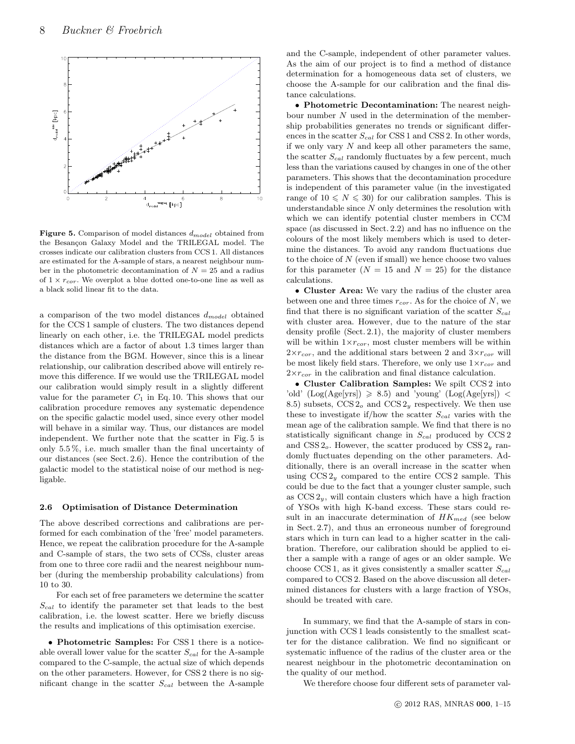**Figure 5.** Comparison of model distances $d_{model}$ obtained from the Besançon Galaxy Model and the TRILEGAL model. The crosses indicate our calibration clusters from CCS 1. All distances are estimated for the A-sample of stars, a nearest neighbour number in the photometric decontamination of $N = 25$ and a radius of $1 \times r_{cor}$. We overplot a blue dotted one-to-one line as well as a black solid linear fit to the data.

a comparison of the two model distances $d_{model}$ obtained for the CCS 1 sample of clusters. The two distances depend linearly on each other, i.e. the TRILEGAL model predicts distances which are a factor of about 1.3 times larger than the distance from the BGM. However, since this is a linear relationship, our calibration described above will entirely remove this difference. If we would use the TRILEGAL model our calibration would simply result in a slightly different value for the parameter $C_1$ in Eq. 10. This shows that our calibration procedure removes any systematic dependence on the specific galactic model used, since every other model will behave in a similar way. Thus, our distances are model independent. We further note that the scatter in Fig. 5 is only 5.5 %, i.e. much smaller than the final uncertainty of our distances (see Sect. 2.6). Hence the contribution of the galactic model to the statistical noise of our method is negligable.

### 2.6 Optimisation of Distance Determination

The above described corrections and calibrations are performed for each combination of the 'free' model parameters. Hence, we repeat the calibration procedure for the A-sample and C-sample of stars, the two sets of CCSs, cluster areas from one to three core radii and the nearest neighbour number (during the membership probability calculations) from 10 to 30.

For each set of free parameters we determine the scatter $S_{cal}$ to identify the parameter set that leads to the best calibration, i.e. the lowest scatter. Here we briefly discuss the results and implications of this optimisation exercise.

• **Photometric Samples:** For CSS 1 there is a noticeable overall lower value for the scatter $S_{cal}$ for the A-sample compared to the C-sample, the actual size of which depends on the other parameters. However, for CSS 2 there is no significant change in the scatter $S_{cal}$ between the A-sample and the C-sample, independent of other parameter values. As the aim of our project is to find a method of distance determination for a homogeneous data set of clusters, we choose the A-sample for our calibration and the final distance calculations.

• **Photometric Decontamination:** The nearest neighbour number $N$ used in the determination of the membership probabilities generates no trends or significant differences in the scatter $S_{cal}$ for CSS 1 and CSS 2. In other words, if we only vary $N$ and keep all other parameters the same, the scatter $S_{cal}$ randomly fluctuates by a few percent, much less than the variations caused by changes in one of the other parameters. This shows that the decontamination procedure is independent of this parameter value (in the investigated range of $10 \leqslant N \leqslant 30$) for our calibration samples. This is understandable since $N$ only determines the resolution with which we can identify potential cluster members in CCM space (as discussed in Sect. 2.2) and has no influence on the colours of the most likely members which is used to determine the distances. To avoid any random fluctuations due to the choice of $N$ (even if small) we hence choose two values for this parameter ($N = 15$ and $N = 25$) for the distance calculations.

• **Cluster Area:** We vary the radius of the cluster area between one and three times $r_{cor}$. As for the choice of $N$, we find that there is no significant variation of the scatter $S_{cal}$ with cluster area. However, due to the nature of the star density profile (Sect. 2.1), the majority of cluster members will be within $1 \times r_{cor}$, most cluster members will be within $2 \times r_{cor}$, and the additional stars between 2 and $3 \times r_{cor}$ will be most likely field stars. Therefore, we only use $1 \times r_{cor}$ and $2 \times r_{cor}$ in the calibration and final distance calculation.

• **Cluster Calibration Samples:** We spilt CCS 2 into 'old' (Log(Age[yrs]) $\geqslant$ 8.5) and 'young' (Log(Age[yrs]) $<$ 8.5) subsets, CCS $2_o$ and CCS $2_y$ respectively. We then use these to investigate if/how the scatter $S_{cal}$ varies with the mean age of the calibration sample. We find that there is no statistically significant change in $S_{cal}$ produced by CCS 2 and CSS $2_o$. However, the scatter produced by CSS $2_y$ randomly fluctuates depending on the other parameters. Additionally, there is an overall increase in the scatter when using CCS $2_y$ compared to the entire CCS 2 sample. This could be due to the fact that a younger cluster sample, such as CCS $2_y$, will contain clusters which have a high fraction of YSOs with high K-band excess. These stars could result in an inaccurate determination of $HK_{med}$ (see below in Sect. 2.7), and thus an erroneous number of foreground stars which in turn can lead to a higher scatter in the calibration. Therefore, our calibration should be applied to either a sample with a range of ages or an older sample. We choose CCS 1, as it gives consistently a smaller scatter $S_{cal}$ compared to CCS 2. Based on the above discussion all determined distances for clusters with a large fraction of YSOs, should be treated with care.

In summary, we find that the A-sample of stars in conjunction with CCS 1 leads consistently to the smallest scatter for the distance calibration. We find no significant or systematic influence of the radius of the cluster area or the nearest neighbour in the photometric decontamination on the quality of our method.

We therefore choose four different sets of parameter val-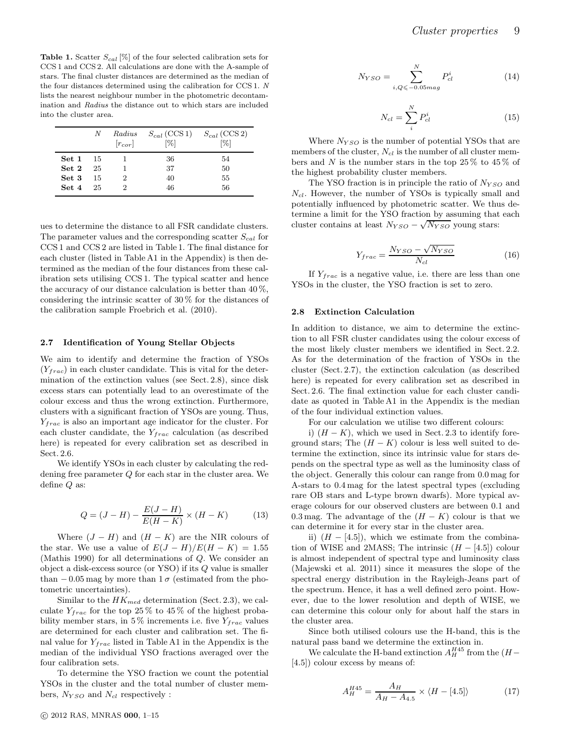**Table 1.** Scatter $S_{cal}$ [%] of the four selected calibration sets for CCS 1 and CCS 2. All calculations are done with the A-sample of stars. The final cluster distances are determined as the median of the four distances determined using the calibration for CCS 1. $N$ lists the nearest neighbour number in the photometric decontamination and *Radius* the distance out to which stars are included into the cluster area.

| | $N$ | *Radius* $[r_{cor}]$ | $S_{cal}$ (CCS 1) [%] | $S_{cal}$ (CCS 2) [%] |
|---|---|---|---|---|
| **Set 1** | 15 | 1 | 36 | 54 |
| **Set 2** | 25 | 1 | 37 | 50 |
| **Set 3** | 15 | 2 | 40 | 55 |
| **Set 4** | 25 | 2 | 46 | 56 |

ues to determine the distance to all FSR candidate clusters. The parameter values and the corresponding scatter $S_{cal}$ for CCS 1 and CCS 2 are listed in Table 1. The final distance for each cluster (listed in Table A1 in the Appendix) is then determined as the median of the four distances from these calibration sets utilising CCS 1. The typical scatter and hence the accuracy of our distance calculation is better than 40 %, considering the intrinsic scatter of 30 % for the distances of the calibration sample Froebrich et al. (2010).

### 2.7 Identification of Young Stellar Objects

We aim to identify and determine the fraction of YSOs ($Y_{frac}$) in each cluster candidate. This is vital for the determination of the extinction values (see Sect. 2.8), since disk excess stars can potentially lead to an overestimate of the colour excess and thus the wrong extinction. Furthermore, clusters with a significant fraction of YSOs are young. Thus, $Y_{frac}$ is also an important age indicator for the cluster. For each cluster candidate, the $Y_{frac}$ calculation (as described here) is repeated for every calibration set as described in Sect. 2.6.

We identify YSOs in each cluster by calculating the reddening free parameter $Q$ for each star in the cluster area. We define $Q$ as:

$$Q = (J - H) - \frac{E(J - H)}{E(H - K)} \times (H - K) \tag{13}$$

Where $(J - H)$ and $(H - K)$ are the NIR colours of the star. We use a value of $E(J - H)/E(H - K) = 1.55$ (Mathis 1990) for all determinations of $Q$. We consider an object a disk-excess source (or YSO) if its $Q$ value is smaller than $-0.05$ mag by more than $1\,\sigma$ (estimated from the photometric uncertainties).

Similar to the $HK_{med}$ determination (Sect. 2.3), we calculate $Y_{frac}$ for the top 25 % to 45 % of the highest probability member stars, in 5 % increments i.e. five $Y_{frac}$ values are determined for each cluster and calibration set. The final value for $Y_{frac}$ listed in Table A1 in the Appendix is the median of the individual YSO fractions averaged over the four calibration sets.

To determine the YSO fraction we count the potential YSOs in the cluster and the total number of cluster members, $N_{YSO}$ and $N_{cl}$ respectively :

$$N_{YSO} = \sum_{i, Q \leqslant -0.05 mag}^{N} P_{cl}^{i} \tag{14}$$

$$N_{cl} = \sum_{i}^{N} P_{cl}^{i} \tag{15}$$

Where $N_{YSO}$ is the number of potential YSOs that are members of the cluster, $N_{cl}$ is the number of all cluster members and $N$ is the number stars in the top 25 % to 45 % of the highest probability cluster members.

The YSO fraction is in principle the ratio of $N_{YSO}$ and $N_{cl}$. However, the number of YSOs is typically small and potentially influenced by photometric scatter. We thus determine a limit for the YSO fraction by assuming that each cluster contains at least $N_{YSO} - \sqrt{N_{YSO}}$ young stars:

$$Y_{frac} = \frac{N_{YSO} - \sqrt{N_{YSO}}}{N_{cl}} \tag{16}$$

If $Y_{frac}$ is a negative value, i.e. there are less than one YSOs in the cluster, the YSO fraction is set to zero.

### 2.8 Extinction Calculation

In addition to distance, we aim to determine the extinction to all FSR cluster candidates using the colour excess of the most likely cluster members we identified in Sect. 2.2. As for the determination of the fraction of YSOs in the cluster (Sect. 2.7), the extinction calculation (as described here) is repeated for every calibration set as described in Sect. 2.6. The final extinction value for each cluster candidate as quoted in Table A1 in the Appendix is the median of the four individual extinction values.

For our calculation we utilise two different colours:

i) $(H - K)$, which we used in Sect. 2.3 to identify foreground stars; The $(H - K)$ colour is less well suited to determine the extinction, since its intrinsic value for stars depends on the spectral type as well as the luminosity class of the object. Generally this colour can range from 0.0 mag for A-stars to 0.4 mag for the latest spectral types (excluding rare OB stars and L-type brown dwarfs). More typical average colours for our observed clusters are between 0.1 and 0.3 mag. The advantage of the $(H - K)$ colour is that we can determine it for every star in the cluster area.

ii) $(H - [4.5])$, which we estimate from the combination of WISE and 2MASS; The intrinsic $(H - [4.5])$ colour is almost independent of spectral type and luminosity class (Majewski et al. 2011) since it measures the slope of the spectral energy distribution in the Rayleigh-Jeans part of the spectrum. Hence, it has a well defined zero point. However, due to the lower resolution and depth of WISE, we can determine this colour only for about half the stars in the cluster area.

Since both utilised colours use the H-band, this is the natural pass band we determine the extinction in.

We calculate the H-band extinction $A_H^{H45}$ from the $(H-[4.5])$ colour excess by means of:

$$A_H^{H45} = \frac{A_H}{A_H - A_{4.5}} \times \langle H - [4.5] \rangle \tag{17}$$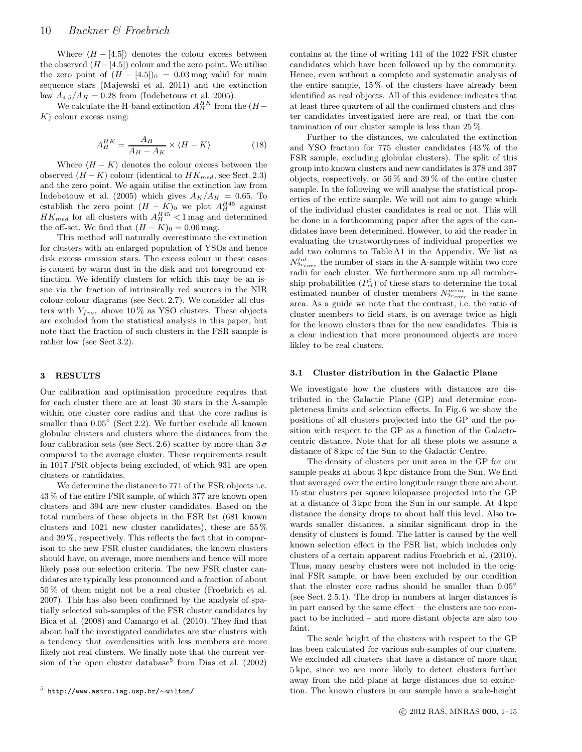Where $\langle H - [4.5] \rangle$ denotes the colour excess between the observed $(H-[4.5])$ colour and the zero point. We utilise the zero point of $(H - [4.5])_0 = 0.03$ mag valid for main sequence stars (Majewski et al. 2011) and the extinction law $A_{4.5}/A_H = 0.28$ from (Indebetouw et al. 2005).

We calculate the H-band extinction $A_H^{HK}$ from the $(H-K)$ colour excess using:

$$A_H^{HK} = \frac{A_H}{A_H - A_K} \times \langle H - K \rangle \tag{18}$$

Where $\langle H - K \rangle$ denotes the colour excess between the observed $(H-K)$ colour (identical to $HK_{med}$, see Sect. 2.3) and the zero point. We again utilise the extinction law from Indebetouw et al. (2005) which gives $A_K/A_H = 0.65$. To establish the zero point $(H - K)_0$ we plot $A_H^{H45}$ against $HK_{med}$ for all clusters with $A_H^{H45} < 1$ mag and determined the off-set. We find that $(H - K)_0 = 0.06$ mag.

This method will naturally overestimate the extinction for clusters with an enlarged population of YSOs and hence disk excess emission stars. The excess colour in these cases is caused by warm dust in the disk and not foreground extinction. We identify clusters for which this may be an issue via the fraction of intrinsically red sources in the NIR colour-colour diagrams (see Sect. 2.7). We consider all clusters with $Y_{frac}$ above 10 % as YSO clusters. These objects are excluded from the statistical analysis in this paper, but note that the fraction of such clusters in the FSR sample is rather low (see Sect 3.2).

## 3 RESULTS

Our calibration and optimisation procedure requires that for each cluster there are at least 30 stars in the A-sample within one cluster core radius and that the core radius is smaller than $0.05^\circ$ (Sect 2.2). We further exclude all known globular clusters and clusters where the distances from the four calibration sets (see Sect. 2.6) scatter by more than $3\,\sigma$ compared to the average cluster. These requirements result in 1017 FSR objects being excluded, of which 931 are open clusters or candidates.

We determine the distance to 771 of the FSR objects i.e. 43 % of the entire FSR sample, of which 377 are known open clusters and 394 are new cluster candidates. Based on the total numbers of these objects in the FSR list (681 known clusters and 1021 new cluster candidates), these are 55 % and 39 %, respectively. This reflects the fact that in comparison to the new FSR cluster candidates, the known clusters should have, on average, more members and hence will more likely pass our selection criteria. The new FSR cluster candidates are typically less pronounced and a fraction of about 50 % of them might not be a real cluster (Froebrich et al. 2007). This has also been confirmed by the analysis of spatially selected sub-samples of the FSR cluster candidates by Bica et al. (2008) and Camargo et al. (2010). They find that about half the investigated candidates are star clusters with a tendency that overdensities with less members are more likely not real clusters. We finally note that the current version of the open cluster database[5] from Dias et al. (2002) contains at the time of writing 141 of the 1022 FSR cluster candidates which have been followed up by the community. Hence, even without a complete and systematic analysis of the entire sample, 15 % of the clusters have already been identified as real objects. All of this evidence indicates that at least three quarters of all the confirmed clusters and cluster candidates investigated here are real, or that the contamination of our cluster sample is less than 25 %.

Further to the distances, we calculated the extinction and YSO fraction for 775 cluster candidates (43 % of the FSR sample, excluding globular clusters). The split of this group into known clusters and new candidates is 378 and 397 objects, respectively, or 56 % and 39 % of the entire cluster sample. In the following we will analyse the statistical properties of the entire sample. We will not aim to gauge which of the individual cluster candidates is real or not. This will be done in a forthcomming paper after the ages of the candidates have been determined. However, to aid the reader in evaluating the trustworthyness of individual properties we add two columns to Table A1 in the Appendix. We list as $N_{2r_{core}}^{tot}$ the number of stars in the A-sample within two core radii for each cluster. We furthermore sum up all membership probabilities $(P_{cl}^i)$ of these stars to determine the total estimated number of cluster members $N_{2r_{core}}^{mem}$ in the same area. As a guide we note that the contrast, i.e. the ratio of cluster members to field stars, is on average twice as high for the known clusters than for the new candidates. This is a clear indication that more pronounced objects are more likley to be real clusters.

### 3.1 Cluster distribution in the Galactic Plane

We investigate how the clusters with distances are distributed in the Galactic Plane (GP) and determine completeness limits and selection effects. In Fig. 6 we show the positions of all clusters projected into the GP and the position with respect to the GP as a function of the Galactocentric distance. Note that for all these plots we assume a distance of 8 kpc of the Sun to the Galactic Centre.

The density of clusters per unit area in the GP for our sample peaks at about 3 kpc distance from the Sun. We find that averaged over the entire longitude range there are about 15 star clusters per square kiloparsec projected into the GP at a distance of 3 kpc from the Sun in our sample. At 4 kpc distance the density drops to about half this level. Also towards smaller distances, a similar significant drop in the density of clusters is found. The latter is caused by the well known selection effect in the FSR list, which includes only clusters of a certain apparent radius Froebrich et al. (2010). Thus, many nearby clusters were not included in the original FSR sample, or have been excluded by our condition that the cluster core radius should be smaller than $0.05^\circ$ (see Sect. 2.5.1). The drop in numbers at larger distances is in part caused by the same effect – the clusters are too compact to be included – and more distant objects are also too faint.

The scale height of the clusters with respect to the GP has been calculated for various sub-samples of our clusters. We excluded all clusters that have a distance of more than 5 kpc, since we are more likely to detect clusters further away from the mid-plane at large distances due to extinction. The known clusters in our sample have a scale-height

[5] http://www.astro.iag.usp.br/∼wilton/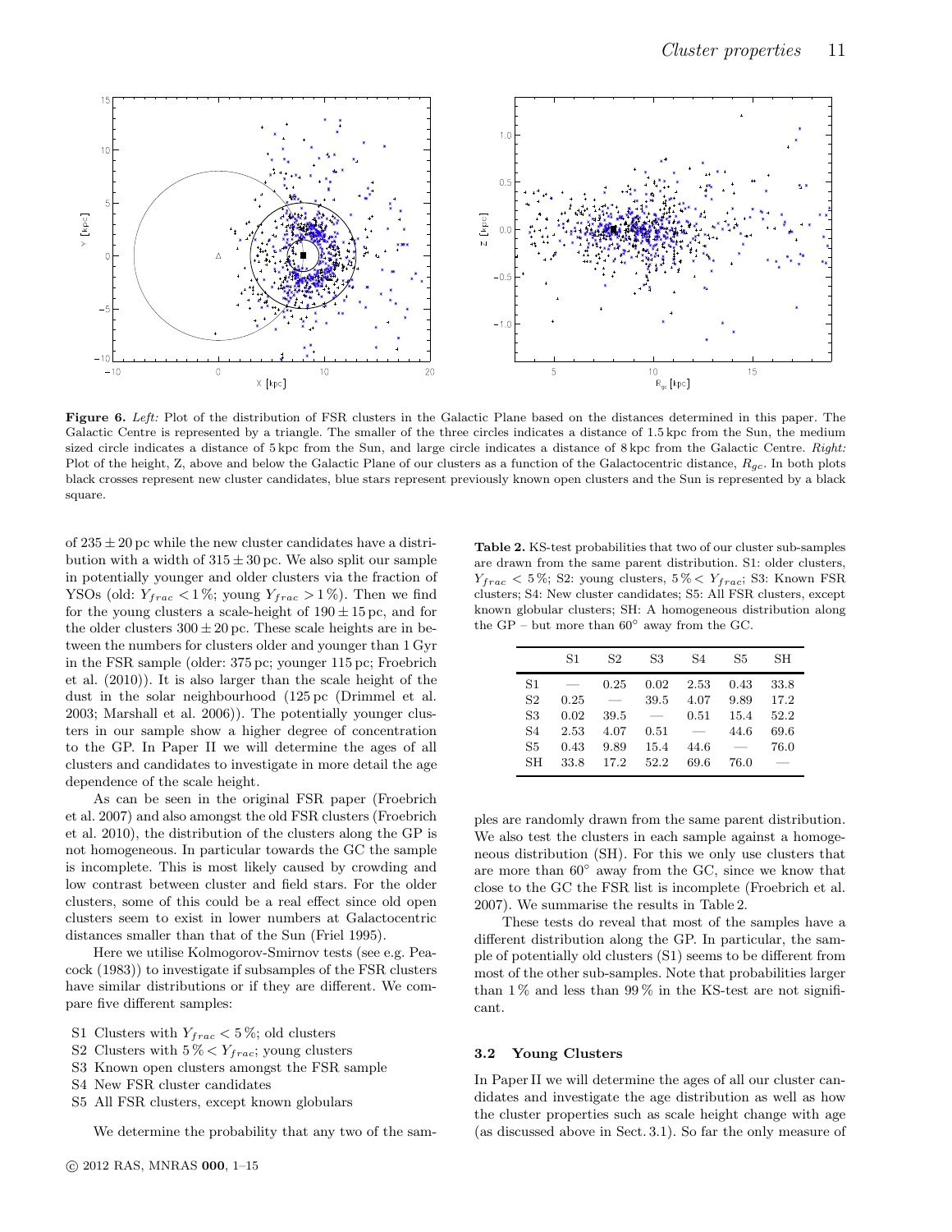**Figure 6.** *Left:* Plot of the distribution of FSR clusters in the Galactic Plane based on the distances determined in this paper. The Galactic Centre is represented by a triangle. The smaller of the three circles indicates a distance of 1.5 kpc from the Sun, the medium sized circle indicates a distance of 5 kpc from the Sun, and large circle indicates a distance of 8 kpc from the Galactic Centre. *Right:* Plot of the height, Z, above and below the Galactic Plane of our clusters as a function of the Galactocentric distance, $R_{gc}$. In both plots black crosses represent new cluster candidates, blue stars represent previously known open clusters and the Sun is represented by a black square.

of $235 \pm 20$ pc while the new cluster candidates have a distribution with a width of $315 \pm 30$ pc. We also split our sample in potentially younger and older clusters via the fraction of YSOs (old: $Y_{frac} < 1\,\%$; young $Y_{frac} > 1\,\%$). Then we find for the young clusters a scale-height of $190 \pm 15$ pc, and for the older clusters $300 \pm 20$ pc. These scale heights are in between the numbers for clusters older and younger than 1 Gyr in the FSR sample (older: 375 pc; younger 115 pc; Froebrich et al. (2010)). It is also larger than the scale height of the dust in the solar neighbourhood (125 pc (Drimmel et al. 2003; Marshall et al. 2006)). The potentially younger clusters in our sample show a higher degree of concentration to the GP. In Paper II we will determine the ages of all clusters and candidates to investigate in more detail the age dependence of the scale height.

As can be seen in the original FSR paper (Froebrich et al. 2007) and also amongst the old FSR clusters (Froebrich et al. 2010), the distribution of the clusters along the GP is not homogeneous. In particular towards the GC the sample is incomplete. This is most likely caused by crowding and low contrast between cluster and field stars. For the older clusters, some of this could be a real effect since old open clusters seem to exist in lower numbers at Galactocentric distances smaller than that of the Sun (Friel 1995).

Here we utilise Kolmogorov-Smirnov tests (see e.g. Peacock (1983)) to investigate if subsamples of the FSR clusters have similar distributions or if they are different. We compare five different samples:

- S1 Clusters with $Y_{frac} < 5\,\%$; old clusters
- S2 Clusters with $5\,\% < Y_{frac}$; young clusters
- S3 Known open clusters amongst the FSR sample
- S4 New FSR cluster candidates
- S5 All FSR clusters, except known globulars

We determine the probability that any two of the samples are randomly drawn from the same parent distribution. We also test the clusters in each sample against a homogeneous distribution (SH). For this we only use clusters that are more than 60° away from the GC, since we know that close to the GC the FSR list is incomplete (Froebrich et al. 2007). We summarise the results in Table 2.

**Table 2.** KS-test probabilities that two of our cluster sub-samples are drawn from the same parent distribution. S1: older clusters, $Y_{frac} < 5\,\%$; S2: young clusters, $5\,\% < Y_{frac}$; S3: Known FSR clusters; S4: New cluster candidates; S5: All FSR clusters, except known globular clusters; SH: A homogeneous distribution along the GP – but more than 60° away from the GC.

| | S1 | S2 | S3 | S4 | S5 | SH |
|---|---|---|---|---|---|---|
| S1 | — | 0.25 | 0.02 | 2.53 | 0.43 | 33.8 |
| S2 | 0.25 | — | 39.5 | 4.07 | 9.89 | 17.2 |
| S3 | 0.02 | 39.5 | — | 0.51 | 15.4 | 52.2 |
| S4 | 2.53 | 4.07 | 0.51 | — | 44.6 | 69.6 |
| S5 | 0.43 | 9.89 | 15.4 | 44.6 | — | 76.0 |
| SH | 33.8 | 17.2 | 52.2 | 69.6 | 76.0 | — |

These tests do reveal that most of the samples have a different distribution along the GP. In particular, the sample of potentially old clusters (S1) seems to be different from most of the other sub-samples. Note that probabilities larger than 1 % and less than 99 % in the KS-test are not significant.

### 3.2 Young Clusters

In Paper II we will determine the ages of all our cluster candidates and investigate the age distribution as well as how the cluster properties such as scale height change with age (as discussed above in Sect. 3.1). So far the only measure of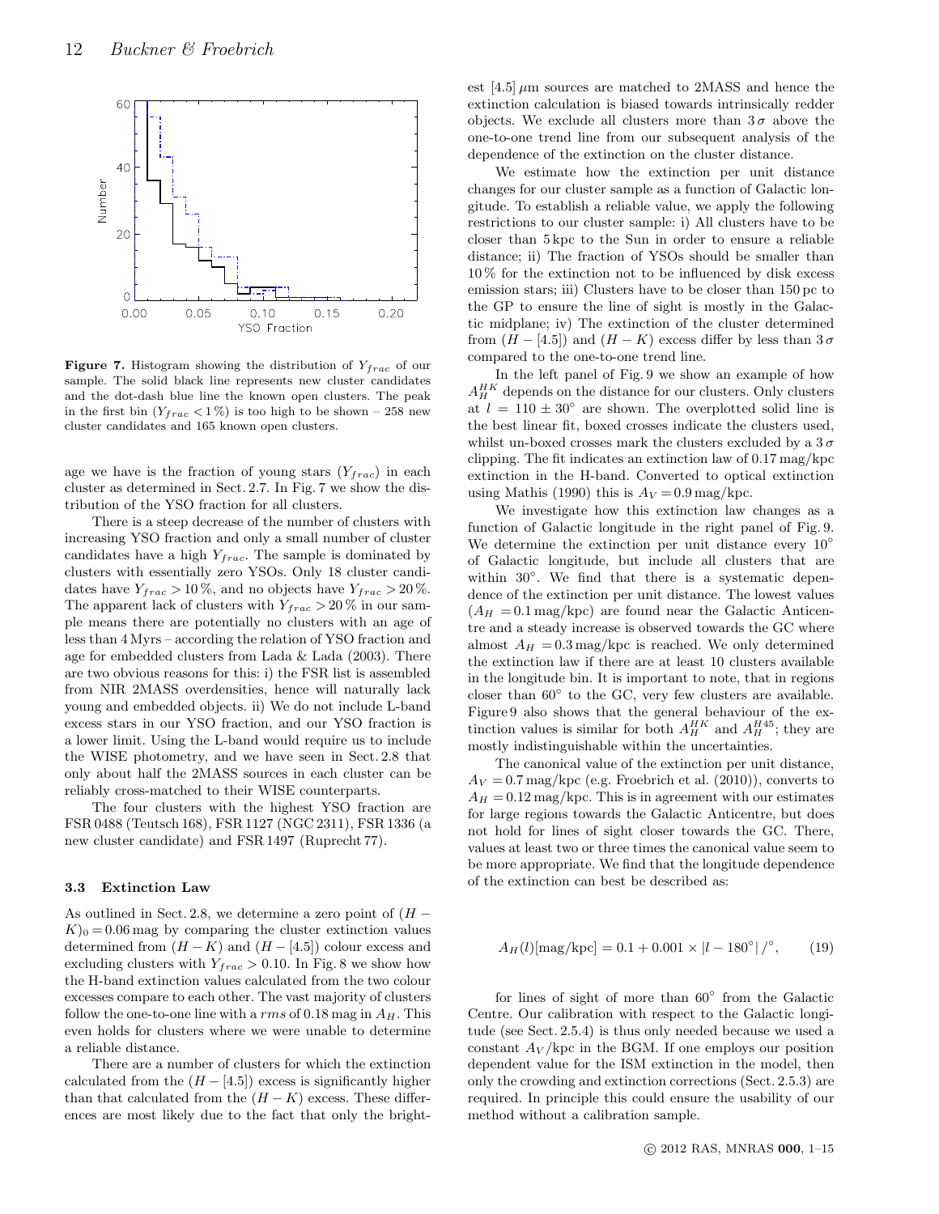**Figure 7.** Histogram showing the distribution of $Y_{frac}$ of our sample. The solid black line represents new cluster candidates and the dot-dash blue line the known open clusters. The peak in the first bin ($Y_{frac} < 1\,\%$) is too high to be shown – 258 new cluster candidates and 165 known open clusters.

age we have is the fraction of young stars ($Y_{frac}$) in each cluster as determined in Sect. 2.7. In Fig. 7 we show the distribution of the YSO fraction for all clusters.

There is a steep decrease of the number of clusters with increasing YSO fraction and only a small number of cluster candidates have a high $Y_{frac}$. The sample is dominated by clusters with essentially zero YSOs. Only 18 cluster candidates have $Y_{frac} > 10\,\%$, and no objects have $Y_{frac} > 20\,\%$. The apparent lack of clusters with $Y_{frac} > 20\,\%$ in our sample means there are potentially no clusters with an age of less than 4 Myrs – according the relation of YSO fraction and age for embedded clusters from Lada & Lada (2003). There are two obvious reasons for this: i) the FSR list is assembled from NIR 2MASS overdensities, hence will naturally lack young and embedded objects. ii) We do not include L-band excess stars in our YSO fraction, and our YSO fraction is a lower limit. Using the L-band would require us to include the WISE photometry, and we have seen in Sect. 2.8 that only about half the 2MASS sources in each cluster can be reliably cross-matched to their WISE counterparts.

The four clusters with the highest YSO fraction are FSR 0488 (Teutsch 168), FSR 1127 (NGC 2311), FSR 1336 (a new cluster candidate) and FSR 1497 (Ruprecht 77).

### 3.3 Extinction Law

As outlined in Sect. 2.8, we determine a zero point of $(H-K)_0 = 0.06$ mag by comparing the cluster extinction values determined from $(H-K)$ and $(H-[4.5])$ colour excess and excluding clusters with $Y_{frac} > 0.10$. In Fig. 8 we show how the H-band extinction values calculated from the two colour excesses compare to each other. The vast majority of clusters follow the one-to-one line with a $rms$ of 0.18 mag in $A_H$. This even holds for clusters where we were unable to determine a reliable distance.

There are a number of clusters for which the extinction calculated from the $(H-[4.5])$ excess is significantly higher than that calculated from the $(H-K)$ excess. These differences are most likely due to the fact that only the brightest [4.5] $\mu$m sources are matched to 2MASS and hence the extinction calculation is biased towards intrinsically redder objects. We exclude all clusters more than $3\,\sigma$ above the one-to-one trend line from our subsequent analysis of the dependence of the extinction on the cluster distance.

We estimate how the extinction per unit distance changes for our cluster sample as a function of Galactic longitude. To establish a reliable value, we apply the following restrictions to our cluster sample: i) All clusters have to be closer than 5 kpc to the Sun in order to ensure a reliable distance; ii) The fraction of YSOs should be smaller than 10 % for the extinction not to be influenced by disk excess emission stars; iii) Clusters have to be closer than 150 pc to the GP to ensure the line of sight is mostly in the Galactic midplane; iv) The extinction of the cluster determined from $(H-[4.5])$ and $(H-K)$ excess differ by less than $3\,\sigma$ compared to the one-to-one trend line.

In the left panel of Fig. 9 we show an example of how $A_H^{HK}$ depends on the distance for our clusters. Only clusters at $l = 110 \pm 30^\circ$ are shown. The overplotted solid line is the best linear fit, boxed crosses indicate the clusters used, whilst un-boxed crosses mark the clusters excluded by a $3\,\sigma$ clipping. The fit indicates an extinction law of 0.17 mag/kpc extinction in the H-band. Converted to optical extinction using Mathis (1990) this is $A_V = 0.9$ mag/kpc.

We investigate how this extinction law changes as a function of Galactic longitude in the right panel of Fig. 9. We determine the extinction per unit distance every $10^\circ$ of Galactic longitude, but include all clusters that are within $30^\circ$. We find that there is a systematic dependence of the extinction per unit distance. The lowest values ($A_H = 0.1$ mag/kpc) are found near the Galactic Anticentre and a steady increase is observed towards the GC where almost $A_H = 0.3$ mag/kpc is reached. We only determined the extinction law if there are at least 10 clusters available in the longitude bin. It is important to note, that in regions closer than $60^\circ$ to the GC, very few clusters are available. Figure 9 also shows that the general behaviour of the extinction values is similar for both $A_H^{HK}$ and $A_H^{H45}$; they are mostly indistinguishable within the uncertainties.

The canonical value of the extinction per unit distance, $A_V = 0.7$ mag/kpc (e.g. Froebrich et al. (2010)), converts to $A_H = 0.12$ mag/kpc. This is in agreement with our estimates for large regions towards the Galactic Anticentre, but does not hold for lines of sight closer towards the GC. There, values at least two or three times the canonical value seem to be more appropriate. We find that the longitude dependence of the extinction can best be described as:

$$A_H(l)[\text{mag/kpc}] = 0.1 + 0.001 \times |l - 180^\circ| / ^\circ, \qquad (19)$$

for lines of sight of more than $60^\circ$ from the Galactic Centre. Our calibration with respect to the Galactic longitude (see Sect. 2.5.4) is thus only needed because we used a constant $A_V$/kpc in the BGM. If one employs our position dependent value for the ISM extinction in the model, then only the crowding and extinction corrections (Sect. 2.5.3) are required. In principle this could ensure the usability of our method without a calibration sample.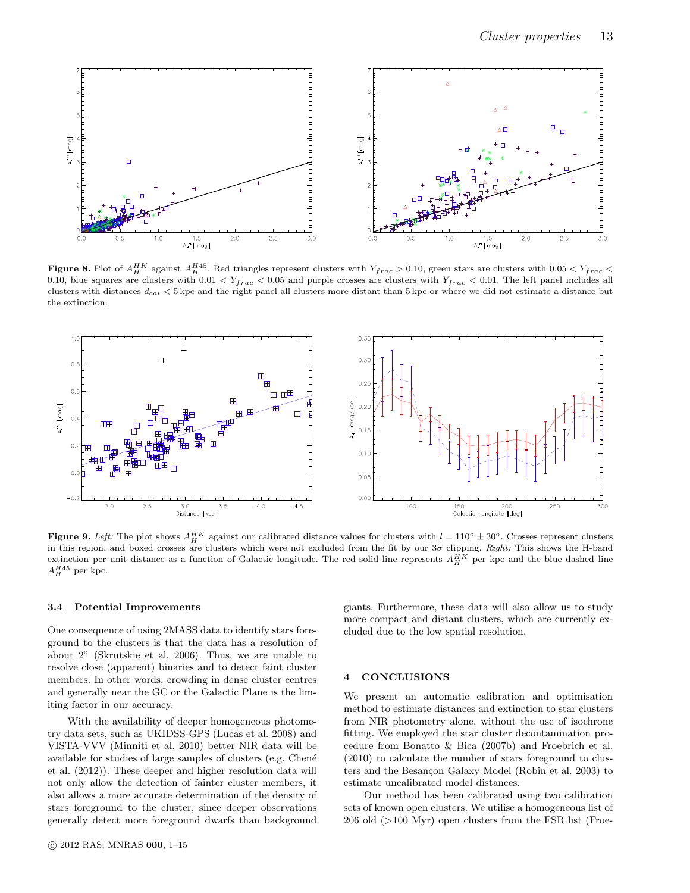**Figure 8.** Plot of $A_H^{HK}$ against $A_H^{H45}$. Red triangles represent clusters with $Y_{frac} > 0.10$, green stars are clusters with $0.05 < Y_{frac} < 0.10$, blue squares are clusters with $0.01 < Y_{frac} < 0.05$ and purple crosses are clusters with $Y_{frac} < 0.01$. The left panel includes all clusters with distances $d_{cal} < 5$ kpc and the right panel all clusters more distant than 5 kpc or where we did not estimate a distance but the extinction.

**Figure 9.** *Left:* The plot shows $A_H^{HK}$ against our calibrated distance values for clusters with $l = 110° \pm 30°$. Crosses represent clusters in this region, and boxed crosses are clusters which were not excluded from the fit by our $3\sigma$ clipping. *Right:* This shows the H-band extinction per unit distance as a function of Galactic longitude. The red solid line represents $A_H^{HK}$ per kpc and the blue dashed line $A_H^{H45}$ per kpc.

### 3.4 Potential Improvements

One consequence of using 2MASS data to identify stars foreground to the clusters is that the data has a resolution of about 2" (Skrutskie et al. 2006). Thus, we are unable to resolve close (apparent) binaries and to detect faint cluster members. In other words, crowding in dense cluster centres and generally near the GC or the Galactic Plane is the limiting factor in our accuracy.

With the availability of deeper homogeneous photometry data sets, such as UKIDSS-GPS (Lucas et al. 2008) and VISTA-VVV (Minniti et al. 2010) better NIR data will be available for studies of large samples of clusters (e.g. Chené et al. (2012)). These deeper and higher resolution data will not only allow the detection of fainter cluster members, it also allows a more accurate determination of the density of stars foreground to the cluster, since deeper observations generally detect more foreground dwarfs than background giants. Furthermore, these data will also allow us to study more compact and distant clusters, which are currently excluded due to the low spatial resolution.

## 4 CONCLUSIONS

We present an automatic calibration and optimisation method to estimate distances and extinction to star clusters from NIR photometry alone, without the use of isochrone fitting. We employed the star cluster decontamination procedure from Bonatto & Bica (2007b) and Froebrich et al. (2010) to calculate the number of stars foreground to clusters and the Besançon Galaxy Model (Robin et al. 2003) to estimate uncalibrated model distances.

Our method has been calibrated using two calibration sets of known open clusters. We utilise a homogeneous list of 206 old (>100 Myr) open clusters from the FSR list (Froe-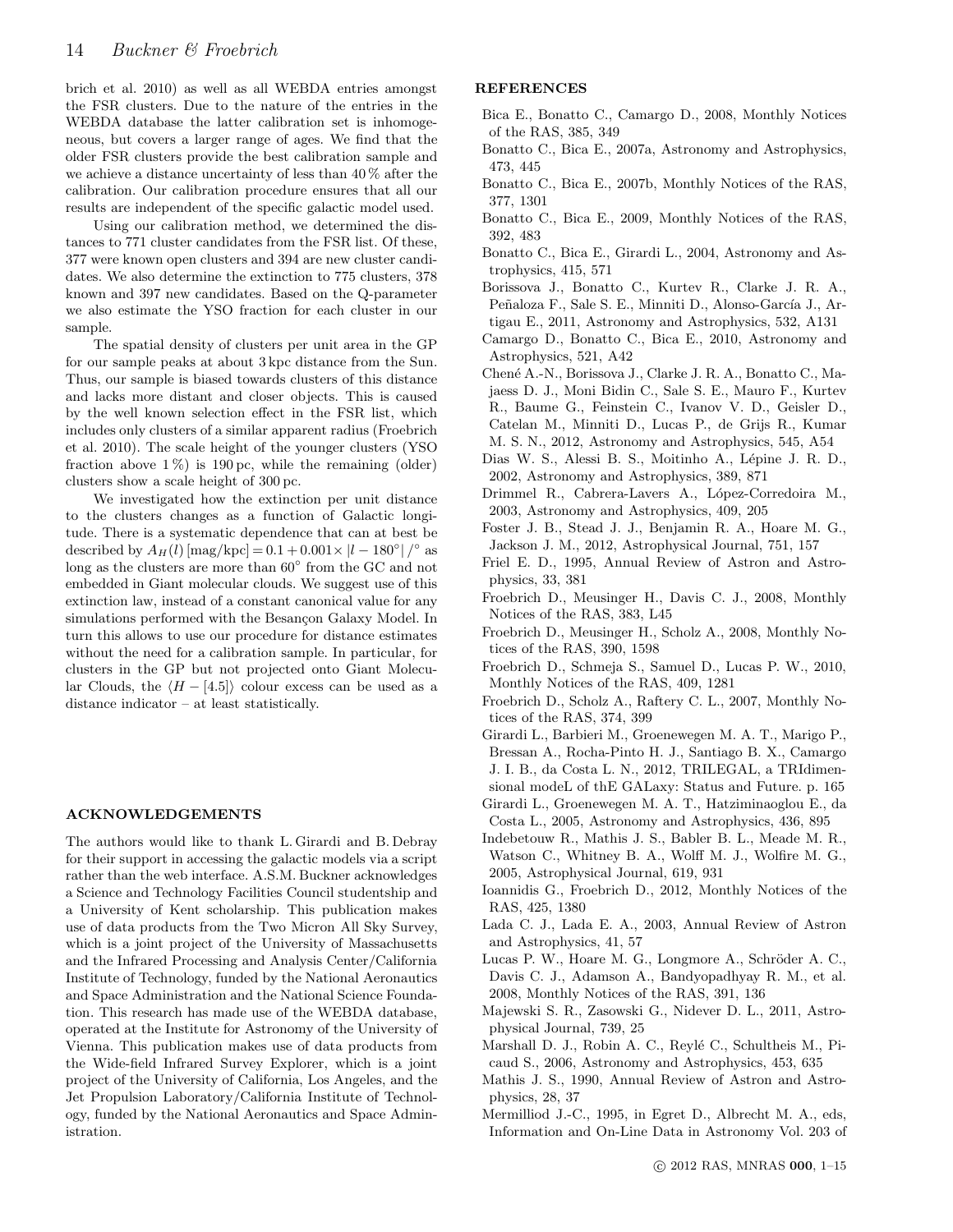brich et al. 2010) as well as all WEBDA entries amongst the FSR clusters. Due to the nature of the entries in the WEBDA database the latter calibration set is inhomogeneous, but covers a larger range of ages. We find that the older FSR clusters provide the best calibration sample and we achieve a distance uncertainty of less than 40 % after the calibration. Our calibration procedure ensures that all our results are independent of the specific galactic model used.

Using our calibration method, we determined the distances to 771 cluster candidates from the FSR list. Of these, 377 were known open clusters and 394 are new cluster candidates. We also determine the extinction to 775 clusters, 378 known and 397 new candidates. Based on the Q-parameter we also estimate the YSO fraction for each cluster in our sample.

The spatial density of clusters per unit area in the GP for our sample peaks at about 3 kpc distance from the Sun. Thus, our sample is biased towards clusters of this distance and lacks more distant and closer objects. This is caused by the well known selection effect in the FSR list, which includes only clusters of a similar apparent radius (Froebrich et al. 2010). The scale height of the younger clusters (YSO fraction above 1 %) is 190 pc, while the remaining (older) clusters show a scale height of 300 pc.

We investigated how the extinction per unit distance to the clusters changes as a function of Galactic longitude. There is a systematic dependence that can at best be described by $A_H(l)\,[\mathrm{mag/kpc}] = 0.1 + 0.001 \times |l - 180^\circ| /^\circ$ as long as the clusters are more than $60^\circ$ from the GC and not embedded in Giant molecular clouds. We suggest use of this extinction law, instead of a constant canonical value for any simulations performed with the Besançon Galaxy Model. In turn this allows to use our procedure for distance estimates without the need for a calibration sample. In particular, for clusters in the GP but not projected onto Giant Molecular Clouds, the $\langle H - [4.5] \rangle$ colour excess can be used as a distance indicator – at least statistically.

## ACKNOWLEDGEMENTS

The authors would like to thank L. Girardi and B. Debray for their support in accessing the galactic models via a script rather than the web interface. A.S.M. Buckner acknowledges a Science and Technology Facilities Council studentship and a University of Kent scholarship. This publication makes use of data products from the Two Micron All Sky Survey, which is a joint project of the University of Massachusetts and the Infrared Processing and Analysis Center/California Institute of Technology, funded by the National Aeronautics and Space Administration and the National Science Foundation. This research has made use of the WEBDA database, operated at the Institute for Astronomy of the University of Vienna. This publication makes use of data products from the Wide-field Infrared Survey Explorer, which is a joint project of the University of California, Los Angeles, and the Jet Propulsion Laboratory/California Institute of Technology, funded by the National Aeronautics and Space Administration.

## REFERENCES

Bica E., Bonatto C., Camargo D., 2008, Monthly Notices of the RAS, 385, 349

Bonatto C., Bica E., 2007a, Astronomy and Astrophysics, 473, 445

Bonatto C., Bica E., 2007b, Monthly Notices of the RAS, 377, 1301

Bonatto C., Bica E., 2009, Monthly Notices of the RAS, 392, 483

Bonatto C., Bica E., Girardi L., 2004, Astronomy and Astrophysics, 415, 571

Borissova J., Bonatto C., Kurtev R., Clarke J. R. A., Peñaloza F., Sale S. E., Minniti D., Alonso-García J., Artigau E., 2011, Astronomy and Astrophysics, 532, A131

Camargo D., Bonatto C., Bica E., 2010, Astronomy and Astrophysics, 521, A42

Chené A.-N., Borissova J., Clarke J. R. A., Bonatto C., Majaess D. J., Moni Bidin C., Sale S. E., Mauro F., Kurtev R., Baume G., Feinstein C., Ivanov V. D., Geisler D., Catelan M., Minniti D., Lucas P., de Grijs R., Kumar M. S. N., 2012, Astronomy and Astrophysics, 545, A54

Dias W. S., Alessi B. S., Moitinho A., Lépine J. R. D., 2002, Astronomy and Astrophysics, 389, 871

Drimmel R., Cabrera-Lavers A., López-Corredoira M., 2003, Astronomy and Astrophysics, 409, 205

Foster J. B., Stead J. J., Benjamin R. A., Hoare M. G., Jackson J. M., 2012, Astrophysical Journal, 751, 157

Friel E. D., 1995, Annual Review of Astron and Astrophysics, 33, 381

Froebrich D., Meusinger H., Davis C. J., 2008, Monthly Notices of the RAS, 383, L45

Froebrich D., Meusinger H., Scholz A., 2008, Monthly Notices of the RAS, 390, 1598

Froebrich D., Schmeja S., Samuel D., Lucas P. W., 2010, Monthly Notices of the RAS, 409, 1281

Froebrich D., Scholz A., Raftery C. L., 2007, Monthly Notices of the RAS, 374, 399

Girardi L., Barbieri M., Groenewegen M. A. T., Marigo P., Bressan A., Rocha-Pinto H. J., Santiago B. X., Camargo J. I. B., da Costa L. N., 2012, TRILEGAL, a TRIdimensional modeL of thE GALaxy: Status and Future. p. 165

Girardi L., Groenewegen M. A. T., Hatziminaoglou E., da Costa L., 2005, Astronomy and Astrophysics, 436, 895

Indebetouw R., Mathis J. S., Babler B. L., Meade M. R., Watson C., Whitney B. A., Wolff M. J., Wolfire M. G., 2005, Astrophysical Journal, 619, 931

Ioannidis G., Froebrich D., 2012, Monthly Notices of the RAS, 425, 1380

Lada C. J., Lada E. A., 2003, Annual Review of Astron and Astrophysics, 41, 57

Lucas P. W., Hoare M. G., Longmore A., Schröder A. C., Davis C. J., Adamson A., Bandyopadhyay R. M., et al. 2008, Monthly Notices of the RAS, 391, 136

Majewski S. R., Zasowski G., Nidever D. L., 2011, Astrophysical Journal, 739, 25

Marshall D. J., Robin A. C., Reylé C., Schultheis M., Picaud S., 2006, Astronomy and Astrophysics, 453, 635

Mathis J. S., 1990, Annual Review of Astron and Astrophysics, 28, 37

Mermilliod J.-C., 1995, in Egret D., Albrecht M. A., eds, Information and On-Line Data in Astronomy Vol. 203 of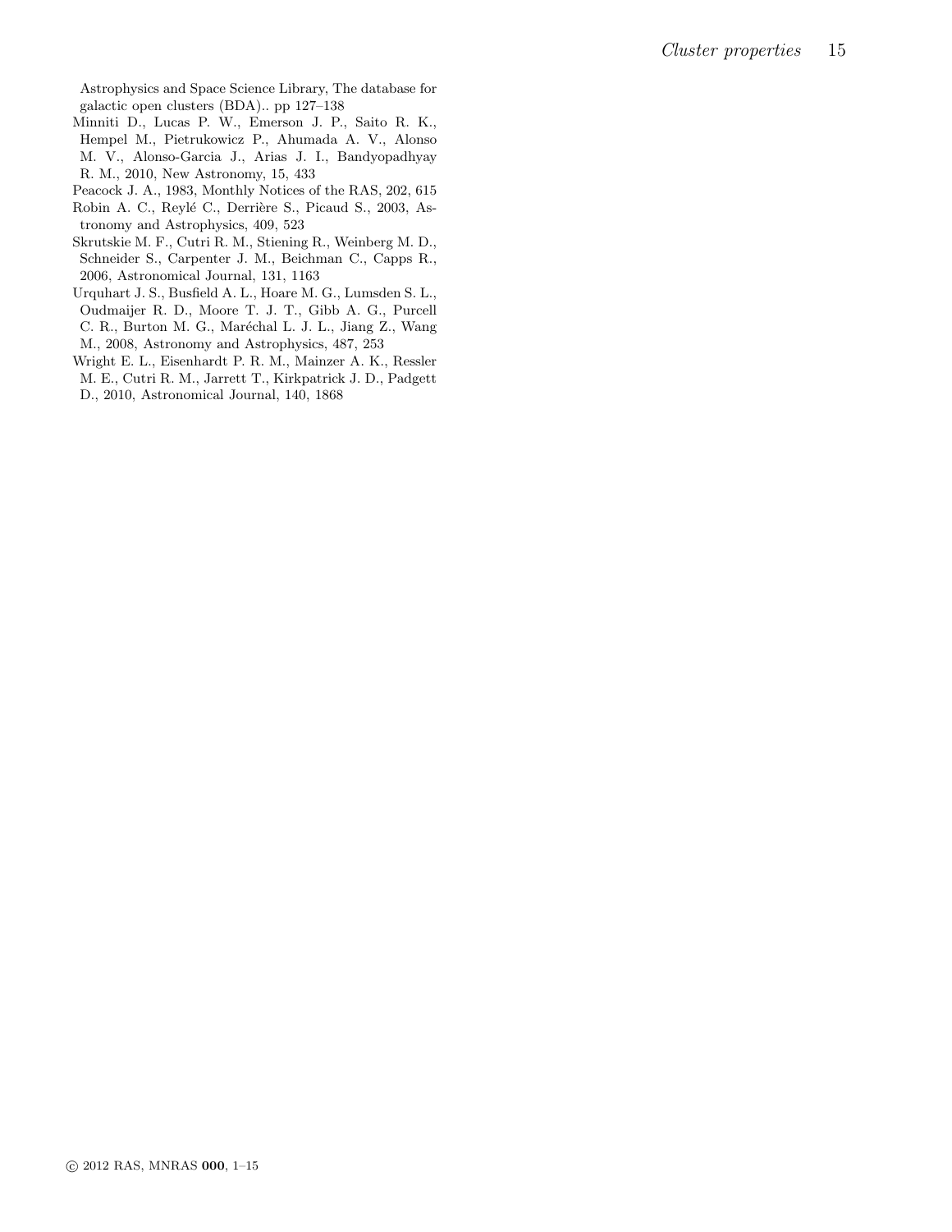Astrophysics and Space Science Library, The database for galactic open clusters (BDA).. pp 127–138

Minniti D., Lucas P. W., Emerson J. P., Saito R. K., Hempel M., Pietrukowicz P., Ahumada A. V., Alonso M. V., Alonso-Garcia J., Arias J. I., Bandyopadhyay R. M., 2010, New Astronomy, 15, 433

Peacock J. A., 1983, Monthly Notices of the RAS, 202, 615

Robin A. C., Reylé C., Derrière S., Picaud S., 2003, Astronomy and Astrophysics, 409, 523

Skrutskie M. F., Cutri R. M., Stiening R., Weinberg M. D., Schneider S., Carpenter J. M., Beichman C., Capps R., 2006, Astronomical Journal, 131, 1163

Urquhart J. S., Busfield A. L., Hoare M. G., Lumsden S. L., Oudmaijer R. D., Moore T. J. T., Gibb A. G., Purcell C. R., Burton M. G., Maréchal L. J. L., Jiang Z., Wang M., 2008, Astronomy and Astrophysics, 487, 253

Wright E. L., Eisenhardt P. R. M., Mainzer A. K., Ressler M. E., Cutri R. M., Jarrett T., Kirkpatrick J. D., Padgett D., 2010, Astronomical Journal, 140, 1868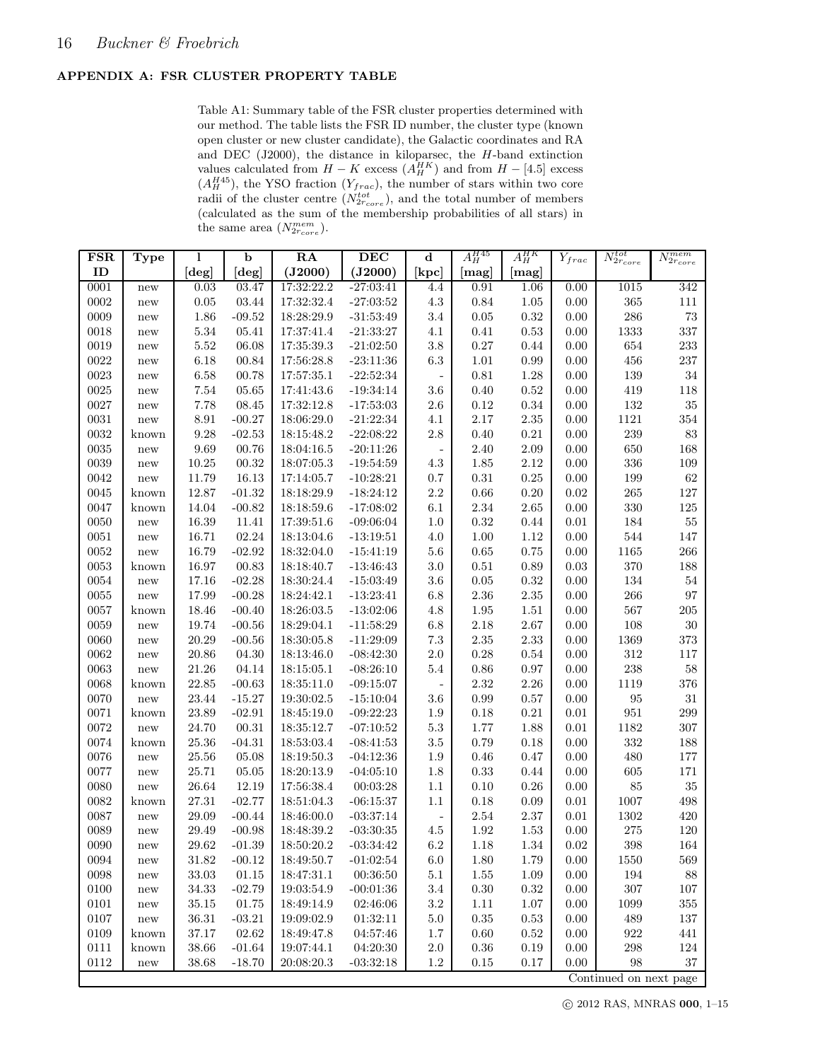## APPENDIX A: FSR CLUSTER PROPERTY TABLE

Table A1: Summary table of the FSR cluster properties determined with our method. The table lists the FSR ID number, the cluster type (known open cluster or new cluster candidate), the Galactic coordinates and RA and DEC (J2000), the distance in kiloparsec, the $H$-band extinction values calculated from $H-K$ excess ($A_H^{HK}$) and from $H-[4.5]$ excess ($A_H^{H45}$), the YSO fraction ($Y_{frac}$), the number of stars within two core radii of the cluster centre ($N_{2r_{core}}^{tot}$), and the total number of members (calculated as the sum of the membership probabilities of all stars) in the same area ($N_{2r_{core}}^{mem}$).

| FSR ID | Type | l [deg] | b [deg] | RA (J2000) | DEC (J2000) | d [kpc] | $A_H^{H45}$ [mag] | $A_H^{HK}$ [mag] | $Y_{frac}$ | $N_{2r_{core}}^{tot}$ | $N_{2r_{core}}^{mem}$ |
|---|---|---|---|---|---|---|---|---|---|---|---|
| 0001 | new | 0.03 | 03.47 | 17:32:22.2 | -27:03:41 | 4.4 | 0.91 | 1.06 | 0.00 | 1015 | 342 |
| 0002 | new | 0.05 | 03.44 | 17:32:32.4 | -27:03:52 | 4.3 | 0.84 | 1.05 | 0.00 | 365 | 111 |
| 0009 | new | 1.86 | -09.52 | 18:28:29.9 | -31:53:49 | 3.4 | 0.05 | 0.32 | 0.00 | 286 | 73 |
| 0018 | new | 5.34 | 05.41 | 17:37:41.4 | -21:33:27 | 4.1 | 0.41 | 0.53 | 0.00 | 1333 | 337 |
| 0019 | new | 5.52 | 06.08 | 17:35:39.3 | -21:02:50 | 3.8 | 0.27 | 0.44 | 0.00 | 654 | 233 |
| 0022 | new | 6.18 | 00.84 | 17:56:28.8 | -23:11:36 | 6.3 | 1.01 | 0.99 | 0.00 | 456 | 237 |
| 0023 | new | 6.58 | 00.78 | 17:57:35.1 | -22:52:34 | - | 0.81 | 1.28 | 0.00 | 139 | 34 |
| 0025 | new | 7.54 | 05.65 | 17:41:43.6 | -19:34:14 | 3.6 | 0.40 | 0.52 | 0.00 | 419 | 118 |
| 0027 | new | 7.78 | 08.45 | 17:32:12.8 | -17:53:03 | 2.6 | 0.12 | 0.34 | 0.00 | 132 | 35 |
| 0031 | new | 8.91 | -00.27 | 18:06:29.0 | -21:22:34 | 4.1 | 2.17 | 2.35 | 0.00 | 1121 | 354 |
| 0032 | known | 9.28 | -02.53 | 18:15:48.2 | -22:08:22 | 2.8 | 0.40 | 0.21 | 0.00 | 239 | 83 |
| 0035 | new | 9.69 | 00.76 | 18:04:16.5 | -20:11:26 | - | 2.40 | 2.09 | 0.00 | 650 | 168 |
| 0039 | new | 10.25 | 00.32 | 18:07:05.3 | -19:54:59 | 4.3 | 1.85 | 2.12 | 0.00 | 336 | 109 |
| 0042 | new | 11.79 | 16.13 | 17:14:05.7 | -10:28:21 | 0.7 | 0.31 | 0.25 | 0.00 | 199 | 62 |
| 0045 | known | 12.87 | -01.32 | 18:18:29.9 | -18:24:12 | 2.2 | 0.66 | 0.20 | 0.02 | 265 | 127 |
| 0047 | known | 14.04 | -00.82 | 18:18:59.6 | -17:08:02 | 6.1 | 2.34 | 2.65 | 0.00 | 330 | 125 |
| 0050 | new | 16.39 | 11.41 | 17:39:51.6 | -09:06:04 | 1.0 | 0.32 | 0.44 | 0.01 | 184 | 55 |
| 0051 | new | 16.71 | 02.24 | 18:13:04.6 | -13:19:51 | 4.0 | 1.00 | 1.12 | 0.00 | 544 | 147 |
| 0052 | new | 16.79 | -02.92 | 18:32:04.0 | -15:41:19 | 5.6 | 0.65 | 0.75 | 0.00 | 1165 | 266 |
| 0053 | known | 16.97 | 00.83 | 18:18:40.7 | -13:46:43 | 3.0 | 0.51 | 0.89 | 0.03 | 370 | 188 |
| 0054 | new | 17.16 | -02.28 | 18:30:24.4 | -15:03:49 | 3.6 | 0.05 | 0.32 | 0.00 | 134 | 54 |
| 0055 | new | 17.99 | -00.28 | 18:24:42.1 | -13:23:41 | 6.8 | 2.36 | 2.35 | 0.00 | 266 | 97 |
| 0057 | known | 18.46 | -00.40 | 18:26:03.5 | -13:02:06 | 4.8 | 1.95 | 1.51 | 0.00 | 567 | 205 |
| 0059 | new | 19.74 | -00.56 | 18:29:04.1 | -11:58:29 | 6.8 | 2.18 | 2.67 | 0.00 | 108 | 30 |
| 0060 | new | 20.29 | -00.56 | 18:30:05.8 | -11:29:09 | 7.3 | 2.35 | 2.33 | 0.00 | 1369 | 373 |
| 0062 | new | 20.86 | 04.30 | 18:13:46.0 | -08:42:30 | 2.0 | 0.28 | 0.54 | 0.00 | 312 | 117 |
| 0063 | new | 21.26 | 04.14 | 18:15:05.1 | -08:26:10 | 5.4 | 0.86 | 0.97 | 0.00 | 238 | 58 |
| 0068 | known | 22.85 | -00.63 | 18:35:11.0 | -09:15:07 | - | 2.32 | 2.26 | 0.00 | 1119 | 376 |
| 0070 | new | 23.44 | -15.27 | 19:30:02.5 | -15:10:04 | 3.6 | 0.99 | 0.57 | 0.00 | 95 | 31 |
| 0071 | known | 23.89 | -02.91 | 18:45:19.0 | -09:22:23 | 1.9 | 0.18 | 0.21 | 0.01 | 951 | 299 |
| 0072 | new | 24.70 | 00.31 | 18:35:12.7 | -07:10:52 | 5.3 | 1.77 | 1.88 | 0.01 | 1182 | 307 |
| 0074 | known | 25.36 | -04.31 | 18:53:03.4 | -08:41:53 | 3.5 | 0.79 | 0.18 | 0.00 | 332 | 188 |
| 0076 | new | 25.56 | 05.08 | 18:19:50.3 | -04:12:36 | 1.9 | 0.46 | 0.47 | 0.00 | 480 | 177 |
| 0077 | new | 25.71 | 05.05 | 18:20:13.9 | -04:05:10 | 1.8 | 0.33 | 0.44 | 0.00 | 605 | 171 |
| 0080 | new | 26.64 | 12.19 | 17:56:38.4 | 00:03:28 | 1.1 | 0.10 | 0.26 | 0.00 | 85 | 35 |
| 0082 | known | 27.31 | -02.77 | 18:51:04.3 | -06:15:37 | 1.1 | 0.18 | 0.09 | 0.01 | 1007 | 498 |
| 0087 | new | 29.09 | -00.44 | 18:46:00.0 | -03:37:14 | - | 2.54 | 2.37 | 0.01 | 1302 | 420 |
| 0089 | new | 29.49 | -00.98 | 18:48:39.2 | -03:30:35 | 4.5 | 1.92 | 1.53 | 0.00 | 275 | 120 |
| 0090 | new | 29.62 | -01.39 | 18:50:20.2 | -03:34:42 | 6.2 | 1.18 | 1.34 | 0.02 | 398 | 164 |
| 0094 | new | 31.82 | -00.12 | 18:49:50.7 | -01:02:54 | 6.0 | 1.80 | 1.79 | 0.00 | 1550 | 569 |
| 0098 | new | 33.03 | 01.15 | 18:47:31.1 | 00:36:50 | 5.1 | 1.55 | 1.09 | 0.00 | 194 | 88 |
| 0100 | new | 34.33 | -02.79 | 19:03:54.9 | -00:01:36 | 3.4 | 0.30 | 0.32 | 0.00 | 307 | 107 |
| 0101 | new | 35.15 | 01.75 | 18:49:14.9 | 02:46:06 | 3.2 | 1.11 | 1.07 | 0.00 | 1099 | 355 |
| 0107 | new | 36.31 | -03.21 | 19:09:02.9 | 01:32:11 | 5.0 | 0.35 | 0.53 | 0.00 | 489 | 137 |
| 0109 | known | 37.17 | 02.62 | 18:49:47.8 | 04:57:46 | 1.7 | 0.60 | 0.52 | 0.00 | 922 | 441 |
| 0111 | known | 38.66 | -01.64 | 19:07:44.1 | 04:20:30 | 2.0 | 0.36 | 0.19 | 0.00 | 298 | 124 |
| 0112 | new | 38.68 | -18.70 | 20:08:20.3 | -03:32:18 | 1.2 | 0.15 | 0.17 | 0.00 | 98 | 37 |

Continued on next page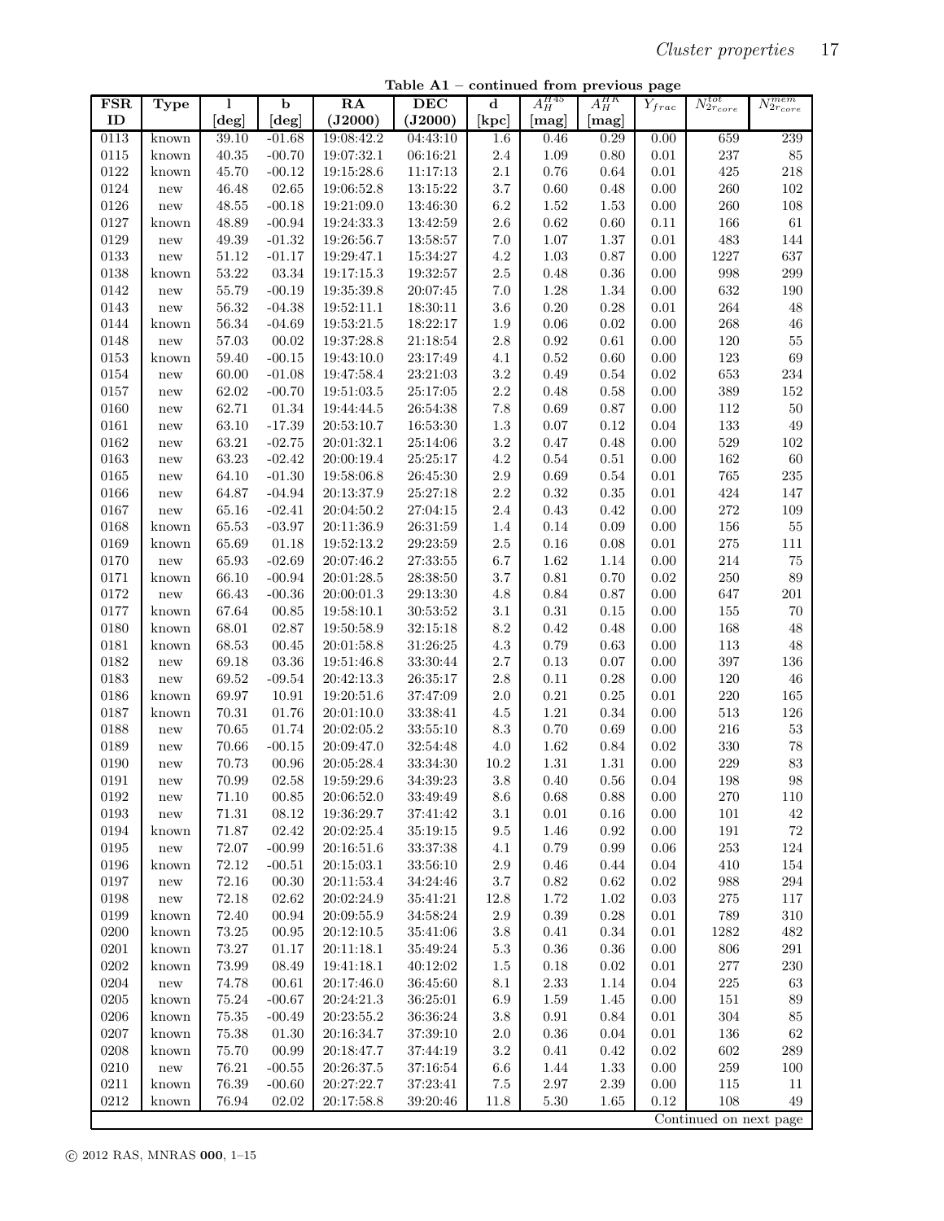**Table A1 – continued from previous page**

| FSR ID | Type | l [deg] | b [deg] | RA (J2000) | DEC (J2000) | d [kpc] | $A_H^{H45}$ [mag] | $A_H^{HK}$ [mag] | $Y_{frac}$ | $N_{2r_{core}}^{tot}$ | $N_{2r_{core}}^{mem}$ |
|---|---|---|---|---|---|---|---|---|---|---|---|
| 0113 | known | 39.10 | -01.68 | 19:08:42.2 | 04:43:10 | 1.6 | 0.46 | 0.29 | 0.00 | 659 | 239 |
| 0115 | known | 40.35 | -00.70 | 19:07:32.1 | 06:16:21 | 2.4 | 1.09 | 0.80 | 0.01 | 237 | 85 |
| 0122 | known | 45.70 | -00.12 | 19:15:28.6 | 11:17:13 | 2.1 | 0.76 | 0.64 | 0.01 | 425 | 218 |
| 0124 | new | 46.48 | 02.65 | 19:06:52.8 | 13:15:22 | 3.7 | 0.60 | 0.48 | 0.00 | 260 | 102 |
| 0126 | new | 48.55 | -00.18 | 19:21:09.0 | 13:46:30 | 6.2 | 1.52 | 1.53 | 0.00 | 260 | 108 |
| 0127 | known | 48.89 | -00.94 | 19:24:33.3 | 13:42:59 | 2.6 | 0.62 | 0.60 | 0.11 | 166 | 61 |
| 0129 | new | 49.39 | -01.32 | 19:26:56.7 | 13:58:57 | 7.0 | 1.07 | 1.37 | 0.01 | 483 | 144 |
| 0133 | new | 51.12 | -01.17 | 19:29:47.1 | 15:34:27 | 4.2 | 1.03 | 0.87 | 0.00 | 1227 | 637 |
| 0138 | known | 53.22 | 03.34 | 19:17:15.3 | 19:32:57 | 2.5 | 0.48 | 0.36 | 0.00 | 998 | 299 |
| 0142 | new | 55.79 | -00.19 | 19:35:39.8 | 20:07:45 | 7.0 | 1.28 | 1.34 | 0.00 | 632 | 190 |
| 0143 | new | 56.32 | -04.38 | 19:52:11.1 | 18:30:11 | 3.6 | 0.20 | 0.28 | 0.01 | 264 | 48 |
| 0144 | known | 56.34 | -04.69 | 19:53:21.5 | 18:22:17 | 1.9 | 0.06 | 0.02 | 0.00 | 268 | 46 |
| 0148 | new | 57.03 | 00.02 | 19:37:28.8 | 21:18:54 | 2.8 | 0.92 | 0.61 | 0.00 | 120 | 55 |
| 0153 | known | 59.40 | -00.15 | 19:43:10.0 | 23:17:49 | 4.1 | 0.52 | 0.60 | 0.00 | 123 | 69 |
| 0154 | new | 60.00 | -01.08 | 19:47:58.4 | 23:21:03 | 3.2 | 0.49 | 0.54 | 0.02 | 653 | 234 |
| 0157 | new | 62.02 | -00.70 | 19:51:03.5 | 25:17:05 | 2.2 | 0.48 | 0.58 | 0.00 | 389 | 152 |
| 0160 | new | 62.71 | 01.34 | 19:44:44.5 | 26:54:38 | 7.8 | 0.69 | 0.87 | 0.00 | 112 | 50 |
| 0161 | new | 63.10 | -17.39 | 20:53:10.7 | 16:53:30 | 1.3 | 0.07 | 0.12 | 0.04 | 133 | 49 |
| 0162 | new | 63.21 | -02.75 | 20:01:32.1 | 25:14:06 | 3.2 | 0.47 | 0.48 | 0.00 | 529 | 102 |
| 0163 | new | 63.23 | -02.42 | 20:00:19.4 | 25:25:17 | 4.2 | 0.54 | 0.51 | 0.00 | 162 | 60 |
| 0165 | new | 64.10 | -01.30 | 19:58:06.8 | 26:45:30 | 2.9 | 0.69 | 0.54 | 0.01 | 765 | 235 |
| 0166 | new | 64.87 | -04.94 | 20:13:37.9 | 25:27:18 | 2.2 | 0.32 | 0.35 | 0.01 | 424 | 147 |
| 0167 | new | 65.16 | -02.41 | 20:04:50.2 | 27:04:15 | 2.4 | 0.43 | 0.42 | 0.00 | 272 | 109 |
| 0168 | known | 65.53 | -03.97 | 20:11:36.9 | 26:31:59 | 1.4 | 0.14 | 0.09 | 0.00 | 156 | 55 |
| 0169 | known | 65.69 | 01.18 | 19:52:13.2 | 29:23:59 | 2.5 | 0.16 | 0.08 | 0.01 | 275 | 111 |
| 0170 | new | 65.93 | -02.69 | 20:07:46.2 | 27:33:55 | 6.7 | 1.62 | 1.14 | 0.00 | 214 | 75 |
| 0171 | known | 66.10 | -00.94 | 20:01:28.5 | 28:38:50 | 3.7 | 0.81 | 0.70 | 0.02 | 250 | 89 |
| 0172 | new | 66.43 | -00.36 | 20:00:01.3 | 29:13:30 | 4.8 | 0.84 | 0.87 | 0.00 | 647 | 201 |
| 0177 | known | 67.64 | 00.85 | 19:58:10.1 | 30:53:52 | 3.1 | 0.31 | 0.15 | 0.00 | 155 | 70 |
| 0180 | known | 68.01 | 02.87 | 19:50:58.9 | 32:15:18 | 8.2 | 0.42 | 0.48 | 0.00 | 168 | 48 |
| 0181 | known | 68.53 | 00.45 | 20:01:58.8 | 31:26:25 | 4.3 | 0.79 | 0.63 | 0.00 | 113 | 48 |
| 0182 | new | 69.18 | 03.36 | 19:51:46.8 | 33:30:44 | 2.7 | 0.13 | 0.07 | 0.00 | 397 | 136 |
| 0183 | new | 69.52 | -09.54 | 20:42:13.3 | 26:35:17 | 2.8 | 0.11 | 0.28 | 0.00 | 120 | 46 |
| 0186 | known | 69.97 | 10.91 | 19:20:51.6 | 37:47:09 | 2.0 | 0.21 | 0.25 | 0.01 | 220 | 165 |
| 0187 | known | 70.31 | 01.76 | 20:01:10.0 | 33:38:41 | 4.5 | 1.21 | 0.34 | 0.00 | 513 | 126 |
| 0188 | new | 70.65 | 01.74 | 20:02:05.2 | 33:55:10 | 8.3 | 0.70 | 0.69 | 0.00 | 216 | 53 |
| 0189 | new | 70.66 | -00.15 | 20:09:47.0 | 32:54:48 | 4.0 | 1.62 | 0.84 | 0.02 | 330 | 78 |
| 0190 | new | 70.73 | 00.96 | 20:05:28.4 | 33:34:30 | 10.2 | 1.31 | 1.31 | 0.00 | 229 | 83 |
| 0191 | new | 70.99 | 02.58 | 19:59:29.6 | 34:39:23 | 3.8 | 0.40 | 0.56 | 0.04 | 198 | 98 |
| 0192 | new | 71.10 | 00.85 | 20:06:52.0 | 33:49:49 | 8.6 | 0.68 | 0.88 | 0.00 | 270 | 110 |
| 0193 | new | 71.31 | 08.12 | 19:36:29.7 | 37:41:42 | 3.1 | 0.01 | 0.16 | 0.00 | 101 | 42 |
| 0194 | known | 71.87 | 02.42 | 20:02:25.4 | 35:19:15 | 9.5 | 1.46 | 0.92 | 0.00 | 191 | 72 |
| 0195 | new | 72.07 | -00.99 | 20:16:51.6 | 33:37:38 | 4.1 | 0.79 | 0.99 | 0.06 | 253 | 124 |
| 0196 | known | 72.12 | -00.51 | 20:15:03.1 | 33:56:10 | 2.9 | 0.46 | 0.44 | 0.04 | 410 | 154 |
| 0197 | new | 72.16 | 00.30 | 20:11:53.4 | 34:24:46 | 3.7 | 0.82 | 0.62 | 0.02 | 988 | 294 |
| 0198 | new | 72.18 | 02.62 | 20:02:24.9 | 35:41:21 | 12.8 | 1.72 | 1.02 | 0.03 | 275 | 117 |
| 0199 | known | 72.40 | 00.94 | 20:09:55.9 | 34:58:24 | 2.9 | 0.39 | 0.28 | 0.01 | 789 | 310 |
| 0200 | known | 73.25 | 00.95 | 20:12:10.5 | 35:41:06 | 3.8 | 0.41 | 0.34 | 0.01 | 1282 | 482 |
| 0201 | known | 73.27 | 01.17 | 20:11:18.1 | 35:49:24 | 5.3 | 0.36 | 0.36 | 0.00 | 806 | 291 |
| 0202 | known | 73.99 | 08.49 | 19:41:18.1 | 40:12:02 | 1.5 | 0.18 | 0.02 | 0.01 | 277 | 230 |
| 0204 | new | 74.78 | 00.61 | 20:17:46.0 | 36:45:60 | 8.1 | 2.33 | 1.14 | 0.04 | 225 | 63 |
| 0205 | known | 75.24 | -00.67 | 20:24:21.3 | 36:25:01 | 6.9 | 1.59 | 1.45 | 0.00 | 151 | 89 |
| 0206 | known | 75.35 | -00.49 | 20:23:55.2 | 36:36:24 | 3.8 | 0.91 | 0.84 | 0.01 | 304 | 85 |
| 0207 | known | 75.38 | 01.30 | 20:16:34.7 | 37:39:10 | 2.0 | 0.36 | 0.04 | 0.01 | 136 | 62 |
| 0208 | known | 75.70 | 00.99 | 20:18:47.7 | 37:44:19 | 3.2 | 0.41 | 0.42 | 0.02 | 602 | 289 |
| 0210 | new | 76.21 | -00.55 | 20:26:37.5 | 37:16:54 | 6.6 | 1.44 | 1.33 | 0.00 | 259 | 100 |
| 0211 | known | 76.39 | -00.60 | 20:27:22.7 | 37:23:41 | 7.5 | 2.97 | 2.39 | 0.00 | 115 | 11 |
| 0212 | known | 76.94 | 02.02 | 20:17:58.8 | 39:20:46 | 11.8 | 5.30 | 1.65 | 0.12 | 108 | 49 |

Continued on next page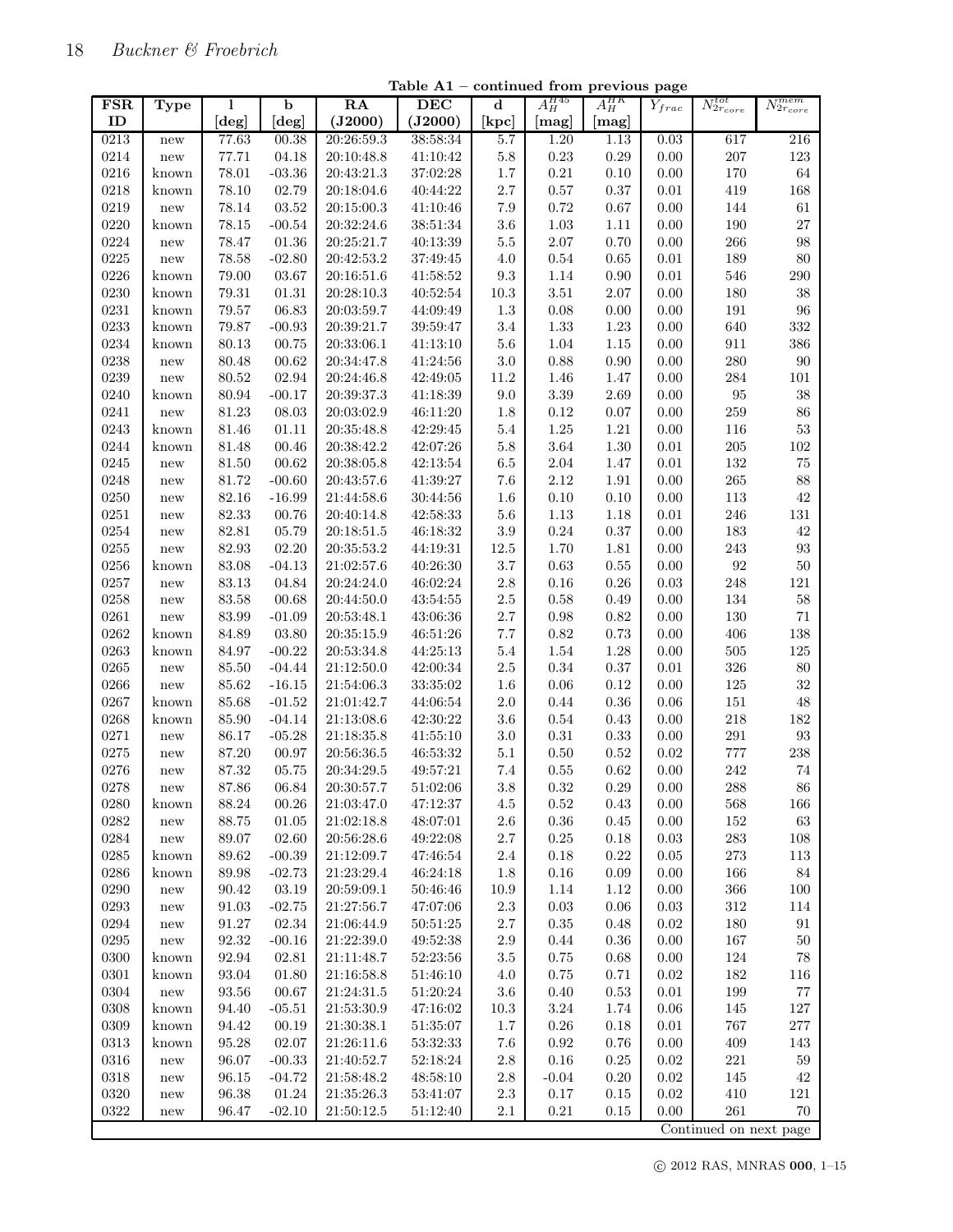**Table A1 – continued from previous page**

| FSR ID | Type | l [deg] | b [deg] | RA (J2000) | DEC (J2000) | d [kpc] | $A_H^{H45}$ [mag] | $A_H^{HK}$ [mag] | $Y_{frac}$ | $N_{2r_{core}}^{tot}$ | $N_{2r_{core}}^{mem}$ |
|---|---|---|---|---|---|---|---|---|---|---|---|
| 0213 | new | 77.63 | 00.38 | 20:26:59.3 | 38:58:34 | 5.7 | 1.20 | 1.13 | 0.03 | 617 | 216 |
| 0214 | new | 77.71 | 04.18 | 20:10:48.8 | 41:10:42 | 5.8 | 0.23 | 0.29 | 0.00 | 207 | 123 |
| 0216 | known | 78.01 | -03.36 | 20:43:21.3 | 37:02:28 | 1.7 | 0.21 | 0.10 | 0.00 | 170 | 64 |
| 0218 | known | 78.10 | 02.79 | 20:18:04.6 | 40:44:22 | 2.7 | 0.57 | 0.37 | 0.01 | 419 | 168 |
| 0219 | new | 78.14 | 03.52 | 20:15:00.3 | 41:10:46 | 7.9 | 0.72 | 0.67 | 0.00 | 144 | 61 |
| 0220 | known | 78.15 | -00.54 | 20:32:24.6 | 38:51:34 | 3.6 | 1.03 | 1.11 | 0.00 | 190 | 27 |
| 0224 | new | 78.47 | 01.36 | 20:25:21.7 | 40:13:39 | 5.5 | 2.07 | 0.70 | 0.00 | 266 | 98 |
| 0225 | new | 78.58 | -02.80 | 20:42:53.2 | 37:49:45 | 4.0 | 0.54 | 0.65 | 0.01 | 189 | 80 |
| 0226 | known | 79.00 | 03.67 | 20:16:51.6 | 41:58:52 | 9.3 | 1.14 | 0.90 | 0.01 | 546 | 290 |
| 0230 | known | 79.31 | 01.31 | 20:28:10.3 | 40:52:54 | 10.3 | 3.51 | 2.07 | 0.00 | 180 | 38 |
| 0231 | known | 79.57 | 06.83 | 20:03:59.7 | 44:09:49 | 1.3 | 0.08 | 0.00 | 0.00 | 191 | 96 |
| 0233 | known | 79.87 | -00.93 | 20:39:21.7 | 39:59:47 | 3.4 | 1.33 | 1.23 | 0.00 | 640 | 332 |
| 0234 | known | 80.13 | 00.75 | 20:33:06.1 | 41:13:10 | 5.6 | 1.04 | 1.15 | 0.00 | 911 | 386 |
| 0238 | new | 80.48 | 00.62 | 20:34:47.8 | 41:24:56 | 3.0 | 0.88 | 0.90 | 0.00 | 280 | 90 |
| 0239 | new | 80.52 | 02.94 | 20:24:46.8 | 42:49:05 | 11.2 | 1.46 | 1.47 | 0.00 | 284 | 101 |
| 0240 | known | 80.94 | -00.17 | 20:39:37.3 | 41:18:39 | 9.0 | 3.39 | 2.69 | 0.00 | 95 | 38 |
| 0241 | new | 81.23 | 08.03 | 20:03:02.9 | 46:11:20 | 1.8 | 0.12 | 0.07 | 0.00 | 259 | 86 |
| 0243 | known | 81.46 | 01.11 | 20:35:48.8 | 42:29:45 | 5.4 | 1.25 | 1.21 | 0.00 | 116 | 53 |
| 0244 | known | 81.48 | 00.46 | 20:38:42.2 | 42:07:26 | 5.8 | 3.64 | 1.30 | 0.01 | 205 | 102 |
| 0245 | new | 81.50 | 00.62 | 20:38:05.8 | 42:13:54 | 6.5 | 2.04 | 1.47 | 0.01 | 132 | 75 |
| 0248 | new | 81.72 | -00.60 | 20:43:57.6 | 41:39:27 | 7.6 | 2.12 | 1.91 | 0.00 | 265 | 88 |
| 0250 | new | 82.16 | -16.99 | 21:44:58.6 | 30:44:56 | 1.6 | 0.10 | 0.10 | 0.00 | 113 | 42 |
| 0251 | new | 82.33 | 00.76 | 20:40:14.8 | 42:58:33 | 5.6 | 1.13 | 1.18 | 0.01 | 246 | 131 |
| 0254 | new | 82.81 | 05.79 | 20:18:51.5 | 46:18:32 | 3.9 | 0.24 | 0.37 | 0.00 | 183 | 42 |
| 0255 | new | 82.93 | 02.20 | 20:35:53.2 | 44:19:31 | 12.5 | 1.70 | 1.81 | 0.00 | 243 | 93 |
| 0256 | known | 83.08 | -04.13 | 21:02:57.6 | 40:26:30 | 3.7 | 0.63 | 0.55 | 0.00 | 92 | 50 |
| 0257 | new | 83.13 | 04.84 | 20:24:24.0 | 46:02:24 | 2.8 | 0.16 | 0.26 | 0.03 | 248 | 121 |
| 0258 | new | 83.58 | 00.68 | 20:44:50.0 | 43:54:55 | 2.5 | 0.58 | 0.49 | 0.00 | 134 | 58 |
| 0261 | new | 83.99 | -01.09 | 20:53:48.1 | 43:06:36 | 2.7 | 0.98 | 0.82 | 0.00 | 130 | 71 |
| 0262 | known | 84.89 | 03.80 | 20:35:15.9 | 46:51:26 | 7.7 | 0.82 | 0.73 | 0.00 | 406 | 138 |
| 0263 | known | 84.97 | -00.22 | 20:53:34.8 | 44:25:13 | 5.4 | 1.54 | 1.28 | 0.00 | 505 | 125 |
| 0265 | new | 85.50 | -04.44 | 21:12:50.0 | 42:00:34 | 2.5 | 0.34 | 0.37 | 0.01 | 326 | 80 |
| 0266 | new | 85.62 | -16.15 | 21:54:06.3 | 33:35:02 | 1.6 | 0.06 | 0.12 | 0.00 | 125 | 32 |
| 0267 | known | 85.68 | -01.52 | 21:01:42.7 | 44:06:54 | 2.0 | 0.44 | 0.36 | 0.06 | 151 | 48 |
| 0268 | known | 85.90 | -04.14 | 21:13:08.6 | 42:30:22 | 3.6 | 0.54 | 0.43 | 0.00 | 218 | 182 |
| 0271 | new | 86.17 | -05.28 | 21:18:35.8 | 41:55:10 | 3.0 | 0.31 | 0.33 | 0.00 | 291 | 93 |
| 0275 | new | 87.20 | 00.97 | 20:56:36.5 | 46:53:32 | 5.1 | 0.50 | 0.52 | 0.02 | 777 | 238 |
| 0276 | new | 87.32 | 05.75 | 20:34:29.5 | 49:57:21 | 7.4 | 0.55 | 0.62 | 0.00 | 242 | 74 |
| 0278 | new | 87.86 | 06.84 | 20:30:57.7 | 51:02:06 | 3.8 | 0.32 | 0.29 | 0.00 | 288 | 86 |
| 0280 | known | 88.24 | 00.26 | 21:03:47.0 | 47:12:37 | 4.5 | 0.52 | 0.43 | 0.00 | 568 | 166 |
| 0282 | new | 88.75 | 01.05 | 21:02:18.8 | 48:07:01 | 2.6 | 0.36 | 0.45 | 0.00 | 152 | 63 |
| 0284 | new | 89.07 | 02.60 | 20:56:28.6 | 49:22:08 | 2.7 | 0.25 | 0.18 | 0.03 | 283 | 108 |
| 0285 | known | 89.62 | -00.39 | 21:12:09.7 | 47:46:54 | 2.4 | 0.18 | 0.22 | 0.05 | 273 | 113 |
| 0286 | known | 89.98 | -02.73 | 21:23:29.4 | 46:24:18 | 1.8 | 0.16 | 0.09 | 0.00 | 166 | 84 |
| 0290 | new | 90.42 | 03.19 | 20:59:09.1 | 50:46:46 | 10.9 | 1.14 | 1.12 | 0.00 | 366 | 100 |
| 0293 | new | 91.03 | -02.75 | 21:27:56.7 | 47:07:06 | 2.3 | 0.03 | 0.06 | 0.03 | 312 | 114 |
| 0294 | new | 91.27 | 02.34 | 21:06:44.9 | 50:51:25 | 2.7 | 0.35 | 0.48 | 0.02 | 180 | 91 |
| 0295 | new | 92.32 | -00.16 | 21:22:39.0 | 49:52:38 | 2.9 | 0.44 | 0.36 | 0.00 | 167 | 50 |
| 0300 | known | 92.94 | 02.81 | 21:11:48.7 | 52:23:56 | 3.5 | 0.75 | 0.68 | 0.00 | 124 | 78 |
| 0301 | known | 93.04 | 01.80 | 21:16:58.8 | 51:46:10 | 4.0 | 0.75 | 0.71 | 0.02 | 182 | 116 |
| 0304 | new | 93.56 | 00.67 | 21:24:31.5 | 51:20:24 | 3.6 | 0.40 | 0.53 | 0.01 | 199 | 77 |
| 0308 | known | 94.40 | -05.51 | 21:53:30.9 | 47:16:02 | 10.3 | 3.24 | 1.74 | 0.06 | 145 | 127 |
| 0309 | known | 94.42 | 00.19 | 21:30:38.1 | 51:35:07 | 1.7 | 0.26 | 0.18 | 0.01 | 767 | 277 |
| 0313 | known | 95.28 | 02.07 | 21:26:11.6 | 53:32:33 | 7.6 | 0.92 | 0.76 | 0.00 | 409 | 143 |
| 0316 | new | 96.07 | -00.33 | 21:40:52.7 | 52:18:24 | 2.8 | 0.16 | 0.25 | 0.02 | 221 | 59 |
| 0318 | new | 96.15 | -04.72 | 21:58:48.2 | 48:58:10 | 2.8 | -0.04 | 0.20 | 0.02 | 145 | 42 |
| 0320 | new | 96.38 | 01.24 | 21:35:26.3 | 53:41:07 | 2.3 | 0.17 | 0.15 | 0.02 | 410 | 121 |
| 0322 | new | 96.47 | -02.10 | 21:50:12.5 | 51:12:40 | 2.1 | 0.21 | 0.15 | 0.00 | 261 | 70 |

Continued on next page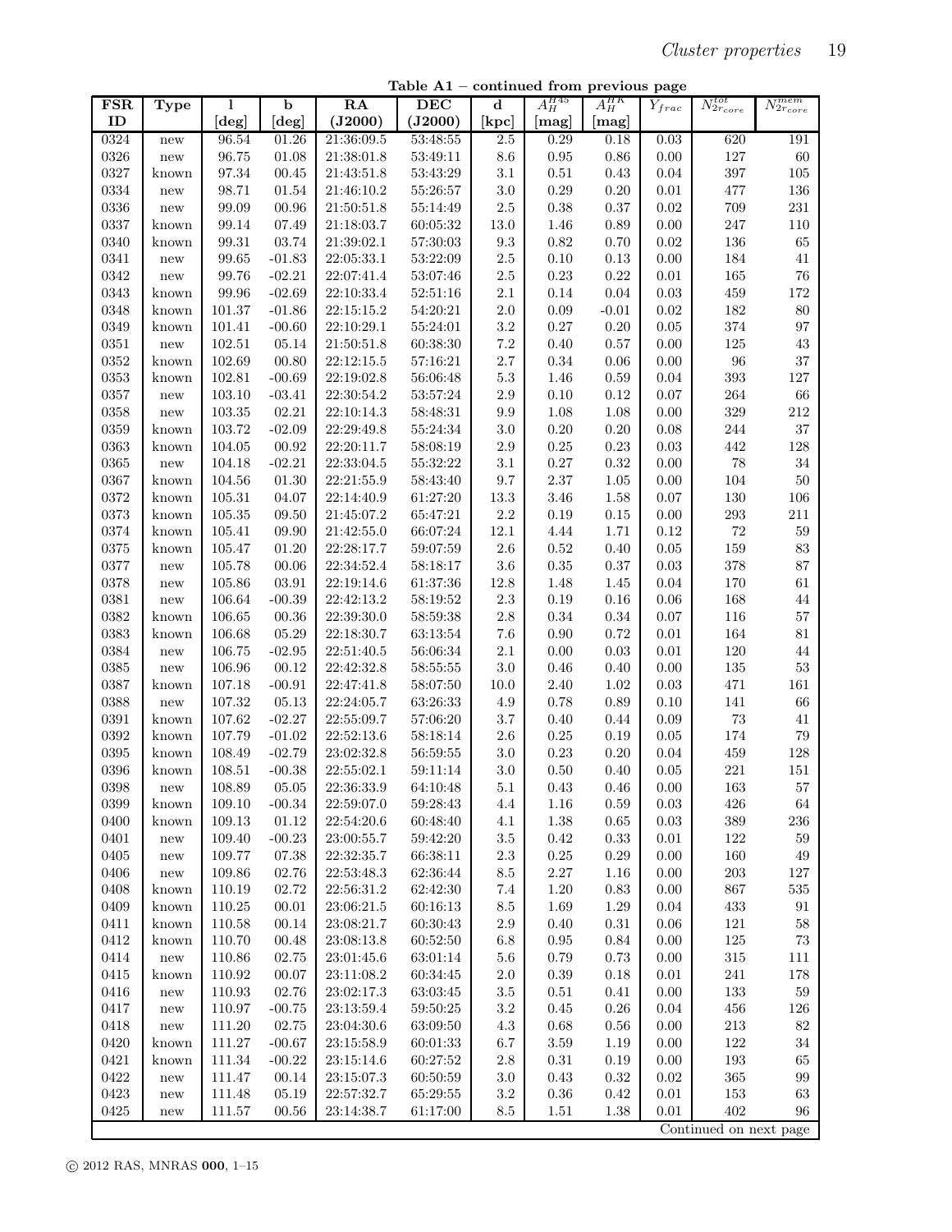**Table A1 – continued from previous page**

| FSR ID | Type | l [deg] | b [deg] | RA (J2000) | DEC (J2000) | d [kpc] | $A_H^{H45}$ [mag] | $A_H^{HK}$ [mag] | $Y_{frac}$ | $N_{2r_{core}}^{tot}$ | $N_{2r_{core}}^{mem}$ |
|---|---|---|---|---|---|---|---|---|---|---|---|
| 0324 | new | 96.54 | 01.26 | 21:36:09.5 | 53:48:55 | 2.5 | 0.29 | 0.18 | 0.03 | 620 | 191 |
| 0326 | new | 96.75 | 01.08 | 21:38:01.8 | 53:49:11 | 8.6 | 0.95 | 0.86 | 0.00 | 127 | 60 |
| 0327 | known | 97.34 | 00.45 | 21:43:51.8 | 53:43:29 | 3.1 | 0.51 | 0.43 | 0.04 | 397 | 105 |
| 0334 | new | 98.71 | 01.54 | 21:46:10.2 | 55:26:57 | 3.0 | 0.29 | 0.20 | 0.01 | 477 | 136 |
| 0336 | new | 99.09 | 00.96 | 21:50:51.8 | 55:14:49 | 2.5 | 0.38 | 0.37 | 0.02 | 709 | 231 |
| 0337 | known | 99.14 | 07.49 | 21:18:03.7 | 60:05:32 | 13.0 | 1.46 | 0.89 | 0.00 | 247 | 110 |
| 0340 | known | 99.31 | 03.74 | 21:39:02.1 | 57:30:03 | 9.3 | 0.82 | 0.70 | 0.02 | 136 | 65 |
| 0341 | new | 99.65 | -01.83 | 22:05:33.1 | 53:22:09 | 2.5 | 0.10 | 0.13 | 0.00 | 184 | 41 |
| 0342 | new | 99.76 | -02.21 | 22:07:41.4 | 53:07:46 | 2.5 | 0.23 | 0.22 | 0.01 | 165 | 76 |
| 0343 | known | 99.96 | -02.69 | 22:10:33.4 | 52:51:16 | 2.1 | 0.14 | 0.04 | 0.03 | 459 | 172 |
| 0348 | known | 101.37 | -01.86 | 22:15:15.2 | 54:20:21 | 2.0 | 0.09 | -0.01 | 0.02 | 182 | 80 |
| 0349 | known | 101.41 | -00.60 | 22:10:29.1 | 55:24:01 | 3.2 | 0.27 | 0.20 | 0.05 | 374 | 97 |
| 0351 | new | 102.51 | 05.14 | 21:50:51.8 | 60:38:30 | 7.2 | 0.40 | 0.57 | 0.00 | 125 | 43 |
| 0352 | known | 102.69 | 00.80 | 22:12:15.5 | 57:16:21 | 2.7 | 0.34 | 0.06 | 0.00 | 96 | 37 |
| 0353 | known | 102.81 | -00.69 | 22:19:02.8 | 56:06:48 | 5.3 | 1.46 | 0.59 | 0.04 | 393 | 127 |
| 0357 | new | 103.10 | -03.41 | 22:30:54.2 | 53:57:24 | 2.9 | 0.10 | 0.12 | 0.07 | 264 | 66 |
| 0358 | new | 103.35 | 02.21 | 22:10:14.3 | 58:48:31 | 9.9 | 1.08 | 1.08 | 0.00 | 329 | 212 |
| 0359 | known | 103.72 | -02.09 | 22:29:49.8 | 55:24:34 | 3.0 | 0.20 | 0.20 | 0.08 | 244 | 37 |
| 0363 | known | 104.05 | 00.92 | 22:20:11.7 | 58:08:19 | 2.9 | 0.25 | 0.23 | 0.03 | 442 | 128 |
| 0365 | new | 104.18 | -02.21 | 22:33:04.5 | 55:32:22 | 3.1 | 0.27 | 0.32 | 0.00 | 78 | 34 |
| 0367 | known | 104.56 | 01.30 | 22:21:55.9 | 58:43:40 | 9.7 | 2.37 | 1.05 | 0.00 | 104 | 50 |
| 0372 | known | 105.31 | 04.07 | 22:14:40.9 | 61:27:20 | 13.3 | 3.46 | 1.58 | 0.07 | 130 | 106 |
| 0373 | known | 105.35 | 09.50 | 21:45:07.2 | 65:47:21 | 2.2 | 0.19 | 0.15 | 0.00 | 293 | 211 |
| 0374 | known | 105.41 | 09.90 | 21:42:55.0 | 66:07:24 | 12.1 | 4.44 | 1.71 | 0.12 | 72 | 59 |
| 0375 | known | 105.47 | 01.20 | 22:28:17.7 | 59:07:59 | 2.6 | 0.52 | 0.40 | 0.05 | 159 | 83 |
| 0377 | new | 105.78 | 00.06 | 22:34:52.4 | 58:18:17 | 3.6 | 0.35 | 0.37 | 0.03 | 378 | 87 |
| 0378 | new | 105.86 | 03.91 | 22:19:14.6 | 61:37:36 | 12.8 | 1.48 | 1.45 | 0.04 | 170 | 61 |
| 0381 | new | 106.64 | -00.39 | 22:42:13.2 | 58:19:52 | 2.3 | 0.19 | 0.16 | 0.06 | 168 | 44 |
| 0382 | known | 106.65 | 00.36 | 22:39:30.0 | 58:59:38 | 2.8 | 0.34 | 0.34 | 0.07 | 116 | 57 |
| 0383 | known | 106.68 | 05.29 | 22:18:30.7 | 63:13:54 | 7.6 | 0.90 | 0.72 | 0.01 | 164 | 81 |
| 0384 | new | 106.75 | -02.95 | 22:51:40.5 | 56:06:34 | 2.1 | 0.00 | 0.03 | 0.01 | 120 | 44 |
| 0385 | new | 106.96 | 00.12 | 22:42:32.8 | 58:55:55 | 3.0 | 0.46 | 0.40 | 0.00 | 135 | 53 |
| 0387 | known | 107.18 | -00.91 | 22:47:41.8 | 58:07:50 | 10.0 | 2.40 | 1.02 | 0.03 | 471 | 161 |
| 0388 | new | 107.32 | 05.13 | 22:24:05.7 | 63:26:33 | 4.9 | 0.78 | 0.89 | 0.10 | 141 | 66 |
| 0391 | known | 107.62 | -02.27 | 22:55:09.7 | 57:06:20 | 3.7 | 0.40 | 0.44 | 0.09 | 73 | 41 |
| 0392 | known | 107.79 | -01.02 | 22:52:13.6 | 58:18:14 | 2.6 | 0.25 | 0.19 | 0.05 | 174 | 79 |
| 0395 | known | 108.49 | -02.79 | 23:02:32.8 | 56:59:55 | 3.0 | 0.23 | 0.20 | 0.04 | 459 | 128 |
| 0396 | known | 108.51 | -00.38 | 22:55:02.1 | 59:11:14 | 3.0 | 0.50 | 0.40 | 0.05 | 221 | 151 |
| 0398 | new | 108.89 | 05.05 | 22:36:33.9 | 64:10:48 | 5.1 | 0.43 | 0.46 | 0.00 | 163 | 57 |
| 0399 | known | 109.10 | -00.34 | 22:59:07.0 | 59:28:43 | 4.4 | 1.16 | 0.59 | 0.03 | 426 | 64 |
| 0400 | known | 109.13 | 01.12 | 22:54:20.6 | 60:48:40 | 4.1 | 1.38 | 0.65 | 0.03 | 389 | 236 |
| 0401 | new | 109.40 | -00.23 | 23:00:55.7 | 59:42:20 | 3.5 | 0.42 | 0.33 | 0.01 | 122 | 59 |
| 0405 | new | 109.77 | 07.38 | 22:32:35.7 | 66:38:11 | 2.3 | 0.25 | 0.29 | 0.00 | 160 | 49 |
| 0406 | new | 109.86 | 02.76 | 22:53:48.3 | 62:36:44 | 8.5 | 2.27 | 1.16 | 0.00 | 203 | 127 |
| 0408 | known | 110.19 | 02.72 | 22:56:31.2 | 62:42:30 | 7.4 | 1.20 | 0.83 | 0.00 | 867 | 535 |
| 0409 | known | 110.25 | 00.01 | 23:06:21.5 | 60:16:13 | 8.5 | 1.69 | 1.29 | 0.04 | 433 | 91 |
| 0411 | known | 110.58 | 00.14 | 23:08:21.7 | 60:30:43 | 2.9 | 0.40 | 0.31 | 0.06 | 121 | 58 |
| 0412 | known | 110.70 | 00.48 | 23:08:13.8 | 60:52:50 | 6.8 | 0.95 | 0.84 | 0.00 | 125 | 73 |
| 0414 | new | 110.86 | 02.75 | 23:01:45.6 | 63:01:14 | 5.6 | 0.79 | 0.73 | 0.00 | 315 | 111 |
| 0415 | known | 110.92 | 00.07 | 23:11:08.2 | 60:34:45 | 2.0 | 0.39 | 0.18 | 0.01 | 241 | 178 |
| 0416 | new | 110.93 | 02.76 | 23:02:17.3 | 63:03:45 | 3.5 | 0.51 | 0.41 | 0.00 | 133 | 59 |
| 0417 | new | 110.97 | -00.75 | 23:13:59.4 | 59:50:25 | 3.2 | 0.45 | 0.26 | 0.04 | 456 | 126 |
| 0418 | new | 111.20 | 02.75 | 23:04:30.6 | 63:09:50 | 4.3 | 0.68 | 0.56 | 0.00 | 213 | 82 |
| 0420 | known | 111.27 | -00.67 | 23:15:58.9 | 60:01:33 | 6.7 | 3.59 | 1.19 | 0.00 | 122 | 34 |
| 0421 | known | 111.34 | -00.22 | 23:15:14.6 | 60:27:52 | 2.8 | 0.31 | 0.19 | 0.00 | 193 | 65 |
| 0422 | new | 111.47 | 00.14 | 23:15:07.3 | 60:50:59 | 3.0 | 0.43 | 0.32 | 0.02 | 365 | 99 |
| 0423 | new | 111.48 | 05.19 | 22:57:32.7 | 65:29:55 | 3.2 | 0.36 | 0.42 | 0.01 | 153 | 63 |
| 0425 | new | 111.57 | 00.56 | 23:14:38.7 | 61:17:00 | 8.5 | 1.51 | 1.38 | 0.01 | 402 | 96 |

Continued on next page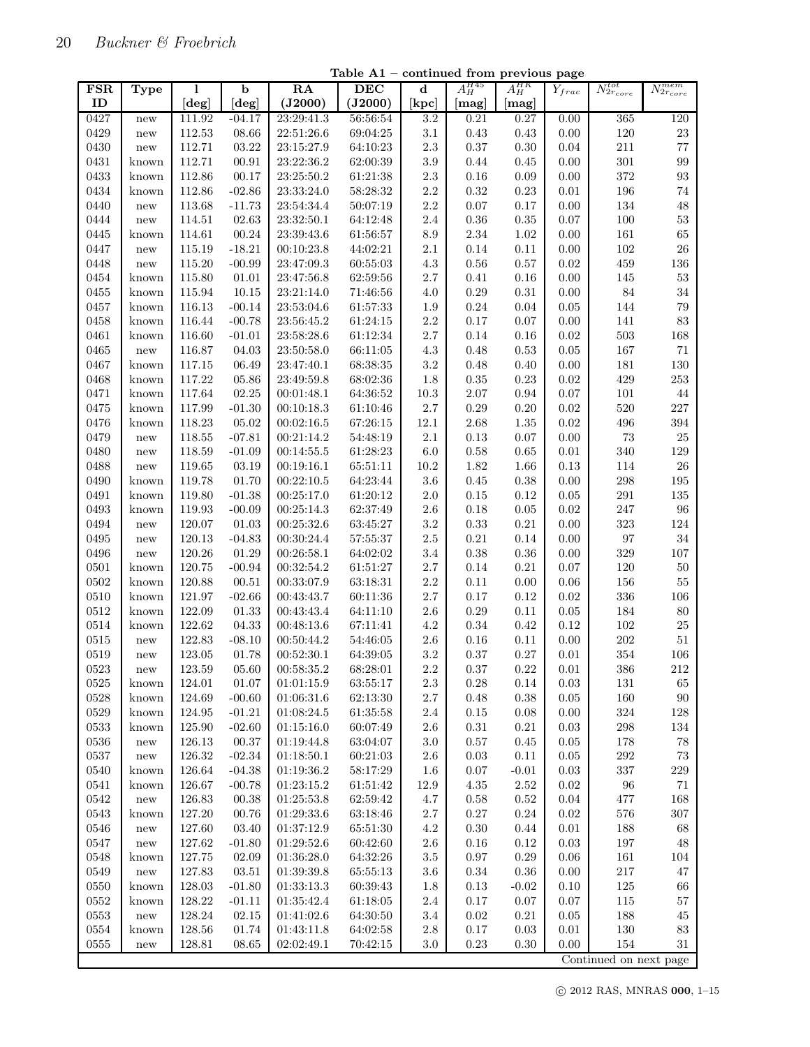**Table A1 – continued from previous page**

| FSR ID | Type | l [deg] | b [deg] | RA (J2000) | DEC (J2000) | d [kpc] | $A_H^{H45}$ [mag] | $A_H^{HK}$ [mag] | $Y_{frac}$ | $N_{2r_{core}}^{tot}$ | $N_{2r_{core}}^{mem}$ |
|---|---|---|---|---|---|---|---|---|---|---|---|
| 0427 | new | 111.92 | -04.17 | 23:29:41.3 | 56:56:54 | 3.2 | 0.21 | 0.27 | 0.00 | 365 | 120 |
| 0429 | new | 112.53 | 08.66 | 22:51:26.6 | 69:04:25 | 3.1 | 0.43 | 0.43 | 0.00 | 120 | 23 |
| 0430 | new | 112.71 | 03.22 | 23:15:27.9 | 64:10:23 | 2.3 | 0.37 | 0.30 | 0.04 | 211 | 77 |
| 0431 | known | 112.71 | 00.91 | 23:22:36.2 | 62:00:39 | 3.9 | 0.44 | 0.45 | 0.00 | 301 | 99 |
| 0433 | known | 112.86 | 00.17 | 23:25:50.2 | 61:21:38 | 2.3 | 0.16 | 0.09 | 0.00 | 372 | 93 |
| 0434 | known | 112.86 | -02.86 | 23:33:24.0 | 58:28:32 | 2.2 | 0.32 | 0.23 | 0.01 | 196 | 74 |
| 0440 | new | 113.68 | -11.73 | 23:54:34.4 | 50:07:19 | 2.2 | 0.07 | 0.17 | 0.00 | 134 | 48 |
| 0444 | new | 114.51 | 02.63 | 23:32:50.1 | 64:12:48 | 2.4 | 0.36 | 0.35 | 0.07 | 100 | 53 |
| 0445 | known | 114.61 | 00.24 | 23:39:43.6 | 61:56:57 | 8.9 | 2.34 | 1.02 | 0.00 | 161 | 65 |
| 0447 | new | 115.19 | -18.21 | 00:10:23.8 | 44:02:21 | 2.1 | 0.14 | 0.11 | 0.00 | 102 | 26 |
| 0448 | new | 115.20 | -00.99 | 23:47:09.3 | 60:55:03 | 4.3 | 0.56 | 0.57 | 0.02 | 459 | 136 |
| 0454 | known | 115.80 | 01.01 | 23:47:56.8 | 62:59:56 | 2.7 | 0.41 | 0.16 | 0.00 | 145 | 53 |
| 0455 | known | 115.94 | 10.15 | 23:21:14.0 | 71:46:56 | 4.0 | 0.29 | 0.31 | 0.00 | 84 | 34 |
| 0457 | known | 116.13 | -00.14 | 23:53:04.6 | 61:57:33 | 1.9 | 0.24 | 0.04 | 0.05 | 144 | 79 |
| 0458 | known | 116.44 | -00.78 | 23:56:45.2 | 61:24:15 | 2.2 | 0.17 | 0.07 | 0.00 | 141 | 83 |
| 0461 | known | 116.60 | -01.01 | 23:58:28.6 | 61:12:34 | 2.7 | 0.14 | 0.16 | 0.02 | 503 | 168 |
| 0465 | new | 116.87 | 04.03 | 23:50:58.0 | 66:11:05 | 4.3 | 0.48 | 0.53 | 0.05 | 167 | 71 |
| 0467 | known | 117.15 | 06.49 | 23:47:40.1 | 68:38:35 | 3.2 | 0.48 | 0.40 | 0.00 | 181 | 130 |
| 0468 | known | 117.22 | 05.86 | 23:49:59.8 | 68:02:36 | 1.8 | 0.35 | 0.23 | 0.02 | 429 | 253 |
| 0471 | known | 117.64 | 02.25 | 00:01:48.1 | 64:36:52 | 10.3 | 2.07 | 0.94 | 0.07 | 101 | 44 |
| 0475 | known | 117.99 | -01.30 | 00:10:18.3 | 61:10:46 | 2.7 | 0.29 | 0.20 | 0.02 | 520 | 227 |
| 0476 | known | 118.23 | 05.02 | 00:02:16.5 | 67:26:15 | 12.1 | 2.68 | 1.35 | 0.02 | 496 | 394 |
| 0479 | new | 118.55 | -07.81 | 00:21:14.2 | 54:48:19 | 2.1 | 0.13 | 0.07 | 0.00 | 73 | 25 |
| 0480 | new | 118.59 | -01.09 | 00:14:55.5 | 61:28:23 | 6.0 | 0.58 | 0.65 | 0.01 | 340 | 129 |
| 0488 | new | 119.65 | 03.19 | 00:19:16.1 | 65:51:11 | 10.2 | 1.82 | 1.66 | 0.13 | 114 | 26 |
| 0490 | known | 119.78 | 01.70 | 00:22:10.5 | 64:23:44 | 3.6 | 0.45 | 0.38 | 0.00 | 298 | 195 |
| 0491 | known | 119.80 | -01.38 | 00:25:17.0 | 61:20:12 | 2.0 | 0.15 | 0.12 | 0.05 | 291 | 135 |
| 0493 | known | 119.93 | -00.09 | 00:25:14.3 | 62:37:49 | 2.6 | 0.18 | 0.05 | 0.02 | 247 | 96 |
| 0494 | new | 120.07 | 01.03 | 00:25:32.6 | 63:45:27 | 3.2 | 0.33 | 0.21 | 0.00 | 323 | 124 |
| 0495 | new | 120.13 | -04.83 | 00:30:24.4 | 57:55:37 | 2.5 | 0.21 | 0.14 | 0.00 | 97 | 34 |
| 0496 | new | 120.26 | 01.29 | 00:26:58.1 | 64:02:02 | 3.4 | 0.38 | 0.36 | 0.00 | 329 | 107 |
| 0501 | known | 120.75 | -00.94 | 00:32:54.2 | 61:51:27 | 2.7 | 0.14 | 0.21 | 0.07 | 120 | 50 |
| 0502 | known | 120.88 | 00.51 | 00:33:07.9 | 63:18:31 | 2.2 | 0.11 | 0.00 | 0.06 | 156 | 55 |
| 0510 | known | 121.97 | -02.66 | 00:43:43.7 | 60:11:36 | 2.7 | 0.17 | 0.12 | 0.02 | 336 | 106 |
| 0512 | known | 122.09 | 01.33 | 00:43:43.4 | 64:11:10 | 2.6 | 0.29 | 0.11 | 0.05 | 184 | 80 |
| 0514 | known | 122.62 | 04.33 | 00:48:13.6 | 67:11:41 | 4.2 | 0.34 | 0.42 | 0.12 | 102 | 25 |
| 0515 | new | 122.83 | -08.10 | 00:50:44.2 | 54:46:05 | 2.6 | 0.16 | 0.11 | 0.00 | 202 | 51 |
| 0519 | new | 123.05 | 01.78 | 00:52:30.1 | 64:39:05 | 3.2 | 0.37 | 0.27 | 0.01 | 354 | 106 |
| 0523 | new | 123.59 | 05.60 | 00:58:35.2 | 68:28:01 | 2.2 | 0.37 | 0.22 | 0.01 | 386 | 212 |
| 0525 | known | 124.01 | 01.07 | 01:01:15.9 | 63:55:17 | 2.3 | 0.28 | 0.14 | 0.03 | 131 | 65 |
| 0528 | known | 124.69 | -00.60 | 01:06:31.6 | 62:13:30 | 2.7 | 0.48 | 0.38 | 0.05 | 160 | 90 |
| 0529 | known | 124.95 | -01.21 | 01:08:24.5 | 61:35:58 | 2.4 | 0.15 | 0.08 | 0.00 | 324 | 128 |
| 0533 | known | 125.90 | -02.60 | 01:15:16.0 | 60:07:49 | 2.6 | 0.31 | 0.21 | 0.03 | 298 | 134 |
| 0536 | new | 126.13 | 00.37 | 01:19:44.8 | 63:04:07 | 3.0 | 0.57 | 0.45 | 0.05 | 178 | 78 |
| 0537 | new | 126.32 | -02.34 | 01:18:50.1 | 60:21:03 | 2.6 | 0.03 | 0.11 | 0.05 | 292 | 73 |
| 0540 | known | 126.64 | -04.38 | 01:19:36.2 | 58:17:29 | 1.6 | 0.07 | -0.01 | 0.03 | 337 | 229 |
| 0541 | known | 126.67 | -00.78 | 01:23:15.2 | 61:51:42 | 12.9 | 4.35 | 2.52 | 0.02 | 96 | 71 |
| 0542 | new | 126.83 | 00.38 | 01:25:53.8 | 62:59:42 | 4.7 | 0.58 | 0.52 | 0.04 | 477 | 168 |
| 0543 | known | 127.20 | 00.76 | 01:29:33.6 | 63:18:46 | 2.7 | 0.27 | 0.24 | 0.02 | 576 | 307 |
| 0546 | new | 127.60 | 03.40 | 01:37:12.9 | 65:51:30 | 4.2 | 0.30 | 0.44 | 0.01 | 188 | 68 |
| 0547 | new | 127.62 | -01.80 | 01:29:52.6 | 60:42:60 | 2.6 | 0.16 | 0.12 | 0.03 | 197 | 48 |
| 0548 | known | 127.75 | 02.09 | 01:36:28.0 | 64:32:26 | 3.5 | 0.97 | 0.29 | 0.06 | 161 | 104 |
| 0549 | new | 127.83 | 03.51 | 01:39:39.8 | 65:55:13 | 3.6 | 0.34 | 0.36 | 0.00 | 217 | 47 |
| 0550 | known | 128.03 | -01.80 | 01:33:13.3 | 60:39:43 | 1.8 | 0.13 | -0.02 | 0.10 | 125 | 66 |
| 0552 | known | 128.22 | -01.11 | 01:35:42.4 | 61:18:05 | 2.4 | 0.17 | 0.07 | 0.07 | 115 | 57 |
| 0553 | new | 128.24 | 02.15 | 01:41:02.6 | 64:30:50 | 3.4 | 0.02 | 0.21 | 0.05 | 188 | 45 |
| 0554 | known | 128.56 | 01.74 | 01:43:11.8 | 64:02:58 | 2.8 | 0.17 | 0.03 | 0.01 | 130 | 83 |
| 0555 | new | 128.81 | 08.65 | 02:02:49.1 | 70:42:15 | 3.0 | 0.23 | 0.30 | 0.00 | 154 | 31 |

Continued on next page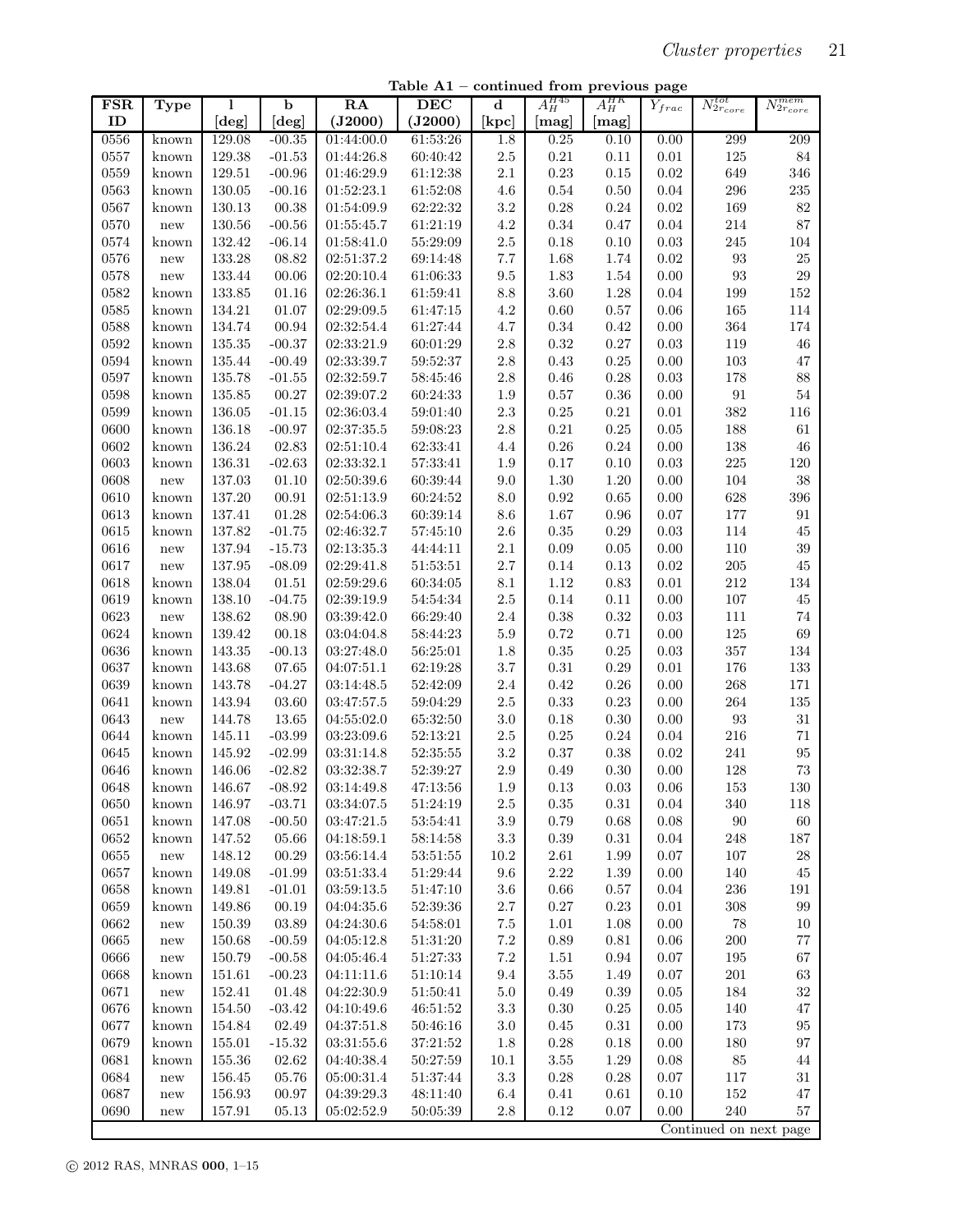**Table A1 – continued from previous page**

| FSR ID | Type | l [deg] | b [deg] | RA (J2000) | DEC (J2000) | d [kpc] | $A_H^{H45}$ [mag] | $A_H^{HK}$ [mag] | $Y_{frac}$ | $N_{2r_{core}}^{tot}$ | $N_{2r_{core}}^{mem}$ |
|---|---|---|---|---|---|---|---|---|---|---|---|
| 0556 | known | 129.08 | -00.35 | 01:44:00.0 | 61:53:26 | 1.8 | 0.25 | 0.10 | 0.00 | 299 | 209 |
| 0557 | known | 129.38 | -01.53 | 01:44:26.8 | 60:40:42 | 2.5 | 0.21 | 0.11 | 0.01 | 125 | 84 |
| 0559 | known | 129.51 | -00.96 | 01:46:29.9 | 61:12:38 | 2.1 | 0.23 | 0.15 | 0.02 | 649 | 346 |
| 0563 | known | 130.05 | -00.16 | 01:52:23.1 | 61:52:08 | 4.6 | 0.54 | 0.50 | 0.04 | 296 | 235 |
| 0567 | known | 130.13 | 00.38 | 01:54:09.9 | 62:22:32 | 3.2 | 0.28 | 0.24 | 0.02 | 169 | 82 |
| 0570 | new | 130.56 | -00.56 | 01:55:45.7 | 61:21:19 | 4.2 | 0.34 | 0.47 | 0.04 | 214 | 87 |
| 0574 | known | 132.42 | -06.14 | 01:58:41.0 | 55:29:09 | 2.5 | 0.18 | 0.10 | 0.03 | 245 | 104 |
| 0576 | new | 133.28 | 08.82 | 02:51:37.2 | 69:14:48 | 7.7 | 1.68 | 1.74 | 0.02 | 93 | 25 |
| 0578 | new | 133.44 | 00.06 | 02:20:10.4 | 61:06:33 | 9.5 | 1.83 | 1.54 | 0.00 | 93 | 29 |
| 0582 | known | 133.85 | 01.16 | 02:26:36.1 | 61:59:41 | 8.8 | 3.60 | 1.28 | 0.04 | 199 | 152 |
| 0585 | known | 134.21 | 01.07 | 02:29:09.5 | 61:47:15 | 4.2 | 0.60 | 0.57 | 0.06 | 165 | 114 |
| 0588 | known | 134.74 | 00.94 | 02:32:54.4 | 61:27:44 | 4.7 | 0.34 | 0.42 | 0.00 | 364 | 174 |
| 0592 | known | 135.35 | -00.37 | 02:33:21.9 | 60:01:29 | 2.8 | 0.32 | 0.27 | 0.03 | 119 | 46 |
| 0594 | known | 135.44 | -00.49 | 02:33:39.7 | 59:52:37 | 2.8 | 0.43 | 0.25 | 0.00 | 103 | 47 |
| 0597 | known | 135.78 | -01.55 | 02:32:59.7 | 58:45:46 | 2.8 | 0.46 | 0.28 | 0.03 | 178 | 88 |
| 0598 | known | 135.85 | 00.27 | 02:39:07.2 | 60:24:33 | 1.9 | 0.57 | 0.36 | 0.00 | 91 | 54 |
| 0599 | known | 136.05 | -01.15 | 02:36:03.4 | 59:01:40 | 2.3 | 0.25 | 0.21 | 0.01 | 382 | 116 |
| 0600 | known | 136.18 | -00.97 | 02:37:35.5 | 59:08:23 | 2.8 | 0.21 | 0.25 | 0.05 | 188 | 61 |
| 0602 | known | 136.24 | 02.83 | 02:51:10.4 | 62:33:41 | 4.4 | 0.26 | 0.24 | 0.00 | 138 | 46 |
| 0603 | known | 136.31 | -02.63 | 02:33:32.1 | 57:33:41 | 1.9 | 0.17 | 0.10 | 0.03 | 225 | 120 |
| 0608 | new | 137.03 | 01.10 | 02:50:39.6 | 60:39:44 | 9.0 | 1.30 | 1.20 | 0.00 | 104 | 38 |
| 0610 | known | 137.20 | 00.91 | 02:51:13.9 | 60:24:52 | 8.0 | 0.92 | 0.65 | 0.00 | 628 | 396 |
| 0613 | known | 137.41 | 01.28 | 02:54:06.3 | 60:39:14 | 8.6 | 1.67 | 0.96 | 0.07 | 177 | 91 |
| 0615 | known | 137.82 | -01.75 | 02:46:32.7 | 57:45:10 | 2.6 | 0.35 | 0.29 | 0.03 | 114 | 45 |
| 0616 | new | 137.94 | -15.73 | 02:13:35.3 | 44:44:11 | 2.1 | 0.09 | 0.05 | 0.00 | 110 | 39 |
| 0617 | new | 137.95 | -08.09 | 02:29:41.8 | 51:53:51 | 2.7 | 0.14 | 0.13 | 0.02 | 205 | 45 |
| 0618 | known | 138.04 | 01.51 | 02:59:29.6 | 60:34:05 | 8.1 | 1.12 | 0.83 | 0.01 | 212 | 134 |
| 0619 | known | 138.10 | -04.75 | 02:39:19.9 | 54:54:34 | 2.5 | 0.14 | 0.11 | 0.00 | 107 | 45 |
| 0623 | new | 138.62 | 08.90 | 03:39:42.0 | 66:29:40 | 2.4 | 0.38 | 0.32 | 0.03 | 111 | 74 |
| 0624 | known | 139.42 | 00.18 | 03:04:04.8 | 58:44:23 | 5.9 | 0.72 | 0.71 | 0.00 | 125 | 69 |
| 0636 | known | 143.35 | -00.13 | 03:27:48.0 | 56:25:01 | 1.8 | 0.35 | 0.25 | 0.03 | 357 | 134 |
| 0637 | known | 143.68 | 07.65 | 04:07:51.1 | 62:19:28 | 3.7 | 0.31 | 0.29 | 0.01 | 176 | 133 |
| 0639 | known | 143.78 | -04.27 | 03:14:48.5 | 52:42:09 | 2.4 | 0.42 | 0.26 | 0.00 | 268 | 171 |
| 0641 | known | 143.94 | 03.60 | 03:47:57.5 | 59:04:29 | 2.5 | 0.33 | 0.23 | 0.00 | 264 | 135 |
| 0643 | new | 144.78 | 13.65 | 04:55:02.0 | 65:32:50 | 3.0 | 0.18 | 0.30 | 0.00 | 93 | 31 |
| 0644 | known | 145.11 | -03.99 | 03:23:09.6 | 52:13:21 | 2.5 | 0.25 | 0.24 | 0.04 | 216 | 71 |
| 0645 | known | 145.92 | -02.99 | 03:31:14.8 | 52:35:55 | 3.2 | 0.37 | 0.38 | 0.02 | 241 | 95 |
| 0646 | known | 146.06 | -02.82 | 03:32:38.7 | 52:39:27 | 2.9 | 0.49 | 0.30 | 0.00 | 128 | 73 |
| 0648 | known | 146.67 | -08.92 | 03:14:49.8 | 47:13:56 | 1.9 | 0.13 | 0.03 | 0.06 | 153 | 130 |
| 0650 | known | 146.97 | -03.71 | 03:34:07.5 | 51:24:19 | 2.5 | 0.35 | 0.31 | 0.04 | 340 | 118 |
| 0651 | known | 147.08 | -00.50 | 03:47:21.5 | 53:54:41 | 3.9 | 0.79 | 0.68 | 0.08 | 90 | 60 |
| 0652 | known | 147.52 | 05.66 | 04:18:59.1 | 58:14:58 | 3.3 | 0.39 | 0.31 | 0.04 | 248 | 187 |
| 0655 | new | 148.12 | 00.29 | 03:56:14.4 | 53:51:55 | 10.2 | 2.61 | 1.99 | 0.07 | 107 | 28 |
| 0657 | known | 149.08 | -01.99 | 03:51:33.4 | 51:29:44 | 9.6 | 2.22 | 1.39 | 0.00 | 140 | 45 |
| 0658 | known | 149.81 | -01.01 | 03:59:13.5 | 51:47:10 | 3.6 | 0.66 | 0.57 | 0.04 | 236 | 191 |
| 0659 | known | 149.86 | 00.19 | 04:04:35.6 | 52:39:36 | 2.7 | 0.27 | 0.23 | 0.01 | 308 | 99 |
| 0662 | new | 150.39 | 03.89 | 04:24:30.6 | 54:58:01 | 7.5 | 1.01 | 1.08 | 0.00 | 78 | 10 |
| 0665 | new | 150.68 | -00.59 | 04:05:12.8 | 51:31:20 | 7.2 | 0.89 | 0.81 | 0.06 | 200 | 77 |
| 0666 | new | 150.79 | -00.58 | 04:05:46.4 | 51:27:33 | 7.2 | 1.51 | 0.94 | 0.07 | 195 | 67 |
| 0668 | known | 151.61 | -00.23 | 04:11:11.6 | 51:10:14 | 9.4 | 3.55 | 1.49 | 0.07 | 201 | 63 |
| 0671 | new | 152.41 | 01.48 | 04:22:30.9 | 51:50:41 | 5.0 | 0.49 | 0.39 | 0.05 | 184 | 32 |
| 0676 | known | 154.50 | -03.42 | 04:10:49.6 | 46:51:52 | 3.3 | 0.30 | 0.25 | 0.05 | 140 | 47 |
| 0677 | known | 154.84 | 02.49 | 04:37:51.8 | 50:46:16 | 3.0 | 0.45 | 0.31 | 0.00 | 173 | 95 |
| 0679 | known | 155.01 | -15.32 | 03:31:55.6 | 37:21:52 | 1.8 | 0.28 | 0.18 | 0.00 | 180 | 97 |
| 0681 | known | 155.36 | 02.62 | 04:40:38.4 | 50:27:59 | 10.1 | 3.55 | 1.29 | 0.08 | 85 | 44 |
| 0684 | new | 156.45 | 05.76 | 05:00:31.4 | 51:37:44 | 3.3 | 0.28 | 0.28 | 0.07 | 117 | 31 |
| 0687 | new | 156.93 | 00.97 | 04:39:29.3 | 48:11:40 | 6.4 | 0.41 | 0.61 | 0.10 | 152 | 47 |
| 0690 | new | 157.91 | 05.13 | 05:02:52.9 | 50:05:39 | 2.8 | 0.12 | 0.07 | 0.00 | 240 | 57 |

Continued on next page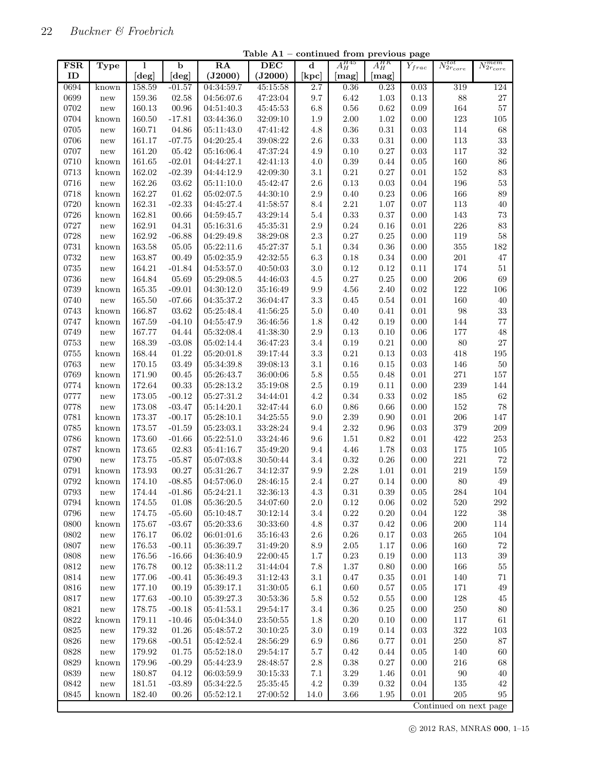**Table A1 – continued from previous page**

| FSR ID | Type | l [deg] | b [deg] | RA (J2000) | DEC (J2000) | d [kpc] | $A_H^{H45}$ [mag] | $A_H^{HK}$ [mag] | $Y_{frac}$ | $N_{2r_{core}}^{tot}$ | $N_{2r_{core}}^{mem}$ |
|---|---|---|---|---|---|---|---|---|---|---|---|
| 0694 | known | 158.59 | -01.57 | 04:34:59.7 | 45:15:58 | 2.7 | 0.36 | 0.23 | 0.03 | 319 | 124 |
| 0699 | new | 159.36 | 02.58 | 04:56:07.6 | 47:23:04 | 9.7 | 6.42 | 1.03 | 0.13 | 88 | 27 |
| 0702 | new | 160.13 | 00.96 | 04:51:40.3 | 45:45:53 | 6.8 | 0.56 | 0.62 | 0.09 | 164 | 57 |
| 0704 | known | 160.50 | -17.81 | 03:44:36.0 | 32:09:10 | 1.9 | 2.00 | 1.02 | 0.00 | 123 | 105 |
| 0705 | new | 160.71 | 04.86 | 05:11:43.0 | 47:41:42 | 4.8 | 0.36 | 0.31 | 0.03 | 114 | 68 |
| 0706 | new | 161.17 | -07.75 | 04:20:25.4 | 39:08:22 | 2.6 | 0.33 | 0.31 | 0.00 | 113 | 33 |
| 0707 | new | 161.20 | 05.42 | 05:16:06.4 | 47:37:24 | 4.9 | 0.10 | 0.27 | 0.03 | 117 | 32 |
| 0710 | known | 161.65 | -02.01 | 04:44:27.1 | 42:41:13 | 4.0 | 0.39 | 0.44 | 0.05 | 160 | 86 |
| 0713 | known | 162.02 | -02.39 | 04:44:12.9 | 42:09:30 | 3.1 | 0.21 | 0.27 | 0.01 | 152 | 83 |
| 0716 | new | 162.26 | 03.62 | 05:11:10.0 | 45:42:47 | 2.6 | 0.13 | 0.03 | 0.04 | 196 | 53 |
| 0718 | known | 162.27 | 01.62 | 05:02:07.5 | 44:30:10 | 2.9 | 0.40 | 0.23 | 0.06 | 166 | 89 |
| 0720 | known | 162.31 | -02.33 | 04:45:27.4 | 41:58:57 | 8.4 | 2.21 | 1.07 | 0.07 | 113 | 40 |
| 0726 | known | 162.81 | 00.66 | 04:59:45.7 | 43:29:14 | 5.4 | 0.33 | 0.37 | 0.00 | 143 | 73 |
| 0727 | new | 162.91 | 04.31 | 05:16:31.6 | 45:35:31 | 2.9 | 0.24 | 0.16 | 0.01 | 226 | 83 |
| 0728 | new | 162.92 | -06.88 | 04:29:49.8 | 38:29:08 | 2.3 | 0.27 | 0.25 | 0.00 | 119 | 58 |
| 0731 | known | 163.58 | 05.05 | 05:22:11.6 | 45:27:37 | 5.1 | 0.34 | 0.36 | 0.00 | 355 | 182 |
| 0732 | new | 163.87 | 00.49 | 05:02:35.9 | 42:32:55 | 6.3 | 0.18 | 0.34 | 0.00 | 201 | 47 |
| 0735 | new | 164.21 | -01.84 | 04:53:57.0 | 40:50:03 | 3.0 | 0.12 | 0.12 | 0.11 | 174 | 51 |
| 0736 | new | 164.84 | 05.69 | 05:29:08.5 | 44:46:03 | 4.5 | 0.27 | 0.25 | 0.00 | 206 | 69 |
| 0739 | known | 165.35 | -09.01 | 04:30:12.0 | 35:16:49 | 9.9 | 4.56 | 2.40 | 0.02 | 122 | 106 |
| 0740 | new | 165.50 | -07.66 | 04:35:37.2 | 36:04:47 | 3.3 | 0.45 | 0.54 | 0.01 | 160 | 40 |
| 0743 | known | 166.87 | 03.62 | 05:25:48.4 | 41:56:25 | 5.0 | 0.40 | 0.41 | 0.01 | 98 | 33 |
| 0747 | known | 167.59 | -04.10 | 04:55:47.9 | 36:46:56 | 1.8 | 0.42 | 0.19 | 0.00 | 144 | 77 |
| 0749 | new | 167.77 | 04.44 | 05:32:08.4 | 41:38:30 | 2.9 | 0.13 | 0.10 | 0.06 | 177 | 48 |
| 0753 | new | 168.39 | -03.08 | 05:02:14.4 | 36:47:23 | 3.4 | 0.19 | 0.21 | 0.00 | 80 | 27 |
| 0755 | known | 168.44 | 01.22 | 05:20:01.8 | 39:17:44 | 3.3 | 0.21 | 0.13 | 0.03 | 418 | 195 |
| 0763 | new | 170.15 | 03.49 | 05:34:39.8 | 39:08:13 | 3.1 | 0.16 | 0.15 | 0.03 | 146 | 50 |
| 0769 | known | 171.90 | 00.45 | 05:26:43.7 | 36:00:06 | 5.8 | 0.55 | 0.48 | 0.01 | 271 | 157 |
| 0774 | known | 172.64 | 00.33 | 05:28:13.2 | 35:19:08 | 2.5 | 0.19 | 0.11 | 0.00 | 239 | 144 |
| 0777 | new | 173.05 | -00.12 | 05:27:31.2 | 34:44:01 | 4.2 | 0.34 | 0.33 | 0.02 | 185 | 62 |
| 0778 | new | 173.08 | -03.47 | 05:14:20.1 | 32:47:44 | 6.0 | 0.86 | 0.66 | 0.00 | 152 | 78 |
| 0781 | known | 173.37 | -00.17 | 05:28:10.1 | 34:25:55 | 9.0 | 2.39 | 0.90 | 0.01 | 206 | 147 |
| 0785 | known | 173.57 | -01.59 | 05:23:03.1 | 33:28:24 | 9.4 | 2.32 | 0.96 | 0.03 | 379 | 209 |
| 0786 | known | 173.60 | -01.66 | 05:22:51.0 | 33:24:46 | 9.6 | 1.51 | 0.82 | 0.01 | 422 | 253 |
| 0787 | known | 173.65 | 02.83 | 05:41:16.7 | 35:49:20 | 9.4 | 4.46 | 1.78 | 0.03 | 175 | 105 |
| 0790 | new | 173.75 | -05.87 | 05:07:03.8 | 30:50:44 | 3.4 | 0.32 | 0.26 | 0.00 | 221 | 72 |
| 0791 | known | 173.93 | 00.27 | 05:31:26.7 | 34:12:37 | 9.9 | 2.28 | 1.01 | 0.01 | 219 | 159 |
| 0792 | known | 174.10 | -08.85 | 04:57:06.0 | 28:46:15 | 2.4 | 0.27 | 0.14 | 0.00 | 80 | 49 |
| 0793 | new | 174.44 | -01.86 | 05:24:21.1 | 32:36:13 | 4.3 | 0.31 | 0.39 | 0.05 | 284 | 104 |
| 0794 | known | 174.55 | 01.08 | 05:36:20.5 | 34:07:60 | 2.0 | 0.12 | 0.06 | 0.02 | 520 | 292 |
| 0796 | new | 174.75 | -05.60 | 05:10:48.7 | 30:12:14 | 3.4 | 0.22 | 0.20 | 0.04 | 122 | 38 |
| 0800 | known | 175.67 | -03.67 | 05:20:33.6 | 30:33:60 | 4.8 | 0.37 | 0.42 | 0.06 | 200 | 114 |
| 0802 | new | 176.17 | 06.02 | 06:01:01.6 | 35:16:43 | 2.6 | 0.26 | 0.17 | 0.03 | 265 | 104 |
| 0807 | new | 176.53 | -00.11 | 05:36:39.7 | 31:49:20 | 8.9 | 2.05 | 1.17 | 0.06 | 160 | 72 |
| 0808 | new | 176.56 | -16.66 | 04:36:40.9 | 22:00:45 | 1.7 | 0.23 | 0.19 | 0.00 | 113 | 39 |
| 0812 | new | 176.78 | 00.12 | 05:38:11.2 | 31:44:04 | 7.8 | 1.37 | 0.80 | 0.00 | 166 | 55 |
| 0814 | new | 177.06 | -00.41 | 05:36:49.3 | 31:12:43 | 3.1 | 0.47 | 0.35 | 0.01 | 140 | 71 |
| 0816 | new | 177.10 | 00.19 | 05:39:17.1 | 31:30:05 | 6.1 | 0.60 | 0.57 | 0.05 | 171 | 49 |
| 0817 | new | 177.63 | -00.10 | 05:39:27.3 | 30:53:36 | 5.8 | 0.52 | 0.55 | 0.00 | 128 | 45 |
| 0821 | new | 178.75 | -00.18 | 05:41:53.1 | 29:54:17 | 3.4 | 0.36 | 0.25 | 0.00 | 250 | 80 |
| 0822 | known | 179.11 | -10.46 | 05:04:34.0 | 23:50:55 | 1.8 | 0.20 | 0.10 | 0.00 | 117 | 61 |
| 0825 | new | 179.32 | 01.26 | 05:48:57.2 | 30:10:25 | 3.0 | 0.19 | 0.14 | 0.03 | 322 | 103 |
| 0826 | new | 179.68 | -00.51 | 05:42:52.4 | 28:56:29 | 6.9 | 0.86 | 0.77 | 0.01 | 250 | 87 |
| 0828 | new | 179.92 | 01.75 | 05:52:18.0 | 29:54:17 | 5.7 | 0.42 | 0.44 | 0.05 | 140 | 60 |
| 0829 | known | 179.96 | -00.29 | 05:44:23.9 | 28:48:57 | 2.8 | 0.38 | 0.27 | 0.00 | 216 | 68 |
| 0839 | new | 180.87 | 04.12 | 06:03:59.9 | 30:15:33 | 7.1 | 3.29 | 1.46 | 0.01 | 90 | 40 |
| 0842 | new | 181.51 | -03.89 | 05:34:22.5 | 25:35:45 | 4.2 | 0.39 | 0.32 | 0.04 | 135 | 42 |
| 0845 | known | 182.40 | 00.26 | 05:52:12.1 | 27:00:52 | 14.0 | 3.66 | 1.95 | 0.01 | 205 | 95 |

Continued on next page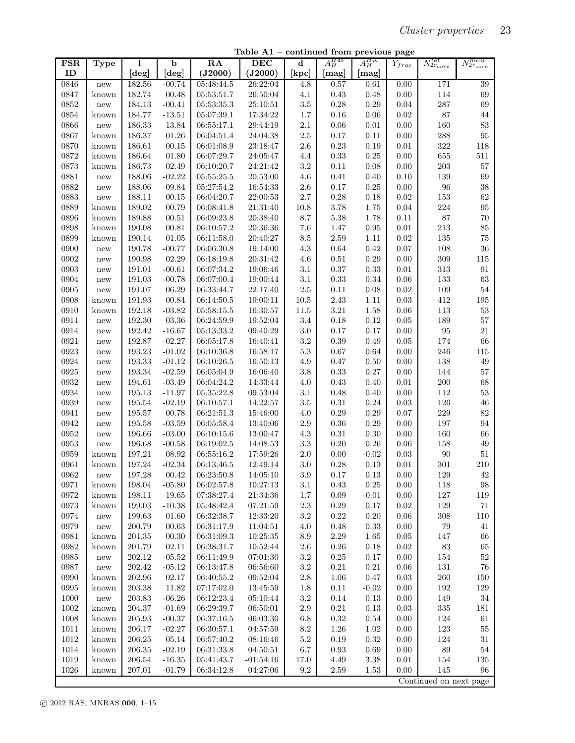**Table A1 – continued from previous page**

| FSR ID | Type | l [deg] | b [deg] | RA (J2000) | DEC (J2000) | d [kpc] | $A_H^{H45}$ [mag] | $A_H^{HK}$ [mag] | $Y_{frac}$ | $N_{2r_{core}}^{tot}$ | $N_{2r_{core}}^{mem}$ |
|---|---|---|---|---|---|---|---|---|---|---|---|
| 0846 | new | 182.56 | -00.74 | 05:48:44.5 | 26:22:04 | 4.8 | 0.57 | 0.61 | 0.00 | 171 | 39 |
| 0847 | known | 182.74 | 00.48 | 05:53:51.7 | 26:50:04 | 4.1 | 0.43 | 0.48 | 0.00 | 114 | 69 |
| 0852 | new | 184.13 | -00.41 | 05:53:35.3 | 25:10:51 | 3.5 | 0.28 | 0.29 | 0.04 | 287 | 69 |
| 0854 | known | 184.77 | -13.51 | 05:07:39.1 | 17:34:22 | 1.7 | 0.16 | 0.06 | 0.02 | 87 | 44 |
| 0866 | new | 186.33 | 13.84 | 06:55:17.1 | 29:44:19 | 2.1 | 0.06 | 0.01 | 0.00 | 160 | 83 |
| 0867 | known | 186.37 | 01.26 | 06:04:51.4 | 24:04:38 | 2.5 | 0.17 | 0.11 | 0.00 | 288 | 95 |
| 0870 | known | 186.61 | 00.15 | 06:01:08.9 | 23:18:47 | 2.6 | 0.23 | 0.19 | 0.01 | 322 | 118 |
| 0872 | known | 186.64 | 01.80 | 06:07:29.7 | 24:05:47 | 4.4 | 0.33 | 0.25 | 0.00 | 655 | 511 |
| 0873 | known | 186.73 | 02.49 | 06:10:20.7 | 24:21:42 | 3.2 | 0.11 | 0.08 | 0.00 | 203 | 57 |
| 0881 | new | 188.06 | -02.22 | 05:55:25.5 | 20:53:00 | 4.6 | 0.41 | 0.40 | 0.10 | 139 | 69 |
| 0882 | new | 188.06 | -09.84 | 05:27:54.2 | 16:54:33 | 2.6 | 0.17 | 0.25 | 0.00 | 96 | 38 |
| 0883 | new | 188.11 | 00.15 | 06:04:20.7 | 22:00:53 | 2.7 | 0.28 | 0.18 | 0.02 | 153 | 62 |
| 0889 | known | 189.02 | 00.79 | 06:08:41.8 | 21:31:40 | 10.8 | 3.78 | 1.75 | 0.04 | 224 | 95 |
| 0896 | known | 189.88 | 00.51 | 06:09:23.8 | 20:38:40 | 8.7 | 5.38 | 1.78 | 0.11 | 87 | 70 |
| 0898 | known | 190.08 | 00.81 | 06:10:57.2 | 20:36:36 | 7.6 | 1.47 | 0.95 | 0.01 | 213 | 85 |
| 0899 | known | 190.14 | 01.05 | 06:11:58.0 | 20:40:27 | 8.5 | 2.59 | 1.11 | 0.02 | 135 | 75 |
| 0900 | new | 190.78 | -00.77 | 06:06:30.8 | 19:14:00 | 4.3 | 0.64 | 0.42 | 0.07 | 108 | 36 |
| 0902 | new | 190.98 | 02.29 | 06:18:19.8 | 20:31:42 | 4.6 | 0.51 | 0.29 | 0.00 | 309 | 115 |
| 0903 | new | 191.01 | -00.61 | 06:07:34.2 | 19:06:46 | 3.1 | 0.37 | 0.33 | 0.01 | 313 | 91 |
| 0904 | new | 191.03 | -00.78 | 06:07:00.4 | 19:00:44 | 3.1 | 0.33 | 0.34 | 0.06 | 133 | 63 |
| 0905 | new | 191.07 | 06.29 | 06:33:44.7 | 22:17:40 | 2.5 | 0.11 | 0.08 | 0.02 | 109 | 54 |
| 0908 | known | 191.93 | 00.84 | 06:14:50.5 | 19:00:11 | 10.5 | 2.43 | 1.11 | 0.03 | 412 | 195 |
| 0910 | known | 192.18 | -03.82 | 05:58:15.5 | 16:30:57 | 11.5 | 3.21 | 1.58 | 0.06 | 113 | 53 |
| 0911 | new | 192.30 | 03.36 | 06:24:59.9 | 19:52:04 | 3.4 | 0.18 | 0.12 | 0.05 | 189 | 57 |
| 0914 | new | 192.42 | -16.67 | 05:13:33.2 | 09:40:29 | 3.0 | 0.17 | 0.17 | 0.00 | 95 | 21 |
| 0921 | new | 192.87 | -02.27 | 06:05:17.8 | 16:40:41 | 3.2 | 0.39 | 0.49 | 0.05 | 174 | 66 |
| 0923 | new | 193.23 | -01.02 | 06:10:36.8 | 16:58:17 | 5.3 | 0.67 | 0.64 | 0.00 | 246 | 115 |
| 0924 | new | 193.33 | -01.12 | 06:10:26.5 | 16:50:13 | 4.9 | 0.47 | 0.50 | 0.00 | 138 | 49 |
| 0925 | new | 193.34 | -02.59 | 06:05:04.9 | 16:06:40 | 3.8 | 0.33 | 0.27 | 0.00 | 144 | 57 |
| 0932 | new | 194.61 | -03.49 | 06:04:24.2 | 14:33:44 | 4.0 | 0.43 | 0.40 | 0.01 | 200 | 68 |
| 0934 | new | 195.13 | -11.97 | 05:35:22.8 | 09:53:04 | 3.1 | 0.48 | 0.40 | 0.00 | 112 | 53 |
| 0939 | new | 195.54 | -02.19 | 06:10:57.1 | 14:22:57 | 3.5 | 0.31 | 0.24 | 0.03 | 126 | 46 |
| 0941 | new | 195.57 | 00.78 | 06:21:51.3 | 15:46:00 | 4.0 | 0.29 | 0.29 | 0.07 | 229 | 82 |
| 0942 | new | 195.58 | -03.59 | 06:05:58.4 | 13:40:06 | 2.9 | 0.36 | 0.29 | 0.00 | 197 | 94 |
| 0952 | new | 196.66 | -03.00 | 06:10:15.6 | 13:00:47 | 4.3 | 0.31 | 0.30 | 0.00 | 160 | 66 |
| 0953 | new | 196.68 | -00.58 | 06:19:02.5 | 14:08:53 | 3.3 | 0.20 | 0.26 | 0.06 | 158 | 49 |
| 0959 | known | 197.21 | 08.92 | 06:55:16.2 | 17:59:26 | 2.0 | 0.00 | -0.02 | 0.03 | 90 | 51 |
| 0961 | known | 197.24 | -02.34 | 06:13:46.5 | 12:49:14 | 3.0 | 0.28 | 0.13 | 0.01 | 301 | 210 |
| 0962 | new | 197.28 | 00.42 | 06:23:50.8 | 14:05:10 | 3.9 | 0.17 | 0.13 | 0.00 | 129 | 42 |
| 0971 | known | 198.04 | -05.80 | 06:02:57.8 | 10:27:13 | 3.1 | 0.43 | 0.25 | 0.00 | 118 | 98 |
| 0972 | known | 198.11 | 19.65 | 07:38:27.4 | 21:34:36 | 1.7 | 0.09 | -0.01 | 0.00 | 127 | 119 |
| 0973 | known | 199.03 | -10.38 | 05:48:42.4 | 07:21:59 | 2.3 | 0.29 | 0.17 | 0.02 | 129 | 71 |
| 0974 | new | 199.63 | 01.60 | 06:32:38.7 | 12:33:20 | 3.2 | 0.22 | 0.20 | 0.06 | 308 | 110 |
| 0979 | new | 200.79 | 00.63 | 06:31:17.9 | 11:04:51 | 4.0 | 0.48 | 0.33 | 0.00 | 79 | 41 |
| 0981 | known | 201.35 | 00.30 | 06:31:09.3 | 10:25:35 | 8.9 | 2.29 | 1.65 | 0.05 | 147 | 66 |
| 0982 | known | 201.79 | 02.11 | 06:38:31.7 | 10:52:44 | 2.6 | 0.26 | 0.18 | 0.02 | 83 | 65 |
| 0985 | new | 202.12 | -05.52 | 06:11:49.9 | 07:01:30 | 3.2 | 0.25 | 0.17 | 0.00 | 154 | 52 |
| 0987 | new | 202.42 | -05.12 | 06:13:47.8 | 06:56:60 | 3.2 | 0.21 | 0.21 | 0.06 | 131 | 76 |
| 0990 | known | 202.96 | 02.17 | 06:40:55.2 | 09:52:04 | 2.8 | 1.06 | 0.47 | 0.03 | 260 | 150 |
| 0995 | known | 203.38 | 11.82 | 07:17:02.0 | 13:45:59 | 1.8 | 0.11 | -0.02 | 0.00 | 192 | 129 |
| 1000 | new | 203.83 | -06.26 | 06:12:23.4 | 05:10:44 | 3.2 | 0.14 | 0.13 | 0.00 | 149 | 34 |
| 1002 | known | 204.37 | -01.69 | 06:29:39.7 | 06:50:01 | 2.9 | 0.21 | 0.13 | 0.03 | 335 | 181 |
| 1008 | known | 205.93 | -00.37 | 06:37:16.5 | 06:03:30 | 6.8 | 0.32 | 0.54 | 0.00 | 124 | 61 |
| 1011 | known | 206.17 | -02.27 | 06:30:57.1 | 04:57:59 | 8.2 | 1.26 | 1.02 | 0.00 | 123 | 55 |
| 1012 | known | 206.25 | 05.14 | 06:57:40.2 | 08:16:46 | 5.2 | 0.19 | 0.32 | 0.00 | 124 | 31 |
| 1014 | known | 206.35 | -02.19 | 06:31:33.8 | 04:50:51 | 6.7 | 0.93 | 0.69 | 0.00 | 89 | 54 |
| 1019 | known | 206.54 | -16.35 | 05:41:43.7 | -01:54:16 | 17.0 | 4.49 | 3.38 | 0.01 | 154 | 135 |
| 1026 | known | 207.01 | -01.79 | 06:34:12.8 | 04:27:06 | 9.2 | 2.59 | 1.53 | 0.00 | 145 | 96 |

Continued on next page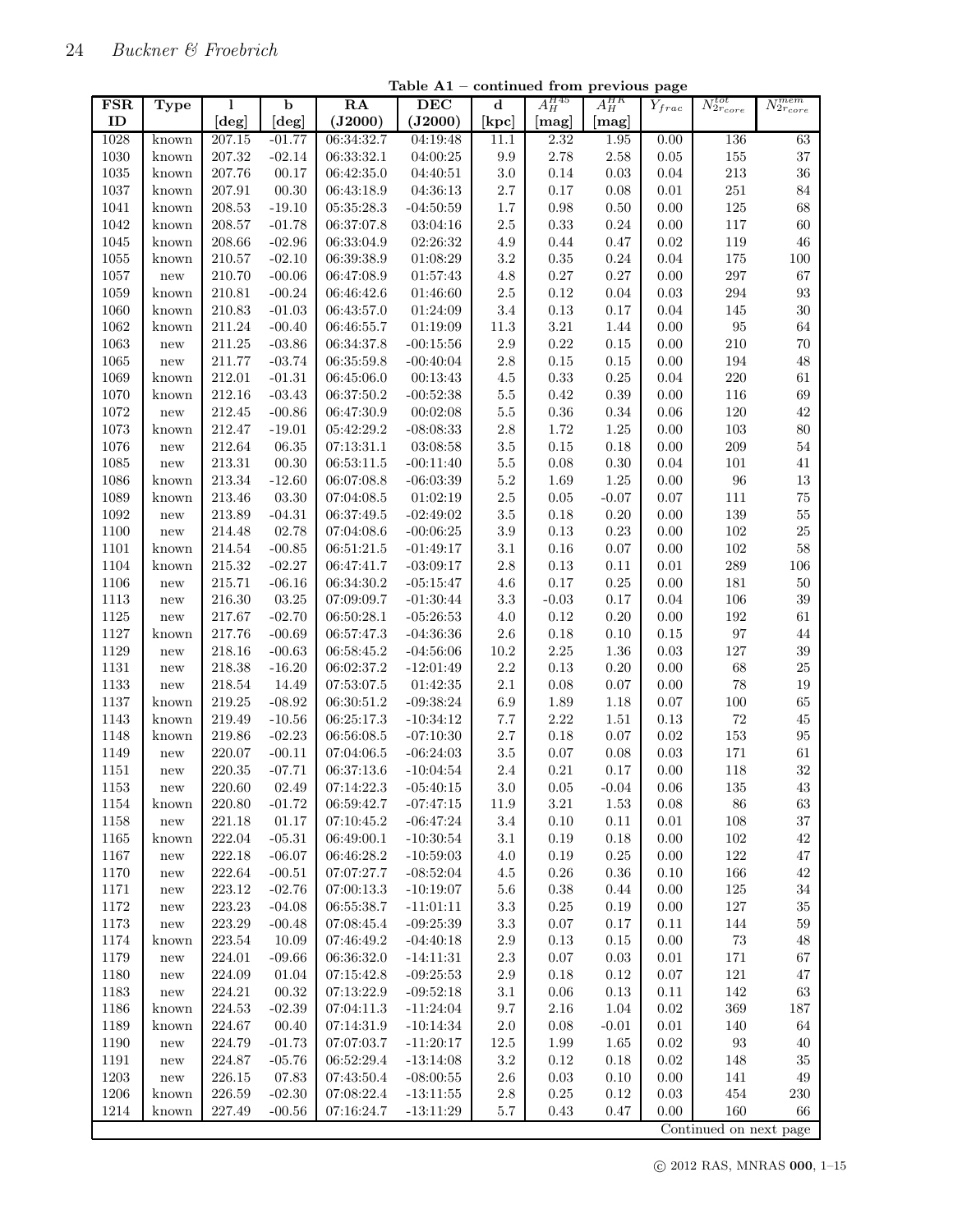**Table A1 – continued from previous page**

| FSR ID | Type | l [deg] | b [deg] | RA (J2000) | DEC (J2000) | d [kpc] | $A_H^{H45}$ [mag] | $A_H^{HK}$ [mag] | $Y_{frac}$ | $N_{2r_{core}}^{tot}$ | $N_{2r_{core}}^{mem}$ |
|---|---|---|---|---|---|---|---|---|---|---|---|
| 1028 | known | 207.15 | -01.77 | 06:34:32.7 | 04:19:48 | 11.1 | 2.32 | 1.95 | 0.00 | 136 | 63 |
| 1030 | known | 207.32 | -02.14 | 06:33:32.1 | 04:00:25 | 9.9 | 2.78 | 2.58 | 0.05 | 155 | 37 |
| 1035 | known | 207.76 | 00.17 | 06:42:35.0 | 04:40:51 | 3.0 | 0.14 | 0.03 | 0.04 | 213 | 36 |
| 1037 | known | 207.91 | 00.30 | 06:43:18.9 | 04:36:13 | 2.7 | 0.17 | 0.08 | 0.01 | 251 | 84 |
| 1041 | known | 208.53 | -19.10 | 05:35:28.3 | -04:50:59 | 1.7 | 0.98 | 0.50 | 0.00 | 125 | 68 |
| 1042 | known | 208.57 | -01.78 | 06:37:07.8 | 03:04:16 | 2.5 | 0.33 | 0.24 | 0.00 | 117 | 60 |
| 1045 | known | 208.66 | -02.96 | 06:33:04.9 | 02:26:32 | 4.9 | 0.44 | 0.47 | 0.02 | 119 | 46 |
| 1055 | known | 210.57 | -02.10 | 06:39:38.9 | 01:08:29 | 3.2 | 0.35 | 0.24 | 0.04 | 175 | 100 |
| 1057 | new | 210.70 | -00.06 | 06:47:08.9 | 01:57:43 | 4.8 | 0.27 | 0.27 | 0.00 | 297 | 67 |
| 1059 | known | 210.81 | -00.24 | 06:46:42.6 | 01:46:60 | 2.5 | 0.12 | 0.04 | 0.03 | 294 | 93 |
| 1060 | known | 210.83 | -01.03 | 06:43:57.0 | 01:24:09 | 3.4 | 0.13 | 0.17 | 0.04 | 145 | 30 |
| 1062 | known | 211.24 | -00.40 | 06:46:55.7 | 01:19:09 | 11.3 | 3.21 | 1.44 | 0.00 | 95 | 64 |
| 1063 | new | 211.25 | -03.86 | 06:34:37.8 | -00:15:56 | 2.9 | 0.22 | 0.15 | 0.00 | 210 | 70 |
| 1065 | new | 211.77 | -03.74 | 06:35:59.8 | -00:40:04 | 2.8 | 0.15 | 0.15 | 0.00 | 194 | 48 |
| 1069 | known | 212.01 | -01.31 | 06:45:06.0 | 00:13:43 | 4.5 | 0.33 | 0.25 | 0.04 | 220 | 61 |
| 1070 | known | 212.16 | -03.43 | 06:37:50.2 | -00:52:38 | 5.5 | 0.42 | 0.39 | 0.00 | 116 | 69 |
| 1072 | new | 212.45 | -00.86 | 06:47:30.9 | 00:02:08 | 5.5 | 0.36 | 0.34 | 0.06 | 120 | 42 |
| 1073 | known | 212.47 | -19.01 | 05:42:29.2 | -08:08:33 | 2.8 | 1.72 | 1.25 | 0.00 | 103 | 80 |
| 1076 | new | 212.64 | 06.35 | 07:13:31.1 | 03:08:58 | 3.5 | 0.15 | 0.18 | 0.00 | 209 | 54 |
| 1085 | new | 213.31 | 00.30 | 06:53:11.5 | -00:11:40 | 5.5 | 0.08 | 0.30 | 0.04 | 101 | 41 |
| 1086 | known | 213.34 | -12.60 | 06:07:08.8 | -06:03:39 | 5.2 | 1.69 | 1.25 | 0.00 | 96 | 13 |
| 1089 | known | 213.46 | 03.30 | 07:04:08.5 | 01:02:19 | 2.5 | 0.05 | -0.07 | 0.07 | 111 | 75 |
| 1092 | new | 213.89 | -04.31 | 06:37:49.5 | -02:49:02 | 3.5 | 0.18 | 0.20 | 0.00 | 139 | 55 |
| 1100 | new | 214.48 | 02.78 | 07:04:08.6 | -00:06:25 | 3.9 | 0.13 | 0.23 | 0.00 | 102 | 25 |
| 1101 | known | 214.54 | -00.85 | 06:51:21.5 | -01:49:17 | 3.1 | 0.16 | 0.07 | 0.00 | 102 | 58 |
| 1104 | known | 215.32 | -02.27 | 06:47:41.7 | -03:09:17 | 2.8 | 0.13 | 0.11 | 0.01 | 289 | 106 |
| 1106 | new | 215.71 | -06.16 | 06:34:30.2 | -05:15:47 | 4.6 | 0.17 | 0.25 | 0.00 | 181 | 50 |
| 1113 | new | 216.30 | 03.25 | 07:09:09.7 | -01:30:44 | 3.3 | -0.03 | 0.17 | 0.04 | 106 | 39 |
| 1125 | new | 217.67 | -02.70 | 06:50:28.1 | -05:26:53 | 4.0 | 0.12 | 0.20 | 0.00 | 192 | 61 |
| 1127 | known | 217.76 | -00.69 | 06:57:47.3 | -04:36:36 | 2.6 | 0.18 | 0.10 | 0.15 | 97 | 44 |
| 1129 | new | 218.16 | -00.63 | 06:58:45.2 | -04:56:06 | 10.2 | 2.25 | 1.36 | 0.03 | 127 | 39 |
| 1131 | new | 218.38 | -16.20 | 06:02:37.2 | -12:01:49 | 2.2 | 0.13 | 0.20 | 0.00 | 68 | 25 |
| 1133 | new | 218.54 | 14.49 | 07:53:07.5 | 01:42:35 | 2.1 | 0.08 | 0.07 | 0.00 | 78 | 19 |
| 1137 | known | 219.25 | -08.92 | 06:30:51.2 | -09:38:24 | 6.9 | 1.89 | 1.18 | 0.07 | 100 | 65 |
| 1143 | known | 219.49 | -10.56 | 06:25:17.3 | -10:34:12 | 7.7 | 2.22 | 1.51 | 0.13 | 72 | 45 |
| 1148 | known | 219.86 | -02.23 | 06:56:08.5 | -07:10:30 | 2.7 | 0.18 | 0.07 | 0.02 | 153 | 95 |
| 1149 | new | 220.07 | -00.11 | 07:04:06.5 | -06:24:03 | 3.5 | 0.07 | 0.08 | 0.03 | 171 | 61 |
| 1151 | new | 220.35 | -07.71 | 06:37:13.6 | -10:04:54 | 2.4 | 0.21 | 0.17 | 0.00 | 118 | 32 |
| 1153 | new | 220.60 | 02.49 | 07:14:22.3 | -05:40:15 | 3.0 | 0.05 | -0.04 | 0.06 | 135 | 43 |
| 1154 | known | 220.80 | -01.72 | 06:59:42.7 | -07:47:15 | 11.9 | 3.21 | 1.53 | 0.08 | 86 | 63 |
| 1158 | new | 221.18 | 01.17 | 07:10:45.2 | -06:47:24 | 3.4 | 0.10 | 0.11 | 0.01 | 108 | 37 |
| 1165 | known | 222.04 | -05.31 | 06:49:00.1 | -10:30:54 | 3.1 | 0.19 | 0.18 | 0.00 | 102 | 42 |
| 1167 | new | 222.18 | -06.07 | 06:46:28.2 | -10:59:03 | 4.0 | 0.19 | 0.25 | 0.00 | 122 | 47 |
| 1170 | new | 222.64 | -00.51 | 07:07:27.7 | -08:52:04 | 4.5 | 0.26 | 0.36 | 0.10 | 166 | 42 |
| 1171 | new | 223.12 | -02.76 | 07:00:13.3 | -10:19:07 | 5.6 | 0.38 | 0.44 | 0.00 | 125 | 34 |
| 1172 | new | 223.23 | -04.08 | 06:55:38.7 | -11:01:11 | 3.3 | 0.25 | 0.19 | 0.00 | 127 | 35 |
| 1173 | new | 223.29 | -00.48 | 07:08:45.4 | -09:25:39 | 3.3 | 0.07 | 0.17 | 0.11 | 144 | 59 |
| 1174 | known | 223.54 | 10.09 | 07:46:49.2 | -04:40:18 | 2.9 | 0.13 | 0.15 | 0.00 | 73 | 48 |
| 1179 | new | 224.01 | -09.66 | 06:36:32.0 | -14:11:31 | 2.3 | 0.07 | 0.03 | 0.01 | 171 | 67 |
| 1180 | new | 224.09 | 01.04 | 07:15:42.8 | -09:25:53 | 2.9 | 0.18 | 0.12 | 0.07 | 121 | 47 |
| 1183 | new | 224.21 | 00.32 | 07:13:22.9 | -09:52:18 | 3.1 | 0.06 | 0.13 | 0.11 | 142 | 63 |
| 1186 | known | 224.53 | -02.39 | 07:04:11.3 | -11:24:04 | 9.7 | 2.16 | 1.04 | 0.02 | 369 | 187 |
| 1189 | known | 224.67 | 00.40 | 07:14:31.9 | -10:14:34 | 2.0 | 0.08 | -0.01 | 0.01 | 140 | 64 |
| 1190 | new | 224.79 | -01.73 | 07:07:03.7 | -11:20:17 | 12.5 | 1.99 | 1.65 | 0.02 | 93 | 40 |
| 1191 | new | 224.87 | -05.76 | 06:52:29.4 | -13:14:08 | 3.2 | 0.12 | 0.18 | 0.02 | 148 | 35 |
| 1203 | new | 226.15 | 07.83 | 07:43:50.4 | -08:00:55 | 2.6 | 0.03 | 0.10 | 0.00 | 141 | 49 |
| 1206 | known | 226.59 | -02.30 | 07:08:22.4 | -13:11:55 | 2.8 | 0.25 | 0.12 | 0.03 | 454 | 230 |
| 1214 | known | 227.49 | -00.56 | 07:16:24.7 | -13:11:29 | 5.7 | 0.43 | 0.47 | 0.00 | 160 | 66 |

Continued on next page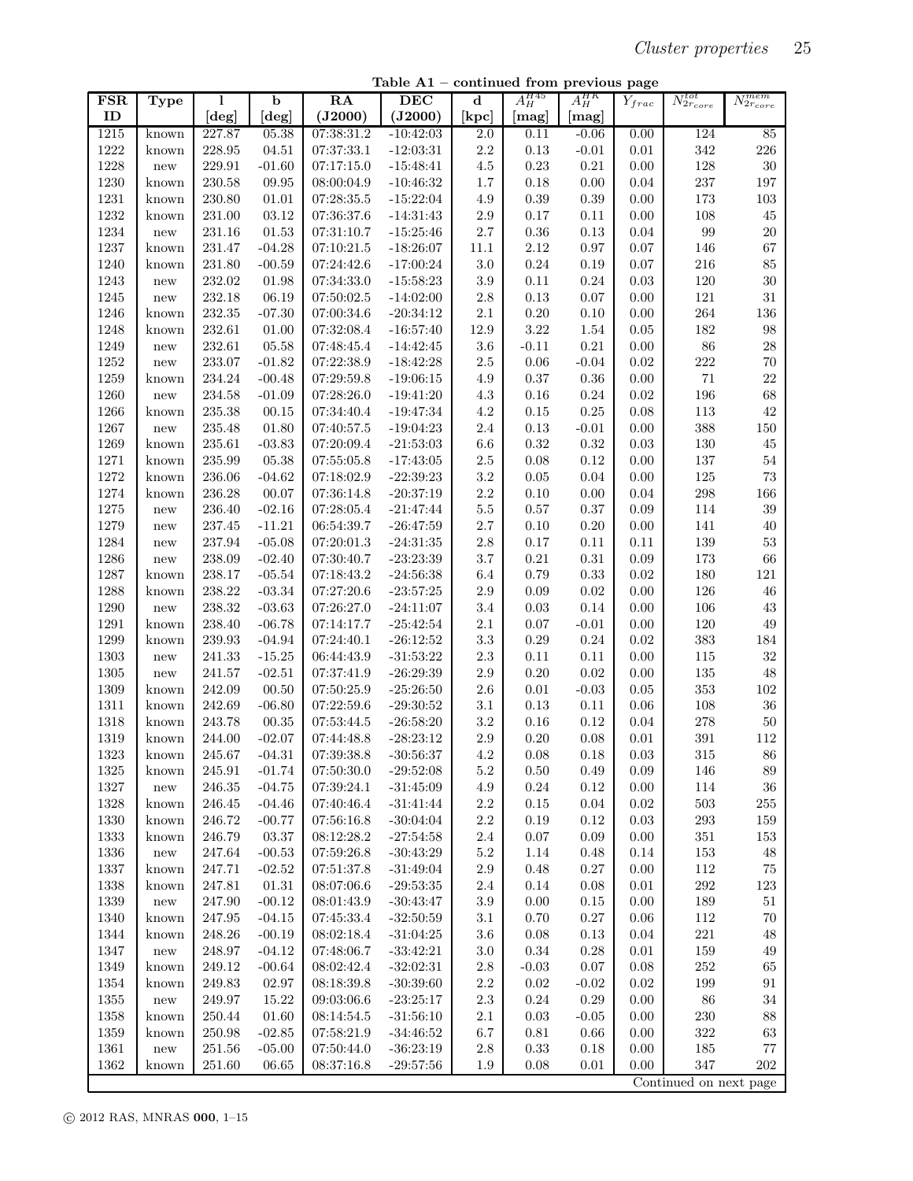**Table A1 – continued from previous page**

| FSR ID | Type | l [deg] | b [deg] | RA (J2000) | DEC (J2000) | d [kpc] | $A_H^{H45}$ [mag] | $A_H^{HK}$ [mag] | $Y_{frac}$ | $N_{2r_{core}}^{tot}$ | $N_{2r_{core}}^{mem}$ |
|---|---|---|---|---|---|---|---|---|---|---|---|
| 1215 | known | 227.87 | 05.38 | 07:38:31.2 | -10:42:03 | 2.0 | 0.11 | -0.06 | 0.00 | 124 | 85 |
| 1222 | known | 228.95 | 04.51 | 07:37:33.1 | -12:03:31 | 2.2 | 0.13 | -0.01 | 0.01 | 342 | 226 |
| 1228 | new | 229.91 | -01.60 | 07:17:15.0 | -15:48:41 | 4.5 | 0.23 | 0.21 | 0.00 | 128 | 30 |
| 1230 | known | 230.58 | 09.95 | 08:00:04.9 | -10:46:32 | 1.7 | 0.18 | 0.00 | 0.04 | 237 | 197 |
| 1231 | known | 230.80 | 01.01 | 07:28:35.5 | -15:22:04 | 4.9 | 0.39 | 0.39 | 0.00 | 173 | 103 |
| 1232 | known | 231.00 | 03.12 | 07:36:37.6 | -14:31:43 | 2.9 | 0.17 | 0.11 | 0.00 | 108 | 45 |
| 1234 | new | 231.16 | 01.53 | 07:31:10.7 | -15:25:46 | 2.7 | 0.36 | 0.13 | 0.04 | 99 | 20 |
| 1237 | known | 231.47 | -04.28 | 07:10:21.5 | -18:26:07 | 11.1 | 2.12 | 0.97 | 0.07 | 146 | 67 |
| 1240 | known | 231.80 | -00.59 | 07:24:42.6 | -17:00:24 | 3.0 | 0.24 | 0.19 | 0.07 | 216 | 85 |
| 1243 | new | 232.02 | 01.98 | 07:34:33.0 | -15:58:23 | 3.9 | 0.11 | 0.24 | 0.03 | 120 | 30 |
| 1245 | new | 232.18 | 06.19 | 07:50:02.5 | -14:02:00 | 2.8 | 0.13 | 0.07 | 0.00 | 121 | 31 |
| 1246 | known | 232.35 | -07.30 | 07:00:34.6 | -20:34:12 | 2.1 | 0.20 | 0.10 | 0.00 | 264 | 136 |
| 1248 | known | 232.61 | 01.00 | 07:32:08.4 | -16:57:40 | 12.9 | 3.22 | 1.54 | 0.05 | 182 | 98 |
| 1249 | new | 232.61 | 05.58 | 07:48:45.4 | -14:42:45 | 3.6 | -0.11 | 0.21 | 0.00 | 86 | 28 |
| 1252 | new | 233.07 | -01.82 | 07:22:38.9 | -18:42:28 | 2.5 | 0.06 | -0.04 | 0.02 | 222 | 70 |
| 1259 | known | 234.24 | -00.48 | 07:29:59.8 | -19:06:15 | 4.9 | 0.37 | 0.36 | 0.00 | 71 | 22 |
| 1260 | new | 234.58 | -01.09 | 07:28:26.0 | -19:41:20 | 4.3 | 0.16 | 0.24 | 0.02 | 196 | 68 |
| 1266 | known | 235.38 | 00.15 | 07:34:40.4 | -19:47:34 | 4.2 | 0.15 | 0.25 | 0.08 | 113 | 42 |
| 1267 | new | 235.48 | 01.80 | 07:40:57.5 | -19:04:23 | 2.4 | 0.13 | -0.01 | 0.00 | 388 | 150 |
| 1269 | known | 235.61 | -03.83 | 07:20:09.4 | -21:53:03 | 6.6 | 0.32 | 0.32 | 0.03 | 130 | 45 |
| 1271 | known | 235.99 | 05.38 | 07:55:05.8 | -17:43:05 | 2.5 | 0.08 | 0.12 | 0.00 | 137 | 54 |
| 1272 | known | 236.06 | -04.62 | 07:18:02.9 | -22:39:23 | 3.2 | 0.05 | 0.04 | 0.00 | 125 | 73 |
| 1274 | known | 236.28 | 00.07 | 07:36:14.8 | -20:37:19 | 2.2 | 0.10 | 0.00 | 0.04 | 298 | 166 |
| 1275 | new | 236.40 | -02.16 | 07:28:05.4 | -21:47:44 | 5.5 | 0.57 | 0.37 | 0.09 | 114 | 39 |
| 1279 | new | 237.45 | -11.21 | 06:54:39.7 | -26:47:59 | 2.7 | 0.10 | 0.20 | 0.00 | 141 | 40 |
| 1284 | new | 237.94 | -05.08 | 07:20:01.3 | -24:31:35 | 2.8 | 0.17 | 0.11 | 0.11 | 139 | 53 |
| 1286 | new | 238.09 | -02.40 | 07:30:40.7 | -23:23:39 | 3.7 | 0.21 | 0.31 | 0.09 | 173 | 66 |
| 1287 | known | 238.17 | -05.54 | 07:18:43.2 | -24:56:38 | 6.4 | 0.79 | 0.33 | 0.02 | 180 | 121 |
| 1288 | known | 238.22 | -03.34 | 07:27:20.6 | -23:57:25 | 2.9 | 0.09 | 0.02 | 0.00 | 126 | 46 |
| 1290 | new | 238.32 | -03.63 | 07:26:27.0 | -24:11:07 | 3.4 | 0.03 | 0.14 | 0.00 | 106 | 43 |
| 1291 | known | 238.40 | -06.78 | 07:14:17.7 | -25:42:54 | 2.1 | 0.07 | -0.01 | 0.00 | 120 | 49 |
| 1299 | known | 239.93 | -04.94 | 07:24:40.1 | -26:12:52 | 3.3 | 0.29 | 0.24 | 0.02 | 383 | 184 |
| 1303 | new | 241.33 | -15.25 | 06:44:43.9 | -31:53:22 | 2.3 | 0.11 | 0.11 | 0.00 | 115 | 32 |
| 1305 | new | 241.57 | -02.51 | 07:37:41.9 | -26:29:39 | 2.9 | 0.20 | 0.02 | 0.00 | 135 | 48 |
| 1309 | known | 242.09 | 00.50 | 07:50:25.9 | -25:26:50 | 2.6 | 0.01 | -0.03 | 0.05 | 353 | 102 |
| 1311 | known | 242.69 | -06.80 | 07:22:59.6 | -29:30:52 | 3.1 | 0.13 | 0.11 | 0.06 | 108 | 36 |
| 1318 | known | 243.78 | 00.35 | 07:53:44.5 | -26:58:20 | 3.2 | 0.16 | 0.12 | 0.04 | 278 | 50 |
| 1319 | known | 244.00 | -02.07 | 07:44:48.8 | -28:23:12 | 2.9 | 0.20 | 0.08 | 0.01 | 391 | 112 |
| 1323 | known | 245.67 | -04.31 | 07:39:38.8 | -30:56:37 | 4.2 | 0.08 | 0.18 | 0.03 | 315 | 86 |
| 1325 | known | 245.91 | -01.74 | 07:50:30.0 | -29:52:08 | 5.2 | 0.50 | 0.49 | 0.09 | 146 | 89 |
| 1327 | new | 246.35 | -04.75 | 07:39:24.1 | -31:45:09 | 4.9 | 0.24 | 0.12 | 0.00 | 114 | 36 |
| 1328 | known | 246.45 | -04.46 | 07:40:46.4 | -31:41:44 | 2.2 | 0.15 | 0.04 | 0.02 | 503 | 255 |
| 1330 | known | 246.72 | -00.77 | 07:56:16.8 | -30:04:04 | 2.2 | 0.19 | 0.12 | 0.03 | 293 | 159 |
| 1333 | known | 246.79 | 03.37 | 08:12:28.2 | -27:54:58 | 2.4 | 0.07 | 0.09 | 0.00 | 351 | 153 |
| 1336 | new | 247.64 | -00.53 | 07:59:26.8 | -30:43:29 | 5.2 | 1.14 | 0.48 | 0.14 | 153 | 48 |
| 1337 | known | 247.71 | -02.52 | 07:51:37.8 | -31:49:04 | 2.9 | 0.48 | 0.27 | 0.00 | 112 | 75 |
| 1338 | known | 247.81 | 01.31 | 08:07:06.6 | -29:53:35 | 2.4 | 0.14 | 0.08 | 0.01 | 292 | 123 |
| 1339 | new | 247.90 | -00.12 | 08:01:43.9 | -30:43:47 | 3.9 | 0.00 | 0.15 | 0.00 | 189 | 51 |
| 1340 | known | 247.95 | -04.15 | 07:45:33.4 | -32:50:59 | 3.1 | 0.70 | 0.27 | 0.06 | 112 | 70 |
| 1344 | known | 248.26 | -00.19 | 08:02:18.4 | -31:04:25 | 3.6 | 0.08 | 0.13 | 0.04 | 221 | 48 |
| 1347 | new | 248.97 | -04.12 | 07:48:06.7 | -33:42:21 | 3.0 | 0.34 | 0.28 | 0.01 | 159 | 49 |
| 1349 | known | 249.12 | -00.64 | 08:02:42.4 | -32:02:31 | 2.8 | -0.03 | 0.07 | 0.08 | 252 | 65 |
| 1354 | known | 249.83 | 02.97 | 08:18:39.8 | -30:39:60 | 2.2 | 0.02 | -0.02 | 0.02 | 199 | 91 |
| 1355 | new | 249.97 | 15.22 | 09:03:06.6 | -23:25:17 | 2.3 | 0.24 | 0.29 | 0.00 | 86 | 34 |
| 1358 | known | 250.44 | 01.60 | 08:14:54.5 | -31:56:10 | 2.1 | 0.03 | -0.05 | 0.00 | 230 | 88 |
| 1359 | known | 250.98 | -02.85 | 07:58:21.9 | -34:46:52 | 6.7 | 0.81 | 0.66 | 0.00 | 322 | 63 |
| 1361 | new | 251.56 | -05.00 | 07:50:44.0 | -36:23:19 | 2.8 | 0.33 | 0.18 | 0.00 | 185 | 77 |
| 1362 | known | 251.60 | 06.65 | 08:37:16.8 | -29:57:56 | 1.9 | 0.08 | 0.01 | 0.00 | 347 | 202 |

Continued on next page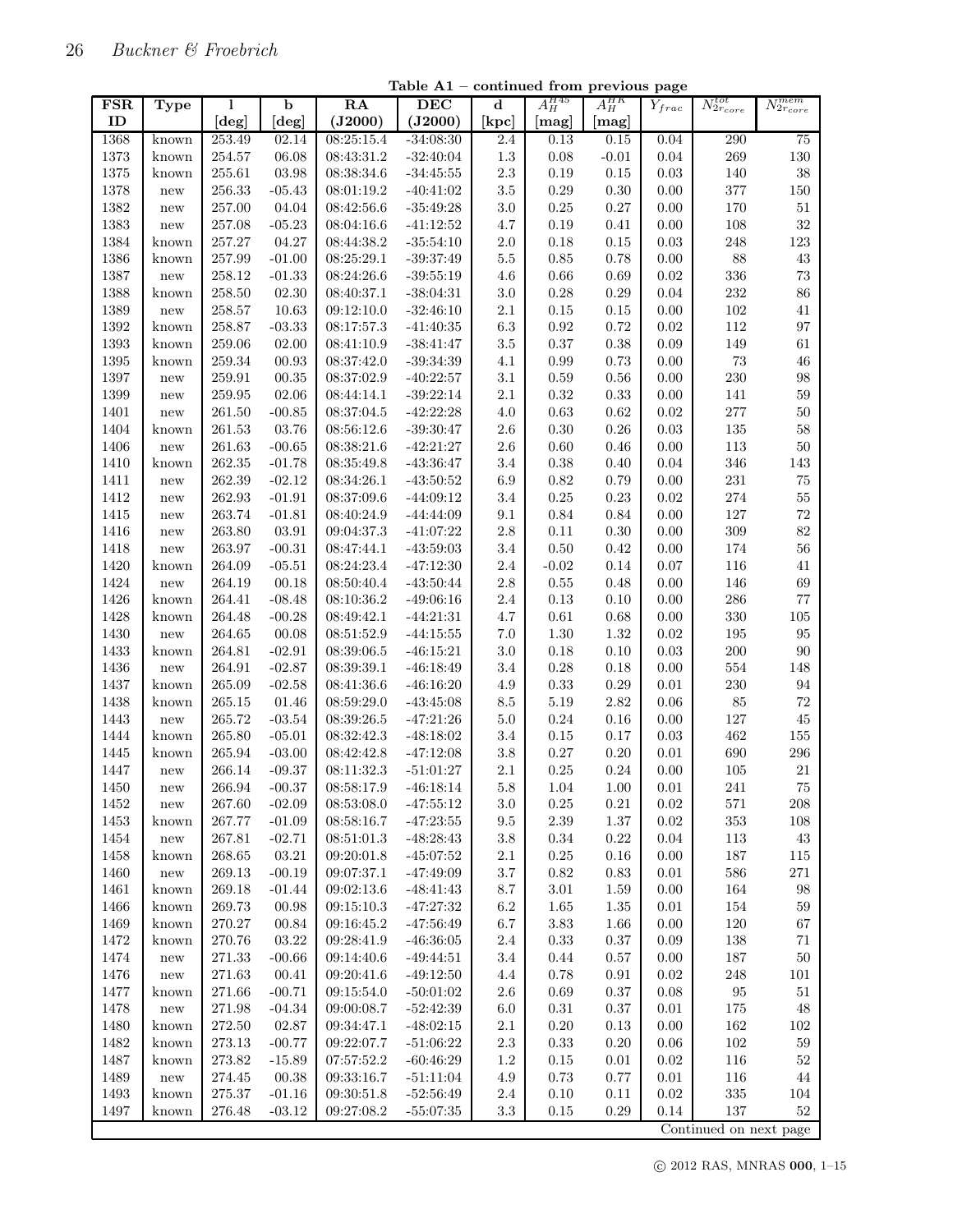**Table A1 – continued from previous page**

| FSR ID | Type | l [deg] | b [deg] | RA (J2000) | DEC (J2000) | d [kpc] | $A_H^{H45}$ [mag] | $A_H^{HK}$ [mag] | $Y_{frac}$ | $N_{2r_{core}}^{tot}$ | $N_{2r_{core}}^{mem}$ |
|---|---|---|---|---|---|---|---|---|---|---|---|
| 1368 | known | 253.49 | 02.14 | 08:25:15.4 | -34:08:30 | 2.4 | 0.13 | 0.15 | 0.04 | 290 | 75 |
| 1373 | known | 254.57 | 06.08 | 08:43:31.2 | -32:40:04 | 1.3 | 0.08 | -0.01 | 0.04 | 269 | 130 |
| 1375 | known | 255.61 | 03.98 | 08:38:34.6 | -34:45:55 | 2.3 | 0.19 | 0.15 | 0.03 | 140 | 38 |
| 1378 | new | 256.33 | -05.43 | 08:01:19.2 | -40:41:02 | 3.5 | 0.29 | 0.30 | 0.00 | 377 | 150 |
| 1382 | new | 257.00 | 04.04 | 08:42:56.6 | -35:49:28 | 3.0 | 0.25 | 0.27 | 0.00 | 170 | 51 |
| 1383 | new | 257.08 | -05.23 | 08:04:16.6 | -41:12:52 | 4.7 | 0.19 | 0.41 | 0.00 | 108 | 32 |
| 1384 | known | 257.27 | 04.27 | 08:44:38.2 | -35:54:10 | 2.0 | 0.18 | 0.15 | 0.03 | 248 | 123 |
| 1386 | known | 257.99 | -01.00 | 08:25:29.1 | -39:37:49 | 5.5 | 0.85 | 0.78 | 0.00 | 88 | 43 |
| 1387 | new | 258.12 | -01.33 | 08:24:26.6 | -39:55:19 | 4.6 | 0.66 | 0.69 | 0.02 | 336 | 73 |
| 1388 | known | 258.50 | 02.30 | 08:40:37.1 | -38:04:31 | 3.0 | 0.28 | 0.29 | 0.04 | 232 | 86 |
| 1389 | new | 258.57 | 10.63 | 09:12:10.0 | -32:46:10 | 2.1 | 0.15 | 0.15 | 0.00 | 102 | 41 |
| 1392 | known | 258.87 | -03.33 | 08:17:57.3 | -41:40:35 | 6.3 | 0.92 | 0.72 | 0.02 | 112 | 97 |
| 1393 | known | 259.06 | 02.00 | 08:41:10.9 | -38:41:47 | 3.5 | 0.37 | 0.38 | 0.09 | 149 | 61 |
| 1395 | known | 259.34 | 00.93 | 08:37:42.0 | -39:34:39 | 4.1 | 0.99 | 0.73 | 0.00 | 73 | 46 |
| 1397 | new | 259.91 | 00.35 | 08:37:02.9 | -40:22:57 | 3.1 | 0.59 | 0.56 | 0.00 | 230 | 98 |
| 1399 | new | 259.95 | 02.06 | 08:44:14.1 | -39:22:14 | 2.1 | 0.32 | 0.33 | 0.00 | 141 | 59 |
| 1401 | new | 261.50 | -00.85 | 08:37:04.5 | -42:22:28 | 4.0 | 0.63 | 0.62 | 0.02 | 277 | 50 |
| 1404 | known | 261.53 | 03.76 | 08:56:12.6 | -39:30:47 | 2.6 | 0.30 | 0.26 | 0.03 | 135 | 58 |
| 1406 | new | 261.63 | -00.65 | 08:38:21.6 | -42:21:27 | 2.6 | 0.60 | 0.46 | 0.00 | 113 | 50 |
| 1410 | known | 262.35 | -01.78 | 08:35:49.8 | -43:36:47 | 3.4 | 0.38 | 0.40 | 0.04 | 346 | 143 |
| 1411 | new | 262.39 | -02.12 | 08:34:26.1 | -43:50:52 | 6.9 | 0.82 | 0.79 | 0.00 | 231 | 75 |
| 1412 | new | 262.93 | -01.91 | 08:37:09.6 | -44:09:12 | 3.4 | 0.25 | 0.23 | 0.02 | 274 | 55 |
| 1415 | new | 263.74 | -01.81 | 08:40:24.9 | -44:44:09 | 9.1 | 0.84 | 0.84 | 0.00 | 127 | 72 |
| 1416 | new | 263.80 | 03.91 | 09:04:37.3 | -41:07:22 | 2.8 | 0.11 | 0.30 | 0.00 | 309 | 82 |
| 1418 | new | 263.97 | -00.31 | 08:47:44.1 | -43:59:03 | 3.4 | 0.50 | 0.42 | 0.00 | 174 | 56 |
| 1420 | known | 264.09 | -05.51 | 08:24:23.4 | -47:12:30 | 2.4 | -0.02 | 0.14 | 0.07 | 116 | 41 |
| 1424 | new | 264.19 | 00.18 | 08:50:40.4 | -43:50:44 | 2.8 | 0.55 | 0.48 | 0.00 | 146 | 69 |
| 1426 | known | 264.41 | -08.48 | 08:10:36.2 | -49:06:16 | 2.4 | 0.13 | 0.10 | 0.00 | 286 | 77 |
| 1428 | known | 264.48 | -00.28 | 08:49:42.1 | -44:21:31 | 4.7 | 0.61 | 0.68 | 0.00 | 330 | 105 |
| 1430 | new | 264.65 | 00.08 | 08:51:52.9 | -44:15:55 | 7.0 | 1.30 | 1.32 | 0.02 | 195 | 95 |
| 1433 | known | 264.81 | -02.91 | 08:39:06.5 | -46:15:21 | 3.0 | 0.18 | 0.10 | 0.03 | 200 | 90 |
| 1436 | new | 264.91 | -02.87 | 08:39:39.1 | -46:18:49 | 3.4 | 0.28 | 0.18 | 0.00 | 554 | 148 |
| 1437 | known | 265.09 | -02.58 | 08:41:36.6 | -46:16:20 | 4.9 | 0.33 | 0.29 | 0.01 | 230 | 94 |
| 1438 | known | 265.15 | 01.46 | 08:59:29.0 | -43:45:08 | 8.5 | 5.19 | 2.82 | 0.06 | 85 | 72 |
| 1443 | new | 265.72 | -03.54 | 08:39:26.5 | -47:21:26 | 5.0 | 0.24 | 0.16 | 0.00 | 127 | 45 |
| 1444 | known | 265.80 | -05.01 | 08:32:42.3 | -48:18:02 | 3.4 | 0.15 | 0.17 | 0.03 | 462 | 155 |
| 1445 | known | 265.94 | -03.00 | 08:42:42.8 | -47:12:08 | 3.8 | 0.27 | 0.20 | 0.01 | 690 | 296 |
| 1447 | new | 266.14 | -09.37 | 08:11:32.3 | -51:01:27 | 2.1 | 0.25 | 0.24 | 0.00 | 105 | 21 |
| 1450 | new | 266.94 | -00.37 | 08:58:17.9 | -46:18:14 | 5.8 | 1.04 | 1.00 | 0.01 | 241 | 75 |
| 1452 | new | 267.60 | -02.09 | 08:53:08.0 | -47:55:12 | 3.0 | 0.25 | 0.21 | 0.02 | 571 | 208 |
| 1453 | known | 267.77 | -01.09 | 08:58:16.7 | -47:23:55 | 9.5 | 2.39 | 1.37 | 0.02 | 353 | 108 |
| 1454 | new | 267.81 | -02.71 | 08:51:01.3 | -48:28:43 | 3.8 | 0.34 | 0.22 | 0.04 | 113 | 43 |
| 1458 | known | 268.65 | 03.21 | 09:20:01.8 | -45:07:52 | 2.1 | 0.25 | 0.16 | 0.00 | 187 | 115 |
| 1460 | new | 269.13 | -00.19 | 09:07:37.1 | -47:49:09 | 3.7 | 0.82 | 0.83 | 0.01 | 586 | 271 |
| 1461 | known | 269.18 | -01.44 | 09:02:13.6 | -48:41:43 | 8.7 | 3.01 | 1.59 | 0.00 | 164 | 98 |
| 1466 | known | 269.73 | 00.98 | 09:15:10.3 | -47:27:32 | 6.2 | 1.65 | 1.35 | 0.01 | 154 | 59 |
| 1469 | known | 270.27 | 00.84 | 09:16:45.2 | -47:56:49 | 6.7 | 3.83 | 1.66 | 0.00 | 120 | 67 |
| 1472 | known | 270.76 | 03.22 | 09:28:41.9 | -46:36:05 | 2.4 | 0.33 | 0.37 | 0.09 | 138 | 71 |
| 1474 | new | 271.33 | -00.66 | 09:14:40.6 | -49:44:51 | 3.4 | 0.44 | 0.57 | 0.00 | 187 | 50 |
| 1476 | new | 271.63 | 00.41 | 09:20:41.6 | -49:12:50 | 4.4 | 0.78 | 0.91 | 0.02 | 248 | 101 |
| 1477 | known | 271.66 | -00.71 | 09:15:54.0 | -50:01:02 | 2.6 | 0.69 | 0.37 | 0.08 | 95 | 51 |
| 1478 | new | 271.98 | -04.34 | 09:00:08.7 | -52:42:39 | 6.0 | 0.31 | 0.37 | 0.01 | 175 | 48 |
| 1480 | known | 272.50 | 02.87 | 09:34:47.1 | -48:02:15 | 2.1 | 0.20 | 0.13 | 0.00 | 162 | 102 |
| 1482 | known | 273.13 | -00.77 | 09:22:07.7 | -51:06:22 | 2.3 | 0.33 | 0.20 | 0.06 | 102 | 59 |
| 1487 | known | 273.82 | -15.89 | 07:57:52.2 | -60:46:29 | 1.2 | 0.15 | 0.01 | 0.02 | 116 | 52 |
| 1489 | new | 274.45 | 00.38 | 09:33:16.7 | -51:11:04 | 4.9 | 0.73 | 0.77 | 0.01 | 116 | 44 |
| 1493 | known | 275.37 | -01.16 | 09:30:51.8 | -52:56:49 | 2.4 | 0.10 | 0.11 | 0.02 | 335 | 104 |
| 1497 | known | 276.48 | -03.12 | 09:27:08.2 | -55:07:35 | 3.3 | 0.15 | 0.29 | 0.14 | 137 | 52 |

Continued on next page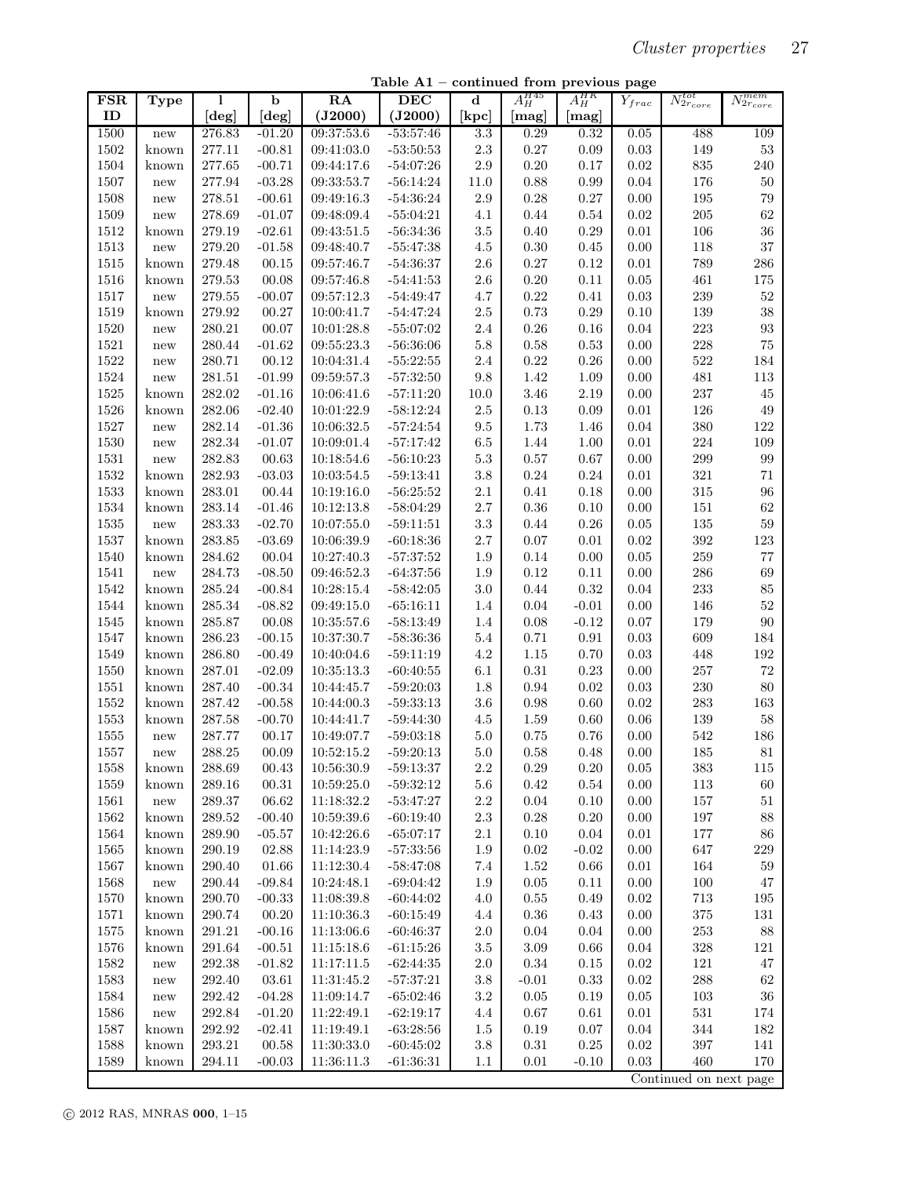**Table A1 – continued from previous page**

| FSR ID | Type | l [deg] | b [deg] | RA (J2000) | DEC (J2000) | d [kpc] | $A_H^{H45}$ [mag] | $A_H^{HK}$ [mag] | $Y_{frac}$ | $N_{2r_{core}}^{tot}$ | $N_{2r_{core}}^{mem}$ |
|---|---|---|---|---|---|---|---|---|---|---|---|
| 1500 | new | 276.83 | -01.20 | 09:37:53.6 | -53:57:46 | 3.3 | 0.29 | 0.32 | 0.05 | 488 | 109 |
| 1502 | known | 277.11 | -00.81 | 09:41:03.0 | -53:50:53 | 2.3 | 0.27 | 0.09 | 0.03 | 149 | 53 |
| 1504 | known | 277.65 | -00.71 | 09:44:17.6 | -54:07:26 | 2.9 | 0.20 | 0.17 | 0.02 | 835 | 240 |
| 1507 | new | 277.94 | -03.28 | 09:33:53.7 | -56:14:24 | 11.0 | 0.88 | 0.99 | 0.04 | 176 | 50 |
| 1508 | new | 278.51 | -00.61 | 09:49:16.3 | -54:36:24 | 2.9 | 0.28 | 0.27 | 0.00 | 195 | 79 |
| 1509 | new | 278.69 | -01.07 | 09:48:09.4 | -55:04:21 | 4.1 | 0.44 | 0.54 | 0.02 | 205 | 62 |
| 1512 | known | 279.19 | -02.61 | 09:43:51.5 | -56:34:36 | 3.5 | 0.40 | 0.29 | 0.01 | 106 | 36 |
| 1513 | new | 279.20 | -01.58 | 09:48:40.7 | -55:47:38 | 4.5 | 0.30 | 0.45 | 0.00 | 118 | 37 |
| 1515 | known | 279.48 | 00.15 | 09:57:46.7 | -54:36:37 | 2.6 | 0.27 | 0.12 | 0.01 | 789 | 286 |
| 1516 | known | 279.53 | 00.08 | 09:57:46.8 | -54:41:53 | 2.6 | 0.20 | 0.11 | 0.05 | 461 | 175 |
| 1517 | new | 279.55 | -00.07 | 09:57:12.3 | -54:49:47 | 4.7 | 0.22 | 0.41 | 0.03 | 239 | 52 |
| 1519 | known | 279.92 | 00.27 | 10:00:41.7 | -54:47:24 | 2.5 | 0.73 | 0.29 | 0.10 | 139 | 38 |
| 1520 | new | 280.21 | 00.07 | 10:01:28.8 | -55:07:02 | 2.4 | 0.26 | 0.16 | 0.04 | 223 | 93 |
| 1521 | new | 280.44 | -01.62 | 09:55:23.3 | -56:36:06 | 5.8 | 0.58 | 0.53 | 0.00 | 228 | 75 |
| 1522 | new | 280.71 | 00.12 | 10:04:31.4 | -55:22:55 | 2.4 | 0.22 | 0.26 | 0.00 | 522 | 184 |
| 1524 | new | 281.51 | -01.99 | 09:59:57.3 | -57:32:50 | 9.8 | 1.42 | 1.09 | 0.00 | 481 | 113 |
| 1525 | known | 282.02 | -01.16 | 10:06:41.6 | -57:11:20 | 10.0 | 3.46 | 2.19 | 0.00 | 237 | 45 |
| 1526 | known | 282.06 | -02.40 | 10:01:22.9 | -58:12:24 | 2.5 | 0.13 | 0.09 | 0.01 | 126 | 49 |
| 1527 | new | 282.14 | -01.36 | 10:06:32.5 | -57:24:54 | 9.5 | 1.73 | 1.46 | 0.04 | 380 | 122 |
| 1530 | new | 282.34 | -01.07 | 10:09:01.4 | -57:17:42 | 6.5 | 1.44 | 1.00 | 0.01 | 224 | 109 |
| 1531 | new | 282.83 | 00.63 | 10:18:54.6 | -56:10:23 | 5.3 | 0.57 | 0.67 | 0.00 | 299 | 99 |
| 1532 | known | 282.93 | -03.03 | 10:03:54.5 | -59:13:41 | 3.8 | 0.24 | 0.24 | 0.01 | 321 | 71 |
| 1533 | known | 283.01 | 00.44 | 10:19:16.0 | -56:25:52 | 2.1 | 0.41 | 0.18 | 0.00 | 315 | 96 |
| 1534 | known | 283.14 | -01.46 | 10:12:13.8 | -58:04:29 | 2.7 | 0.36 | 0.10 | 0.00 | 151 | 62 |
| 1535 | new | 283.33 | -02.70 | 10:07:55.0 | -59:11:51 | 3.3 | 0.44 | 0.26 | 0.05 | 135 | 59 |
| 1537 | known | 283.85 | -03.69 | 10:06:39.9 | -60:18:36 | 2.7 | 0.07 | 0.01 | 0.02 | 392 | 123 |
| 1540 | known | 284.62 | 00.04 | 10:27:40.3 | -57:37:52 | 1.9 | 0.14 | 0.00 | 0.05 | 259 | 77 |
| 1541 | new | 284.73 | -08.50 | 09:46:52.3 | -64:37:56 | 1.9 | 0.12 | 0.11 | 0.00 | 286 | 69 |
| 1542 | known | 285.24 | -00.84 | 10:28:15.4 | -58:42:05 | 3.0 | 0.44 | 0.32 | 0.04 | 233 | 85 |
| 1544 | known | 285.34 | -08.82 | 09:49:15.0 | -65:16:11 | 1.4 | 0.04 | -0.01 | 0.00 | 146 | 52 |
| 1545 | known | 285.87 | 00.08 | 10:35:57.6 | -58:13:49 | 1.4 | 0.08 | -0.12 | 0.07 | 179 | 90 |
| 1547 | known | 286.23 | -00.15 | 10:37:30.7 | -58:36:36 | 5.4 | 0.71 | 0.91 | 0.03 | 609 | 184 |
| 1549 | known | 286.80 | -00.49 | 10:40:04.6 | -59:11:19 | 4.2 | 1.15 | 0.70 | 0.03 | 448 | 192 |
| 1550 | known | 287.01 | -02.09 | 10:35:13.3 | -60:40:55 | 6.1 | 0.31 | 0.23 | 0.00 | 257 | 72 |
| 1551 | known | 287.40 | -00.34 | 10:44:45.7 | -59:20:03 | 1.8 | 0.94 | 0.02 | 0.03 | 230 | 80 |
| 1552 | known | 287.42 | -00.58 | 10:44:00.3 | -59:33:13 | 3.6 | 0.98 | 0.60 | 0.02 | 283 | 163 |
| 1553 | known | 287.58 | -00.70 | 10:44:41.7 | -59:44:30 | 4.5 | 1.59 | 0.60 | 0.06 | 139 | 58 |
| 1555 | new | 287.77 | 00.17 | 10:49:07.7 | -59:03:18 | 5.0 | 0.75 | 0.76 | 0.00 | 542 | 186 |
| 1557 | new | 288.25 | 00.09 | 10:52:15.2 | -59:20:13 | 5.0 | 0.58 | 0.48 | 0.00 | 185 | 81 |
| 1558 | known | 288.69 | 00.43 | 10:56:30.9 | -59:13:37 | 2.2 | 0.29 | 0.20 | 0.05 | 383 | 115 |
| 1559 | known | 289.16 | 00.31 | 10:59:25.0 | -59:32:12 | 5.6 | 0.42 | 0.54 | 0.00 | 113 | 60 |
| 1561 | new | 289.37 | 06.62 | 11:18:32.2 | -53:47:27 | 2.2 | 0.04 | 0.10 | 0.00 | 157 | 51 |
| 1562 | known | 289.52 | -00.40 | 10:59:39.6 | -60:19:40 | 2.3 | 0.28 | 0.20 | 0.00 | 197 | 88 |
| 1564 | known | 289.90 | -05.57 | 10:42:26.6 | -65:07:17 | 2.1 | 0.10 | 0.04 | 0.01 | 177 | 86 |
| 1565 | known | 290.19 | 02.88 | 11:14:23.9 | -57:33:56 | 1.9 | 0.02 | -0.02 | 0.00 | 647 | 229 |
| 1567 | known | 290.40 | 01.66 | 11:12:30.4 | -58:47:08 | 7.4 | 1.52 | 0.66 | 0.01 | 164 | 59 |
| 1568 | new | 290.44 | -09.84 | 10:24:48.1 | -69:04:42 | 1.9 | 0.05 | 0.11 | 0.00 | 100 | 47 |
| 1570 | known | 290.70 | -00.33 | 11:08:39.8 | -60:44:02 | 4.0 | 0.55 | 0.49 | 0.02 | 713 | 195 |
| 1571 | known | 290.74 | 00.20 | 11:10:36.3 | -60:15:49 | 4.4 | 0.36 | 0.43 | 0.00 | 375 | 131 |
| 1575 | known | 291.21 | -00.16 | 11:13:06.6 | -60:46:37 | 2.0 | 0.04 | 0.04 | 0.00 | 253 | 88 |
| 1576 | known | 291.64 | -00.51 | 11:15:18.6 | -61:15:26 | 3.5 | 3.09 | 0.66 | 0.04 | 328 | 121 |
| 1582 | new | 292.38 | -01.82 | 11:17:11.5 | -62:44:35 | 2.0 | 0.34 | 0.15 | 0.02 | 121 | 47 |
| 1583 | new | 292.40 | 03.61 | 11:31:45.2 | -57:37:21 | 3.8 | -0.01 | 0.33 | 0.02 | 288 | 62 |
| 1584 | new | 292.42 | -04.28 | 11:09:14.7 | -65:02:46 | 3.2 | 0.05 | 0.19 | 0.05 | 103 | 36 |
| 1586 | new | 292.84 | -01.20 | 11:22:49.1 | -62:19:17 | 4.4 | 0.67 | 0.61 | 0.01 | 531 | 174 |
| 1587 | known | 292.92 | -02.41 | 11:19:49.1 | -63:28:56 | 1.5 | 0.19 | 0.07 | 0.04 | 344 | 182 |
| 1588 | known | 293.21 | 00.58 | 11:30:33.0 | -60:45:02 | 3.8 | 0.31 | 0.25 | 0.02 | 397 | 141 |
| 1589 | known | 294.11 | -00.03 | 11:36:11.3 | -61:36:31 | 1.1 | 0.01 | -0.10 | 0.03 | 460 | 170 |

Continued on next page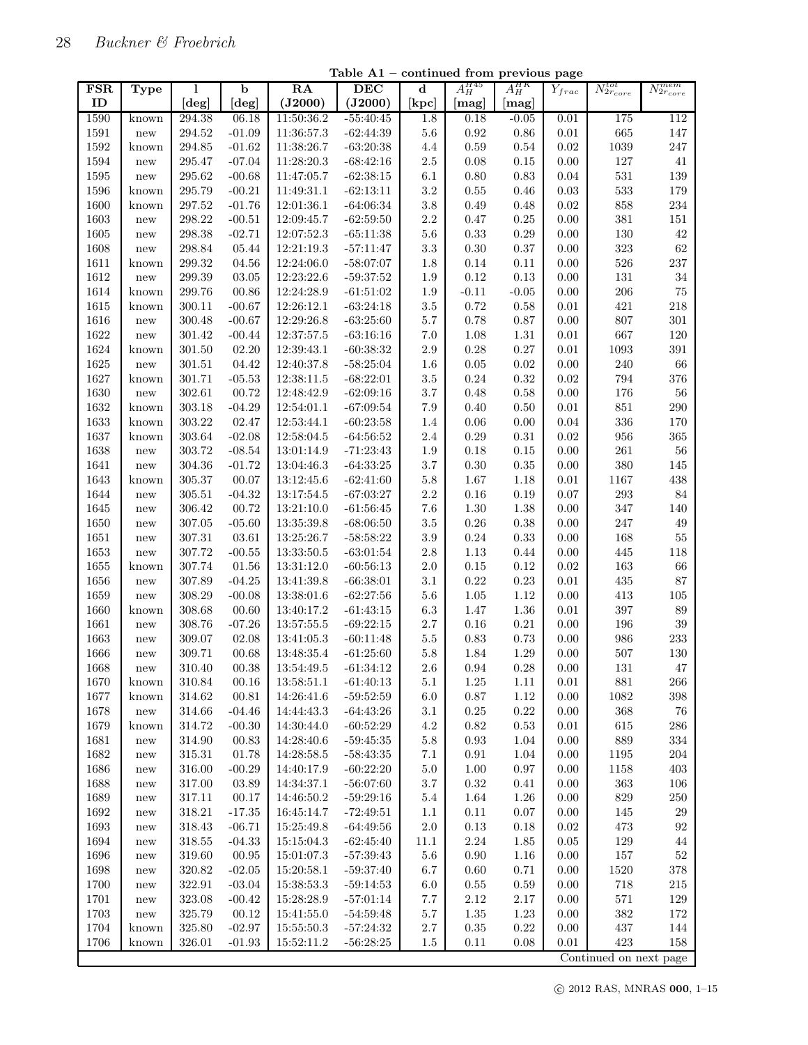**Table A1 – continued from previous page**

| FSR ID | Type | l [deg] | b [deg] | RA (J2000) | DEC (J2000) | d [kpc] | $A_H^{H45}$ [mag] | $A_H^{HK}$ [mag] | $Y_{frac}$ | $N_{2r_{core}}^{tot}$ | $N_{2r_{core}}^{mem}$ |
|---|---|---|---|---|---|---|---|---|---|---|---|
| 1590 | known | 294.38 | 06.18 | 11:50:36.2 | -55:40:45 | 1.8 | 0.18 | -0.05 | 0.01 | 175 | 112 |
| 1591 | new | 294.52 | -01.09 | 11:36:57.3 | -62:44:39 | 5.6 | 0.92 | 0.86 | 0.01 | 665 | 147 |
| 1592 | known | 294.85 | -01.62 | 11:38:26.7 | -63:20:38 | 4.4 | 0.59 | 0.54 | 0.02 | 1039 | 247 |
| 1594 | new | 295.47 | -07.04 | 11:28:20.3 | -68:42:16 | 2.5 | 0.08 | 0.15 | 0.00 | 127 | 41 |
| 1595 | new | 295.62 | -00.68 | 11:47:05.7 | -62:38:15 | 6.1 | 0.80 | 0.83 | 0.04 | 531 | 139 |
| 1596 | known | 295.79 | -00.21 | 11:49:31.1 | -62:13:11 | 3.2 | 0.55 | 0.46 | 0.03 | 533 | 179 |
| 1600 | known | 297.52 | -01.76 | 12:01:36.1 | -64:06:34 | 3.8 | 0.49 | 0.48 | 0.02 | 858 | 234 |
| 1603 | new | 298.22 | -00.51 | 12:09:45.7 | -62:59:50 | 2.2 | 0.47 | 0.25 | 0.00 | 381 | 151 |
| 1605 | new | 298.38 | -02.71 | 12:07:52.3 | -65:11:38 | 5.6 | 0.33 | 0.29 | 0.00 | 130 | 42 |
| 1608 | new | 298.84 | 05.44 | 12:21:19.3 | -57:11:47 | 3.3 | 0.30 | 0.37 | 0.00 | 323 | 62 |
| 1611 | known | 299.32 | 04.56 | 12:24:06.0 | -58:07:07 | 1.8 | 0.14 | 0.11 | 0.00 | 526 | 237 |
| 1612 | new | 299.39 | 03.05 | 12:23:22.6 | -59:37:52 | 1.9 | 0.12 | 0.13 | 0.00 | 131 | 34 |
| 1614 | known | 299.76 | 00.86 | 12:24:28.9 | -61:51:02 | 1.9 | -0.11 | -0.05 | 0.00 | 206 | 75 |
| 1615 | known | 300.11 | -00.67 | 12:26:12.1 | -63:24:18 | 3.5 | 0.72 | 0.58 | 0.01 | 421 | 218 |
| 1616 | new | 300.48 | -00.67 | 12:29:26.8 | -63:25:60 | 5.7 | 0.78 | 0.87 | 0.00 | 807 | 301 |
| 1622 | new | 301.42 | -00.44 | 12:37:57.5 | -63:16:16 | 7.0 | 1.08 | 1.31 | 0.01 | 667 | 120 |
| 1624 | known | 301.50 | 02.20 | 12:39:43.1 | -60:38:32 | 2.9 | 0.28 | 0.27 | 0.01 | 1093 | 391 |
| 1625 | new | 301.51 | 04.42 | 12:40:37.8 | -58:25:04 | 1.6 | 0.05 | 0.02 | 0.00 | 240 | 66 |
| 1627 | known | 301.71 | -05.53 | 12:38:11.5 | -68:22:01 | 3.5 | 0.24 | 0.32 | 0.02 | 794 | 376 |
| 1630 | new | 302.61 | 00.72 | 12:48:42.9 | -62:09:16 | 3.7 | 0.48 | 0.58 | 0.00 | 176 | 56 |
| 1632 | known | 303.18 | -04.29 | 12:54:01.1 | -67:09:54 | 7.9 | 0.40 | 0.50 | 0.01 | 851 | 290 |
| 1633 | known | 303.22 | 02.47 | 12:53:44.1 | -60:23:58 | 1.4 | 0.06 | 0.00 | 0.04 | 336 | 170 |
| 1637 | known | 303.64 | -02.08 | 12:58:04.5 | -64:56:52 | 2.4 | 0.29 | 0.31 | 0.02 | 956 | 365 |
| 1638 | new | 303.72 | -08.54 | 13:01:14.9 | -71:23:43 | 1.9 | 0.18 | 0.15 | 0.00 | 261 | 56 |
| 1641 | new | 304.36 | -01.72 | 13:04:46.3 | -64:33:25 | 3.7 | 0.30 | 0.35 | 0.00 | 380 | 145 |
| 1643 | known | 305.37 | 00.07 | 13:12:45.6 | -62:41:60 | 5.8 | 1.67 | 1.18 | 0.01 | 1167 | 438 |
| 1644 | new | 305.51 | -04.32 | 13:17:54.5 | -67:03:27 | 2.2 | 0.16 | 0.19 | 0.07 | 293 | 84 |
| 1645 | new | 306.42 | 00.72 | 13:21:10.0 | -61:56:45 | 7.6 | 1.30 | 1.38 | 0.00 | 347 | 140 |
| 1650 | new | 307.05 | -05.60 | 13:35:39.8 | -68:06:50 | 3.5 | 0.26 | 0.38 | 0.00 | 247 | 49 |
| 1651 | new | 307.31 | 03.61 | 13:25:26.7 | -58:58:22 | 3.9 | 0.24 | 0.33 | 0.00 | 168 | 55 |
| 1653 | new | 307.72 | -00.55 | 13:33:50.5 | -63:01:54 | 2.8 | 1.13 | 0.44 | 0.00 | 445 | 118 |
| 1655 | known | 307.74 | 01.56 | 13:31:12.0 | -60:56:13 | 2.0 | 0.15 | 0.12 | 0.02 | 163 | 66 |
| 1656 | new | 307.89 | -04.25 | 13:41:39.8 | -66:38:01 | 3.1 | 0.22 | 0.23 | 0.01 | 435 | 87 |
| 1659 | new | 308.29 | -00.08 | 13:38:01.6 | -62:27:56 | 5.6 | 1.05 | 1.12 | 0.00 | 413 | 105 |
| 1660 | known | 308.68 | 00.60 | 13:40:17.2 | -61:43:15 | 6.3 | 1.47 | 1.36 | 0.01 | 397 | 89 |
| 1661 | new | 308.76 | -07.26 | 13:57:55.5 | -69:22:15 | 2.7 | 0.16 | 0.21 | 0.00 | 196 | 39 |
| 1663 | new | 309.07 | 02.08 | 13:41:05.3 | -60:11:48 | 5.5 | 0.83 | 0.73 | 0.00 | 986 | 233 |
| 1666 | new | 309.71 | 00.68 | 13:48:35.4 | -61:25:60 | 5.8 | 1.84 | 1.29 | 0.00 | 507 | 130 |
| 1668 | new | 310.40 | 00.38 | 13:54:49.5 | -61:34:12 | 2.6 | 0.94 | 0.28 | 0.00 | 131 | 47 |
| 1670 | known | 310.84 | 00.16 | 13:58:51.1 | -61:40:13 | 5.1 | 1.25 | 1.11 | 0.01 | 881 | 266 |
| 1677 | known | 314.62 | 00.81 | 14:26:41.6 | -59:52:59 | 6.0 | 0.87 | 1.12 | 0.00 | 1082 | 398 |
| 1678 | new | 314.66 | -04.46 | 14:44:43.3 | -64:43:26 | 3.1 | 0.25 | 0.22 | 0.00 | 368 | 76 |
| 1679 | known | 314.72 | -00.30 | 14:30:44.0 | -60:52:29 | 4.2 | 0.82 | 0.53 | 0.01 | 615 | 286 |
| 1681 | new | 314.90 | 00.83 | 14:28:40.6 | -59:45:35 | 5.8 | 0.93 | 1.04 | 0.00 | 889 | 334 |
| 1682 | new | 315.31 | 01.78 | 14:28:58.5 | -58:43:35 | 7.1 | 0.91 | 1.04 | 0.00 | 1195 | 204 |
| 1686 | new | 316.00 | -00.29 | 14:40:17.9 | -60:22:20 | 5.0 | 1.00 | 0.97 | 0.00 | 1158 | 403 |
| 1688 | new | 317.00 | 03.89 | 14:34:37.1 | -56:07:60 | 3.7 | 0.32 | 0.41 | 0.00 | 363 | 106 |
| 1689 | new | 317.11 | 00.17 | 14:46:50.2 | -59:29:16 | 5.4 | 1.64 | 1.26 | 0.00 | 829 | 250 |
| 1692 | new | 318.21 | -17.35 | 16:45:14.7 | -72:49:51 | 1.1 | 0.11 | 0.07 | 0.00 | 145 | 29 |
| 1693 | new | 318.43 | -06.71 | 15:25:49.8 | -64:49:56 | 2.0 | 0.13 | 0.18 | 0.02 | 473 | 92 |
| 1694 | new | 318.55 | -04.33 | 15:15:04.3 | -62:45:40 | 11.1 | 2.24 | 1.85 | 0.05 | 129 | 44 |
| 1696 | new | 319.60 | 00.95 | 15:01:07.3 | -57:39:43 | 5.6 | 0.90 | 1.16 | 0.00 | 157 | 52 |
| 1698 | new | 320.82 | -02.05 | 15:20:58.1 | -59:37:40 | 6.7 | 0.60 | 0.71 | 0.00 | 1520 | 378 |
| 1700 | new | 322.91 | -03.04 | 15:38:53.3 | -59:14:53 | 6.0 | 0.55 | 0.59 | 0.00 | 718 | 215 |
| 1701 | new | 323.08 | -00.42 | 15:28:28.9 | -57:01:14 | 7.7 | 2.12 | 2.17 | 0.00 | 571 | 129 |
| 1703 | new | 325.79 | 00.12 | 15:41:55.0 | -54:59:48 | 5.7 | 1.35 | 1.23 | 0.00 | 382 | 172 |
| 1704 | known | 325.80 | -02.97 | 15:55:50.3 | -57:24:32 | 2.7 | 0.35 | 0.22 | 0.00 | 437 | 144 |
| 1706 | known | 326.01 | -01.93 | 15:52:11.2 | -56:28:25 | 1.5 | 0.11 | 0.08 | 0.01 | 423 | 158 |

Continued on next page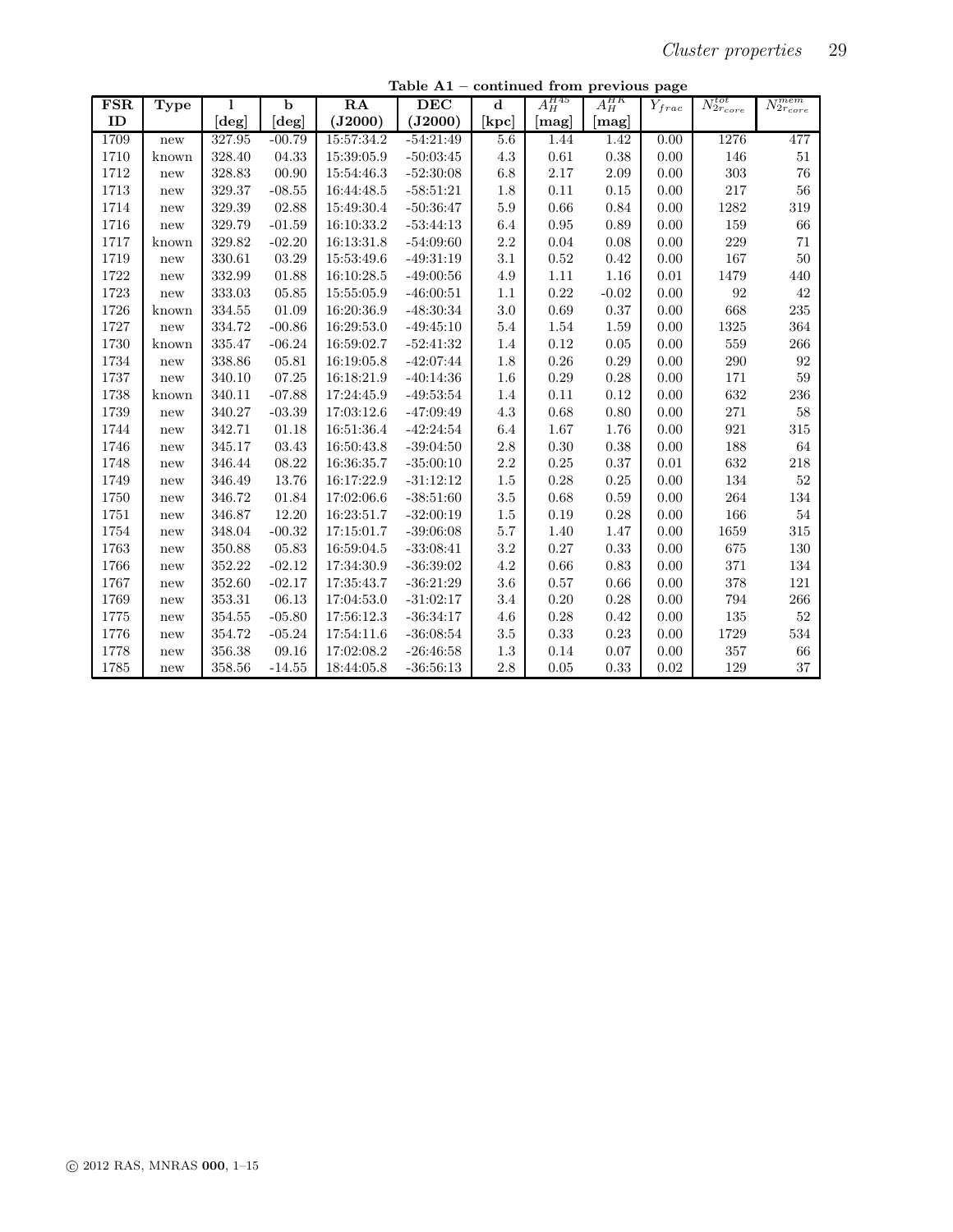**Table A1 – continued from previous page**

| FSR ID | Type | l [deg] | b [deg] | RA (J2000) | DEC (J2000) | d [kpc] | $A_H^{H45}$ [mag] | $A_H^{HK}$ [mag] | $Y_{frac}$ | $N_{2r_{core}}^{tot}$ | $N_{2r_{core}}^{mem}$ |
|---|---|---|---|---|---|---|---|---|---|---|---|
| 1709 | new | 327.95 | -00.79 | 15:57:34.2 | -54:21:49 | 5.6 | 1.44 | 1.42 | 0.00 | 1276 | 477 |
| 1710 | known | 328.40 | 04.33 | 15:39:05.9 | -50:03:45 | 4.3 | 0.61 | 0.38 | 0.00 | 146 | 51 |
| 1712 | new | 328.83 | 00.90 | 15:54:46.3 | -52:30:08 | 6.8 | 2.17 | 2.09 | 0.00 | 303 | 76 |
| 1713 | new | 329.37 | -08.55 | 16:44:48.5 | -58:51:21 | 1.8 | 0.11 | 0.15 | 0.00 | 217 | 56 |
| 1714 | new | 329.39 | 02.88 | 15:49:30.4 | -50:36:47 | 5.9 | 0.66 | 0.84 | 0.00 | 1282 | 319 |
| 1716 | new | 329.79 | -01.59 | 16:10:33.2 | -53:44:13 | 6.4 | 0.95 | 0.89 | 0.00 | 159 | 66 |
| 1717 | known | 329.82 | -02.20 | 16:13:31.8 | -54:09:60 | 2.2 | 0.04 | 0.08 | 0.00 | 229 | 71 |
| 1719 | new | 330.61 | 03.29 | 15:53:49.6 | -49:31:19 | 3.1 | 0.52 | 0.42 | 0.00 | 167 | 50 |
| 1722 | new | 332.99 | 01.88 | 16:10:28.5 | -49:00:56 | 4.9 | 1.11 | 1.16 | 0.01 | 1479 | 440 |
| 1723 | new | 333.03 | 05.85 | 15:55:05.9 | -46:00:51 | 1.1 | 0.22 | -0.02 | 0.00 | 92 | 42 |
| 1726 | known | 334.55 | 01.09 | 16:20:36.9 | -48:30:34 | 3.0 | 0.69 | 0.37 | 0.00 | 668 | 235 |
| 1727 | new | 334.72 | -00.86 | 16:29:53.0 | -49:45:10 | 5.4 | 1.54 | 1.59 | 0.00 | 1325 | 364 |
| 1730 | known | 335.47 | -06.24 | 16:59:02.7 | -52:41:32 | 1.4 | 0.12 | 0.05 | 0.00 | 559 | 266 |
| 1734 | new | 338.86 | 05.81 | 16:19:05.8 | -42:07:44 | 1.8 | 0.26 | 0.29 | 0.00 | 290 | 92 |
| 1737 | new | 340.10 | 07.25 | 16:18:21.9 | -40:14:36 | 1.6 | 0.29 | 0.28 | 0.00 | 171 | 59 |
| 1738 | known | 340.11 | -07.88 | 17:24:45.9 | -49:53:54 | 1.4 | 0.11 | 0.12 | 0.00 | 632 | 236 |
| 1739 | new | 340.27 | -03.39 | 17:03:12.6 | -47:09:49 | 4.3 | 0.68 | 0.80 | 0.00 | 271 | 58 |
| 1744 | new | 342.71 | 01.18 | 16:51:36.4 | -42:24:54 | 6.4 | 1.67 | 1.76 | 0.00 | 921 | 315 |
| 1746 | new | 345.17 | 03.43 | 16:50:43.8 | -39:04:50 | 2.8 | 0.30 | 0.38 | 0.00 | 188 | 64 |
| 1748 | new | 346.44 | 08.22 | 16:36:35.7 | -35:00:10 | 2.2 | 0.25 | 0.37 | 0.01 | 632 | 218 |
| 1749 | new | 346.49 | 13.76 | 16:17:22.9 | -31:12:12 | 1.5 | 0.28 | 0.25 | 0.00 | 134 | 52 |
| 1750 | new | 346.72 | 01.84 | 17:02:06.6 | -38:51:60 | 3.5 | 0.68 | 0.59 | 0.00 | 264 | 134 |
| 1751 | new | 346.87 | 12.20 | 16:23:51.7 | -32:00:19 | 1.5 | 0.19 | 0.28 | 0.00 | 166 | 54 |
| 1754 | new | 348.04 | -00.32 | 17:15:01.7 | -39:06:08 | 5.7 | 1.40 | 1.47 | 0.00 | 1659 | 315 |
| 1763 | new | 350.88 | 05.83 | 16:59:04.5 | -33:08:41 | 3.2 | 0.27 | 0.33 | 0.00 | 675 | 130 |
| 1766 | new | 352.22 | -02.12 | 17:34:30.9 | -36:39:02 | 4.2 | 0.66 | 0.83 | 0.00 | 371 | 134 |
| 1767 | new | 352.60 | -02.17 | 17:35:43.7 | -36:21:29 | 3.6 | 0.57 | 0.66 | 0.00 | 378 | 121 |
| 1769 | new | 353.31 | 06.13 | 17:04:53.0 | -31:02:17 | 3.4 | 0.20 | 0.28 | 0.00 | 794 | 266 |
| 1775 | new | 354.55 | -05.80 | 17:56:12.3 | -36:34:17 | 4.6 | 0.28 | 0.42 | 0.00 | 135 | 52 |
| 1776 | new | 354.72 | -05.24 | 17:54:11.6 | -36:08:54 | 3.5 | 0.33 | 0.23 | 0.00 | 1729 | 534 |
| 1778 | new | 356.38 | 09.16 | 17:02:08.2 | -26:46:58 | 1.3 | 0.14 | 0.07 | 0.00 | 357 | 66 |
| 1785 | new | 358.56 | -14.55 | 18:44:05.8 | -36:56:13 | 2.8 | 0.05 | 0.33 | 0.02 | 129 | 37 |